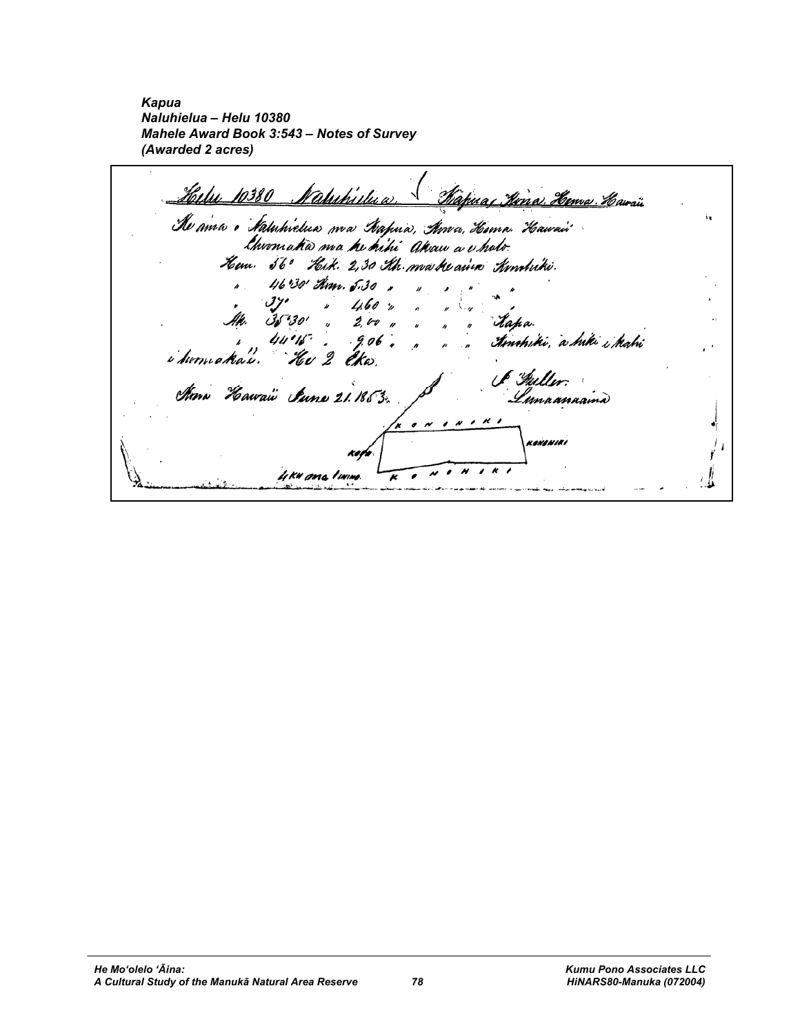***Kapua***
***Naluhielua – Helu 10380***
***Mahele Award Book 3:543 – Notes of Survey***
***(Awarded 2 acres)***

Helu 10380 Naluhielua Kapua, Kona, Hema, Hawaii

He aina o Naluhielua ma Kapua, Kona, Hema, Hawaii
Hoomaka ma ke kihi Akau a e holo
Hem. 56° Hik. 2,30 Kh. ma ke aina Konohiki.
" 46°30' Kom. 5.30 " " " "
" 37° " 4.60 " " " "
Ak. 35°30' " 2,00 " " " Kapa.
" 44°15' " 9.06 " " " Konohiki, a hiki i kahi i hoomaka'i. He 2 Eka.

Kona Hawaii June 21. 1853.

J Fuller
Lunaanaaina

KONOHIKI
KOPA
KONOHIKI
KONOHIKI
4 KH ama laina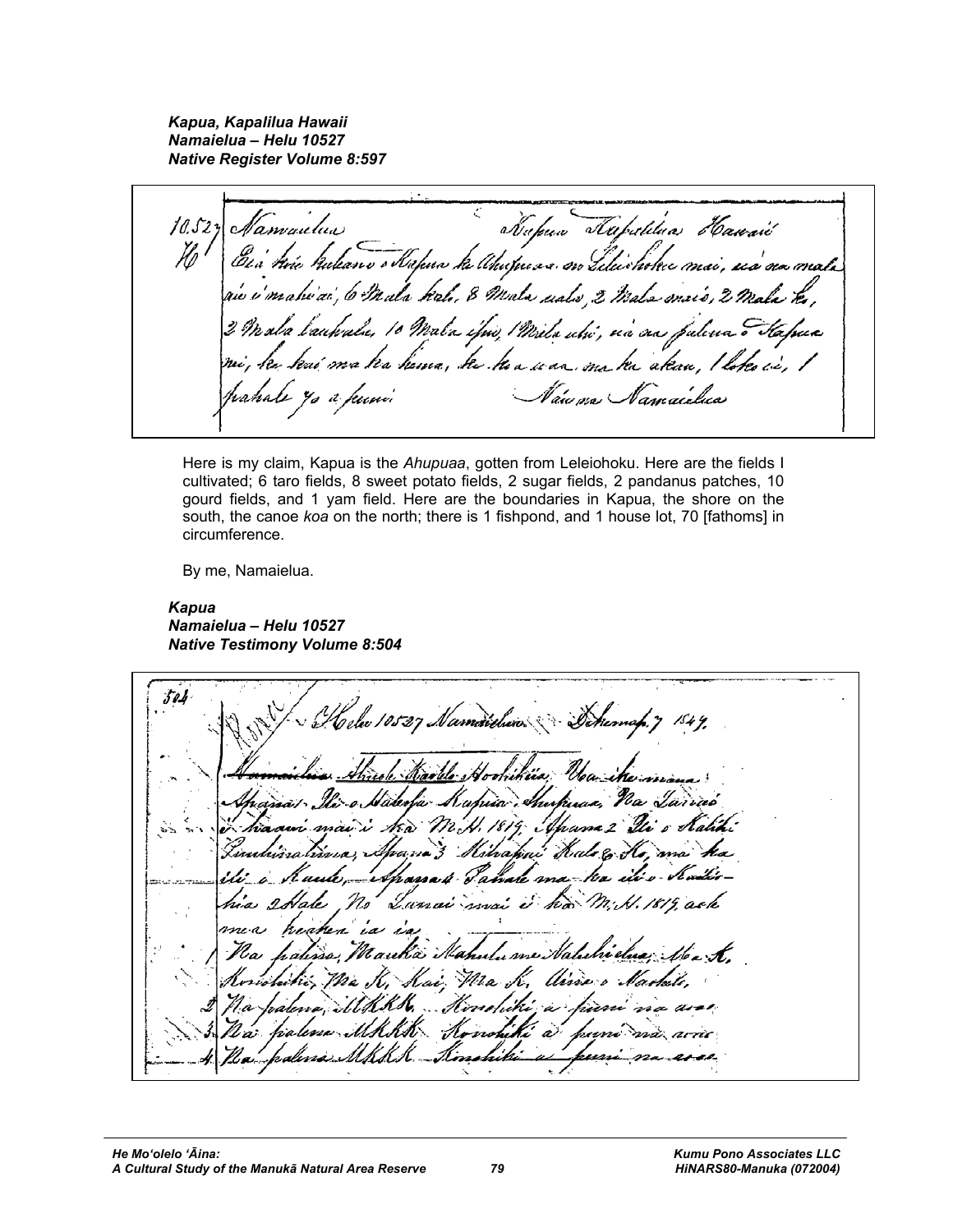***Kapua, Kapalilua Hawaii***
***Namaielua – Helu 10527***
***Native Register Volume 8:597***

Here is my claim, Kapua is the *Ahupuaa*, gotten from Leleiohoku. Here are the fields I cultivated; 6 taro fields, 8 sweet potato fields, 2 sugar fields, 2 pandanus patches, 10 gourd fields, and 1 yam field. Here are the boundaries in Kapua, the shore on the south, the canoe *koa* on the north; there is 1 fishpond, and 1 house lot, 70 [fathoms] in circumference.

By me, Namaielua.

***Kapua***
***Namaielua – Helu 10527***
***Native Testimony Volume 8:504***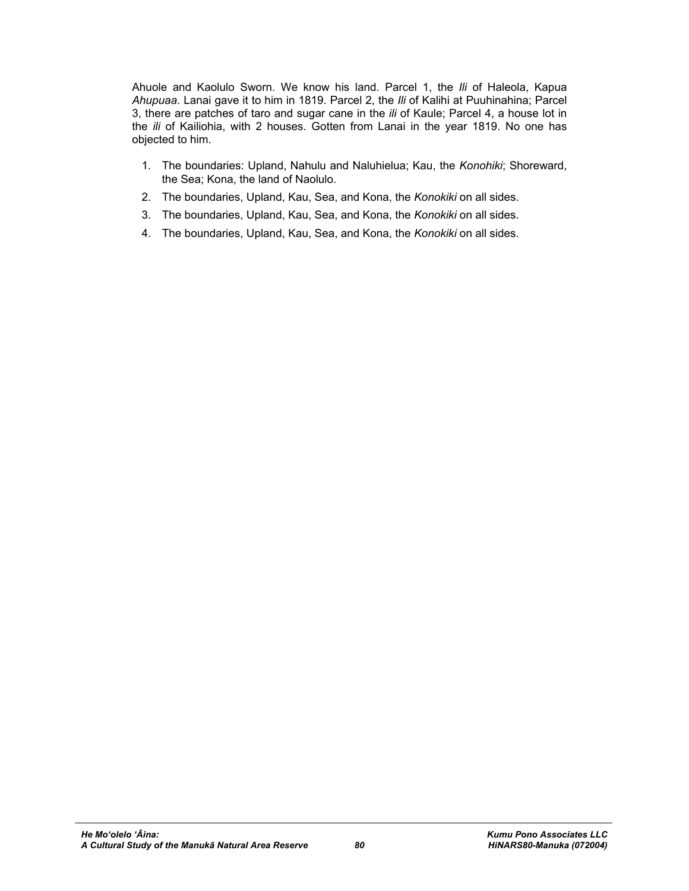Ahuole and Kaolulo Sworn. We know his land. Parcel 1, the *Ili* of Haleola, Kapua *Ahupuaa*. Lanai gave it to him in 1819. Parcel 2, the *Ili* of Kalihi at Puuhinahina; Parcel 3, there are patches of taro and sugar cane in the *ili* of Kaule; Parcel 4, a house lot in the *ili* of Kailiohia, with 2 houses. Gotten from Lanai in the year 1819. No one has objected to him.

1. The boundaries: Upland, Nahulu and Naluhielua; Kau, the *Konohiki*; Shoreward, the Sea; Kona, the land of Naolulo.
2. The boundaries, Upland, Kau, Sea, and Kona, the *Konokiki* on all sides.
3. The boundaries, Upland, Kau, Sea, and Kona, the *Konokiki* on all sides.
4. The boundaries, Upland, Kau, Sea, and Kona, the *Konokiki* on all sides.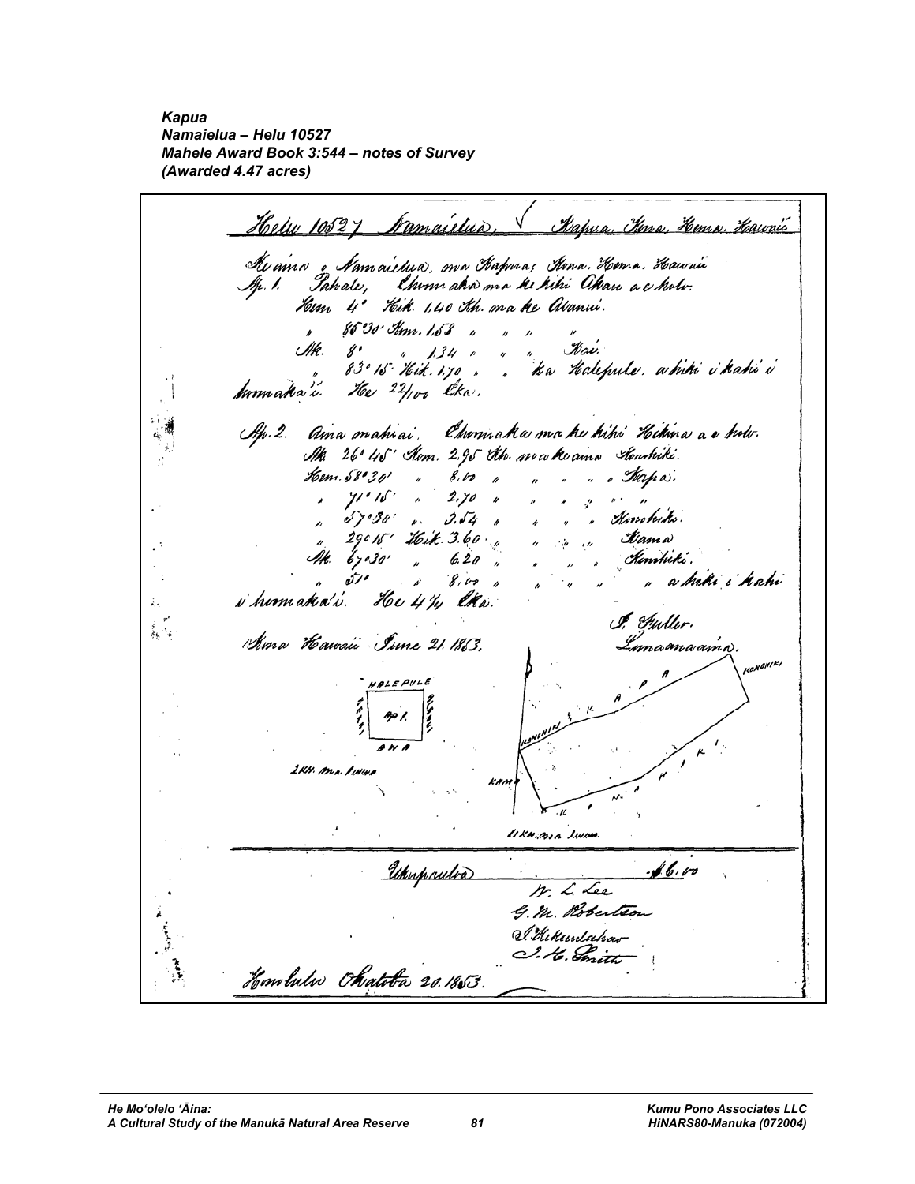***Kapua***
***Namaielua – Helu 10527***
***Mahele Award Book 3:544 – notes of Survey***
***(Awarded 4.47 acres)***

Helu 10527 Namaielua, Kapua, Kona, Hema, Hawaii

Ke aina o Namaielua, ma Kapua, Kona, Hema, Hawaii
Ap. 1. Pahale, Ehuma aku ma ke kihi Akau a e holo.
Hem. 4° Hik. 1,40 Kh. ma ke Alanui.
" 85°30' Kom. 1.58 " " " "
Ak. 8° " 1.34 " " " Kai.
" 83°15' Hik. 1.70 " " ka Halepule, a hiki i kahi i hoomaka'i. He 22/100 Eka.

Ap. 2. Aina mahiai. Ehomaka ma ke kihi Hikina a e holo.
Ak. 26°45' Kom. 2.95 Kh. ma ke aina Konohiki.
Hem. 58°30' " 8.60 " " " " o Kapa.
" 71°15' " 2.70 " " " " " "
" 57°30' " 3.54 " " " " Konohiki.
" 29°15' Hik. 3.60 " " " " Kama
Ak. 67°30' " 6.20 " " " " Konohiki.
" 51° " 8.60 " " " " " a hiki i kahi i hoomaka'i. He 4 1/4 Eka.

J. Fuller.
Kona Hawaii June 21. 1853. Lunaanaaina.

HALEPULE
Ap 1.
AINA
2 Kh. ma Uka
KONOHIKI
KAMA
KAPA
HIKINA
11 Kh. ma uka.

Uku paulo $6.00

W. L. Lee
G. M. Robertson
I. Kekaulahao
J. H. Smith

Honolulu Okatoba 20. 1853.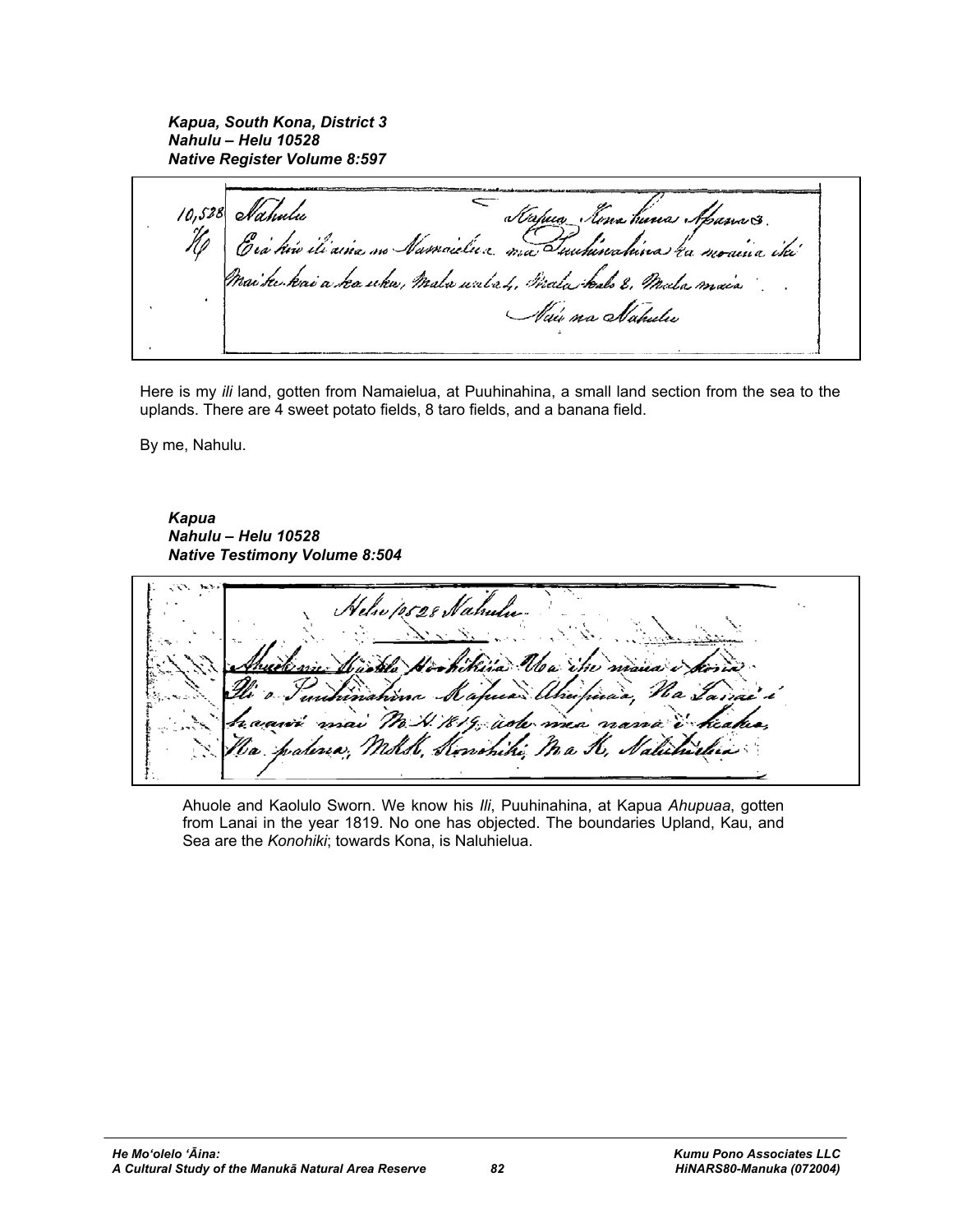***Kapua, South Kona, District 3***
***Nahulu – Helu 10528***
***Native Register Volume 8:597***

Here is my *ili* land, gotten from Namaielua, at Puuhinahina, a small land section from the sea to the uplands. There are 4 sweet potato fields, 8 taro fields, and a banana field.

By me, Nahulu.

***Kapua***
***Nahulu – Helu 10528***
***Native Testimony Volume 8:504***

Ahuole and Kaolulo Sworn. We know his *Ili*, Puuhinahina, at Kapua *Ahupuaa*, gotten from Lanai in the year 1819. No one has objected. The boundaries Upland, Kau, and Sea are the *Konohiki*; towards Kona, is Naluhielua.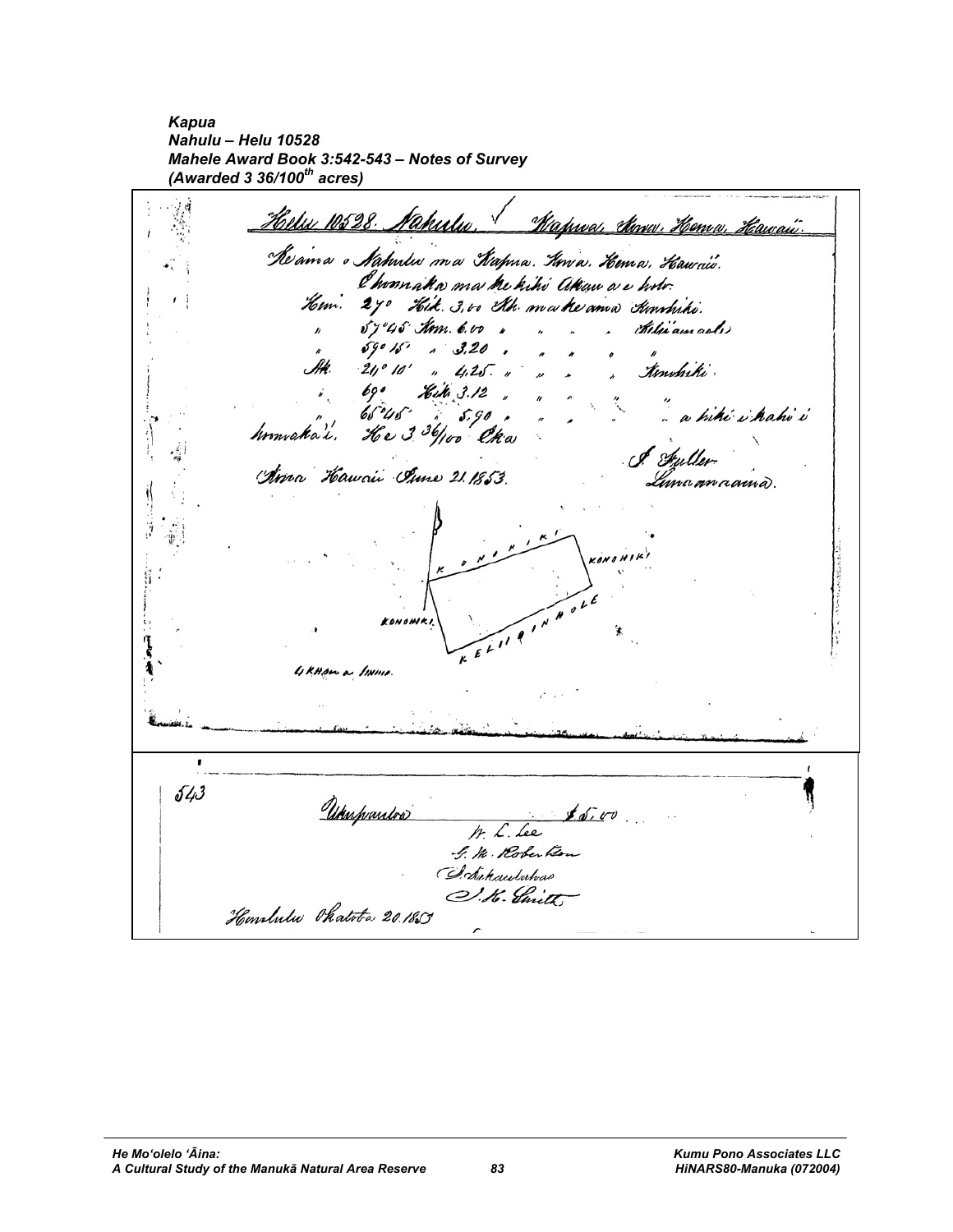***Kapua***
***Nahulu – Helu 10528***
***Mahele Award Book 3:542-543 – Notes of Survey***
***(Awarded 3 36/100th acres)***

Helu 10528. Nahulu. Kapua, Kona, Hema, Hawaii.

Ke aina o Nahulu ma Kapua. Kona. Hema. Hawaii.
E hoomaka ma ke kihi Akau a e holo.
Hem. 27° Hik. 3.00 Kh. ma ke aina Konohiki.
" 57°45' Hem. 6.00 " " " " Keliiamaole
" 59°15' " 3.20 " " " " "
Ak. 21°10' " 4.25 " " " " Konohiki.
" 69° Hik. 3.12 " " " " "
" 65°45' " 5.90 " " " " " a kihi i kahi i
hoomaka'i. He 3 36/100 Eka

Kona Hawaii June 21. 1853.

J. Fuller
Luna ana aina.

KONOHIKI
KONOHIKI
KONOHIKI
KELIIAINAHOLE
4 KHAM a INIHO.

543

Uku pau loa $5.00
W. L. Lee
G. M. Robertson
J. Ii kaulahao
J. H. Smith

Honolulu Okatoba 20. 1853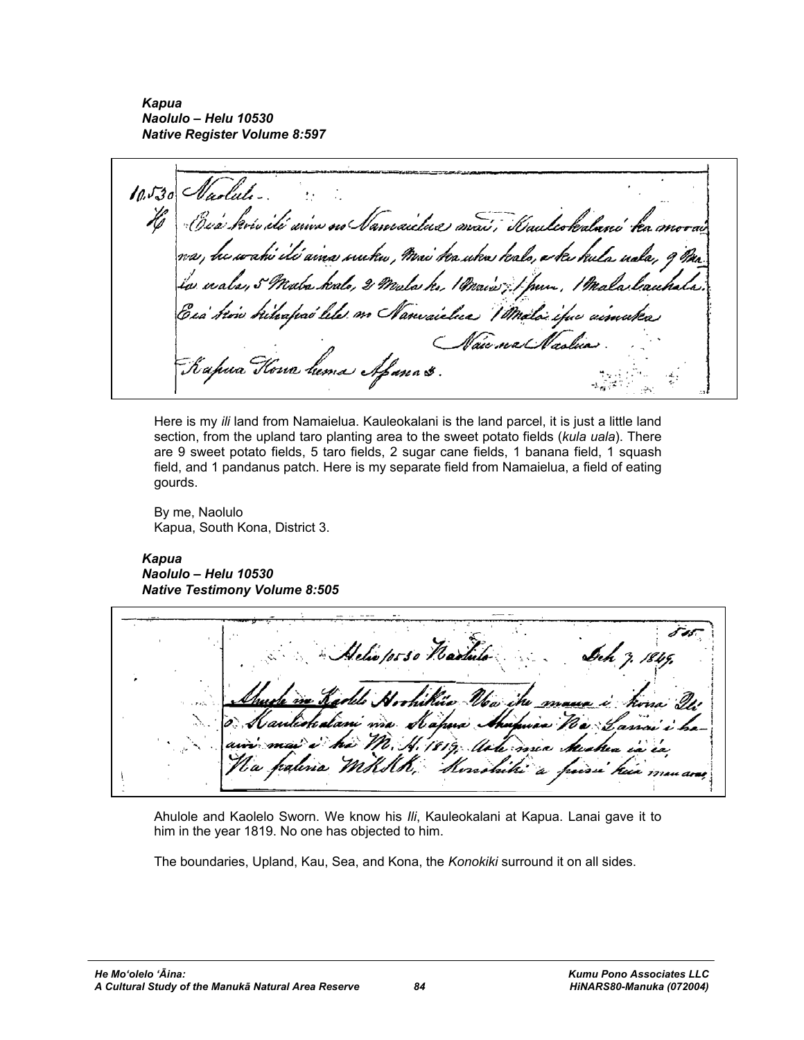***Kapua***
***Naolulo – Helu 10530***
***Native Register Volume 8:597***

Here is my *ili* land from Namaielua. Kauleokalani is the land parcel, it is just a little land section, from the upland taro planting area to the sweet potato fields (*kula uala*). There are 9 sweet potato fields, 5 taro fields, 2 sugar cane fields, 1 banana field, 1 squash field, and 1 pandanus patch. Here is my separate field from Namaielua, a field of eating gourds.

By me, Naolulo
Kapua, South Kona, District 3.

***Kapua***
***Naolulo – Helu 10530***
***Native Testimony Volume 8:505***

Ahulole and Kaolelo Sworn. We know his *Ili*, Kauleokalani at Kapua. Lanai gave it to him in the year 1819. No one has objected to him.

The boundaries, Upland, Kau, Sea, and Kona, the *Konokiki* surround it on all sides.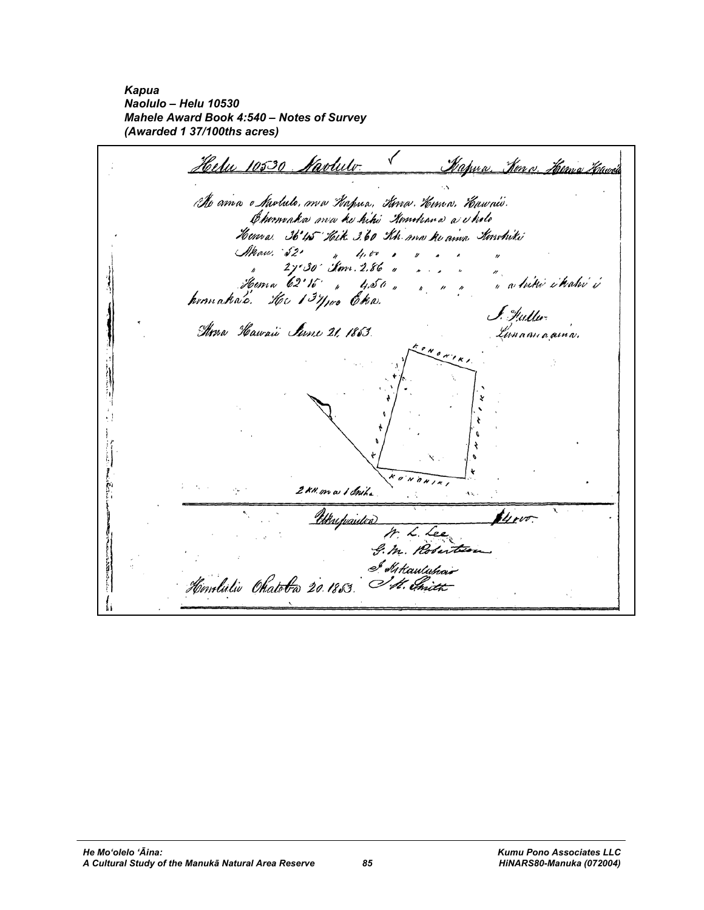***Kapua***
***Naolulo – Helu 10530***
***Mahele Award Book 4:540 – Notes of Survey***
***(Awarded 1 37/100ths acres)***

Helu 10530 Naolulo ✓ Kapua, Kona, Hema Hawaii

Ko aina o Naolulo, ma Kapua, Kona, Hema, Hawaii.
Ohomaka ma ke kihi Komohana a e holo
Hema 36°45' Hik. 3.60 Kh. ma ke aina Konohiki
Akau 52° " 4.00 " " " " "
" 27°30' Kom. 2.86 " " " " "
Hema 62°15' " 4.50 " " " " " a hiki i kahi i
hoomaka'i. He 1 37/100 Eka.

J. Fuller
Luna ana aina.

Kona Hawaii June 21, 1853.

KONOHIKI
KONOHIKI
KONOHIKI
KONOHIKI

2 KH. ma 1 Iniha

Uku paiuia $4.00.

W. L. Lee
G. M. Robertson
J. Kaaukahaio
J. H. Smith

Honolulu Okatoba 20. 1853.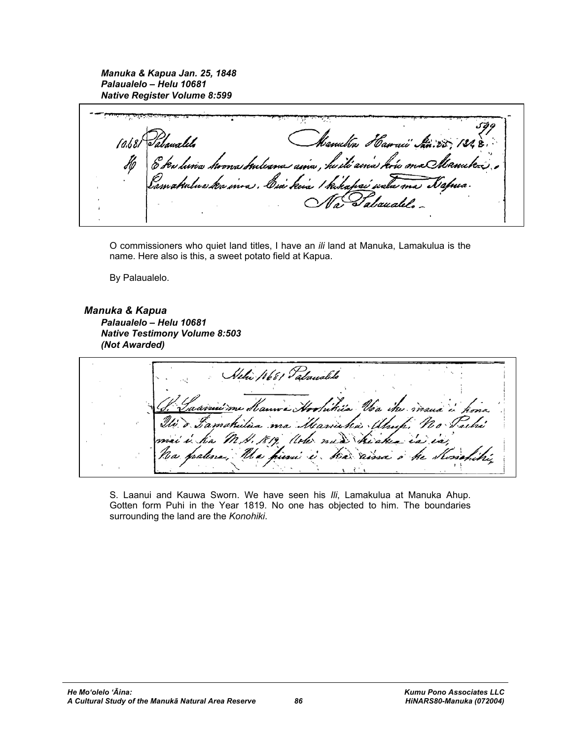*Manuka & Kapua Jan. 25, 1848*
***Palaualelo – Helu 10681***
***Native Register Volume 8:599***

O commissioners who quiet land titles, I have an *ili* land at Manuka, Lamakulua is the name. Here also is this, a sweet potato field at Kapua.

By Palaualelo.

***Manuka & Kapua***

***Palaualelo – Helu 10681***
***Native Testimony Volume 8:503***
***(Not Awarded)***

S. Laanui and Kauwa Sworn. We have seen his *Ili*, Lamakulua at Manuka Ahup. Gotten form Puhi in the Year 1819. No one has objected to him. The boundaries surrounding the land are the *Konohiki*.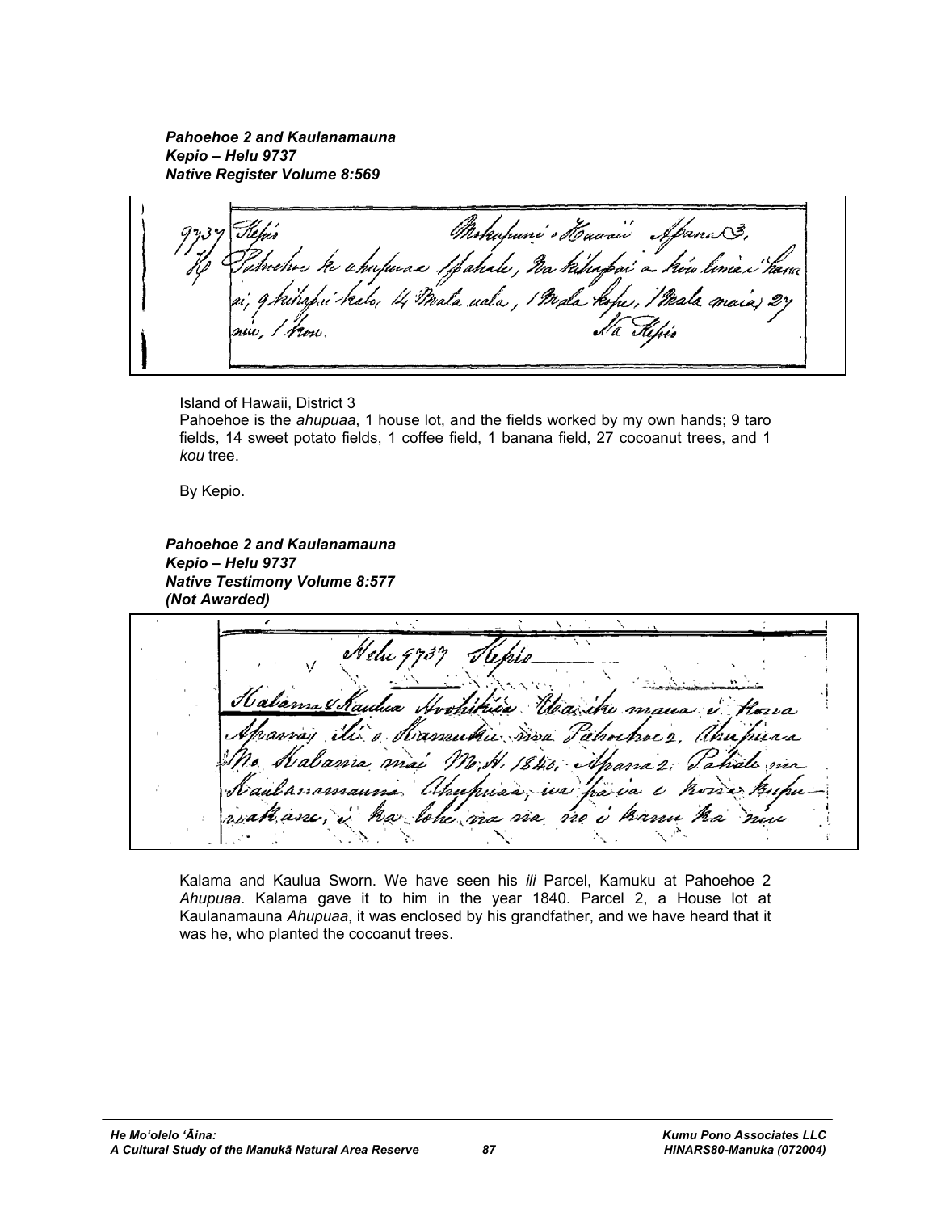***Pahoehoe 2 and Kaulanamauna***
***Kepio – Helu 9737***
***Native Register Volume 8:569***

Island of Hawaii, District 3
Pahoehoe is the *ahupuaa*, 1 house lot, and the fields worked by my own hands; 9 taro fields, 14 sweet potato fields, 1 coffee field, 1 banana field, 27 cocoanut trees, and 1 *kou* tree.

By Kepio.

***Pahoehoe 2 and Kaulanamauna***
***Kepio – Helu 9737***
***Native Testimony Volume 8:577***
***(Not Awarded)***

Kalama and Kaulua Sworn. We have seen his *ili* Parcel, Kamuku at Pahoehoe 2 *Ahupuaa*. Kalama gave it to him in the year 1840. Parcel 2, a House lot at Kaulanamauna *Ahupuaa*, it was enclosed by his grandfather, and we have heard that it was he, who planted the cocoanut trees.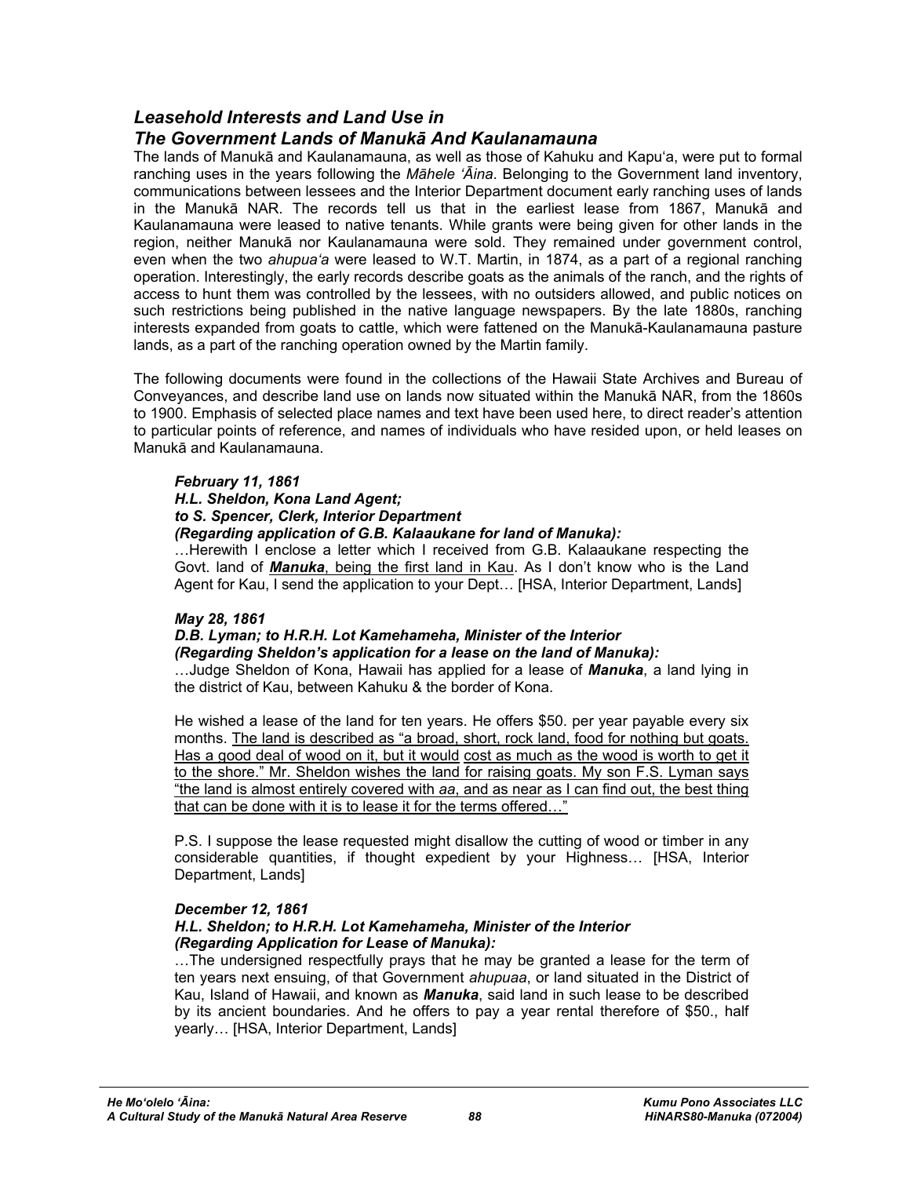## *Leasehold Interests and Land Use in The Government Lands of Manukā And Kaulanamauna*

The lands of Manukā and Kaulanamauna, as well as those of Kahuku and Kapu'a, were put to formal ranching uses in the years following the *Māhele 'Āina.* Belonging to the Government land inventory, communications between lessees and the Interior Department document early ranching uses of lands in the Manukā NAR. The records tell us that in the earliest lease from 1867, Manukā and Kaulanamauna were leased to native tenants. While grants were being given for other lands in the region, neither Manukā nor Kaulanamauna were sold. They remained under government control, even when the two *ahupua'a* were leased to W.T. Martin, in 1874, as a part of a regional ranching operation. Interestingly, the early records describe goats as the animals of the ranch, and the rights of access to hunt them was controlled by the lessees, with no outsiders allowed, and public notices on such restrictions being published in the native language newspapers. By the late 1880s, ranching interests expanded from goats to cattle, which were fattened on the Manukā-Kaulanamauna pasture lands, as a part of the ranching operation owned by the Martin family.

The following documents were found in the collections of the Hawaii State Archives and Bureau of Conveyances, and describe land use on lands now situated within the Manukā NAR, from the 1860s to 1900. Emphasis of selected place names and text have been used here, to direct reader's attention to particular points of reference, and names of individuals who have resided upon, or held leases on Manukā and Kaulanamauna.

> ***February 11, 1861***
> ***H.L. Sheldon, Kona Land Agent;***
> ***to S. Spencer, Clerk, Interior Department***
> ***(Regarding application of G.B. Kalaaukane for land of Manuka):***
> …Herewith I enclose a letter which I received from G.B. Kalaaukane respecting the Govt. land of <u>***Manuka***, being the first land in Kau</u>. As I don't know who is the Land Agent for Kau, I send the application to your Dept… [HSA, Interior Department, Lands]
>
> ***May 28, 1861***
> ***D.B. Lyman; to H.R.H. Lot Kamehameha, Minister of the Interior***
> ***(Regarding Sheldon's application for a lease on the land of Manuka):***
> …Judge Sheldon of Kona, Hawaii has applied for a lease of ***Manuka***, a land lying in the district of Kau, between Kahuku & the border of Kona.
>
> He wished a lease of the land for ten years. He offers $50. per year payable every six months. <u>The land is described as "a broad, short, rock land, food for nothing but goats. Has a good deal of wood on it, but it would cost as much as the wood is worth to get it to the shore." Mr. Sheldon wishes the land for raising goats. My son F.S. Lyman says "the land is almost entirely covered with *aa*, and as near as I can find out, the best thing that can be done with it is to lease it for the terms offered…"</u>
>
> P.S. I suppose the lease requested might disallow the cutting of wood or timber in any considerable quantities, if thought expedient by your Highness… [HSA, Interior Department, Lands]
>
> ***December 12, 1861***
> ***H.L. Sheldon; to H.R.H. Lot Kamehameha, Minister of the Interior***
> ***(Regarding Application for Lease of Manuka):***
> …The undersigned respectfully prays that he may be granted a lease for the term of ten years next ensuing, of that Government *ahupuaa*, or land situated in the District of Kau, Island of Hawaii, and known as ***Manuka***, said land in such lease to be described by its ancient boundaries. And he offers to pay a year rental therefore of $50., half yearly… [HSA, Interior Department, Lands]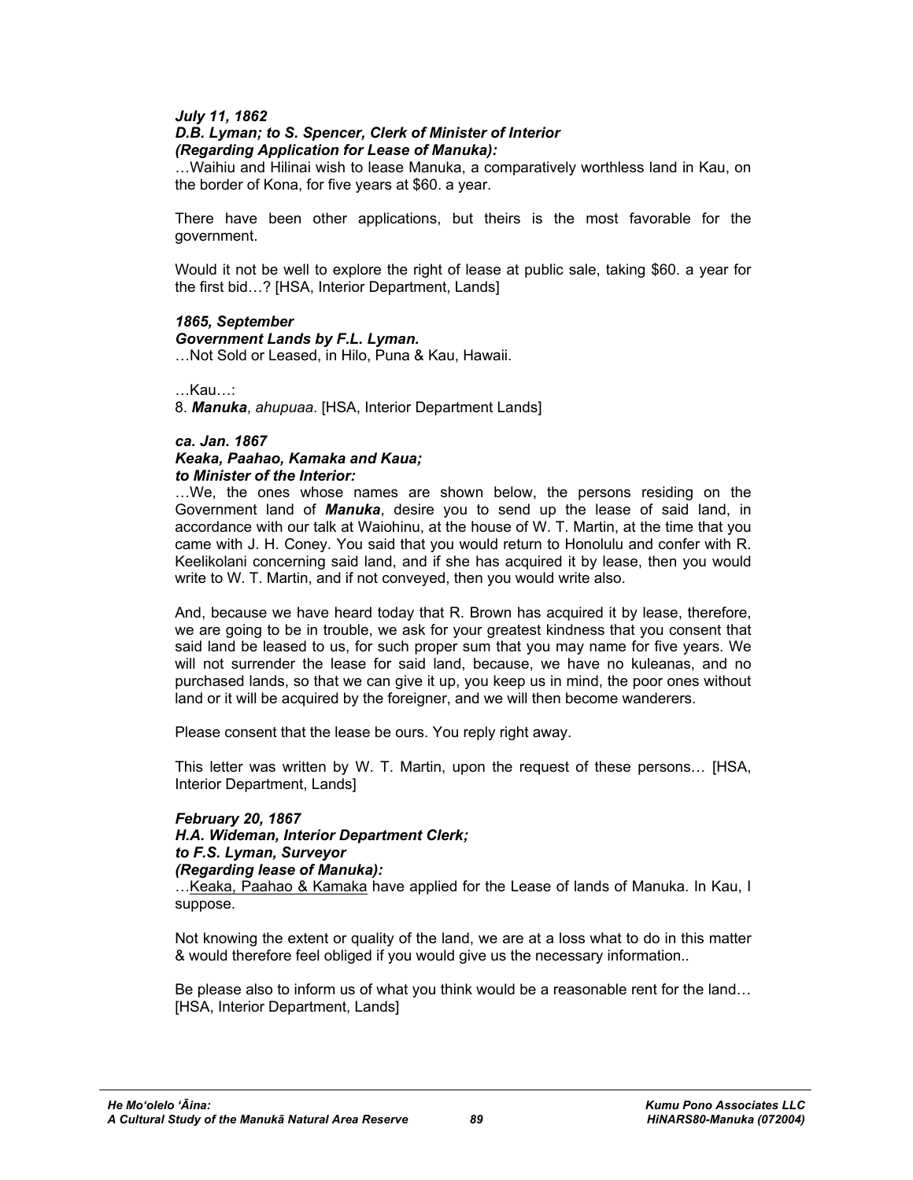***July 11, 1862***
***D.B. Lyman; to S. Spencer, Clerk of Minister of Interior***
***(Regarding Application for Lease of Manuka):***

…Waihiu and Hilinai wish to lease Manuka, a comparatively worthless land in Kau, on the border of Kona, for five years at $60. a year.

There have been other applications, but theirs is the most favorable for the government.

Would it not be well to explore the right of lease at public sale, taking $60. a year for the first bid…? [HSA, Interior Department, Lands]

***1865, September***
***Government Lands by F.L. Lyman.***

…Not Sold or Leased, in Hilo, Puna & Kau, Hawaii.

…Kau…:

8. ***Manuka***, *ahupuaa*. [HSA, Interior Department Lands]

***ca. Jan. 1867***
***Keaka, Paahao, Kamaka and Kaua;***
***to Minister of the Interior:***

…We, the ones whose names are shown below, the persons residing on the Government land of ***Manuka***, desire you to send up the lease of said land, in accordance with our talk at Waiohinu, at the house of W. T. Martin, at the time that you came with J. H. Coney. You said that you would return to Honolulu and confer with R. Keelikolani concerning said land, and if she has acquired it by lease, then you would write to W. T. Martin, and if not conveyed, then you would write also.

And, because we have heard today that R. Brown has acquired it by lease, therefore, we are going to be in trouble, we ask for your greatest kindness that you consent that said land be leased to us, for such proper sum that you may name for five years. We will not surrender the lease for said land, because, we have no kuleanas, and no purchased lands, so that we can give it up, you keep us in mind, the poor ones without land or it will be acquired by the foreigner, and we will then become wanderers.

Please consent that the lease be ours. You reply right away.

This letter was written by W. T. Martin, upon the request of these persons… [HSA, Interior Department, Lands]

***February 20, 1867***
***H.A. Wideman, Interior Department Clerk;***
***to F.S. Lyman, Surveyor***
***(Regarding lease of Manuka):***

…Keaka, Paahao & Kamaka have applied for the Lease of lands of Manuka. In Kau, I suppose.

Not knowing the extent or quality of the land, we are at a loss what to do in this matter & would therefore feel obliged if you would give us the necessary information..

Be please also to inform us of what you think would be a reasonable rent for the land… [HSA, Interior Department, Lands]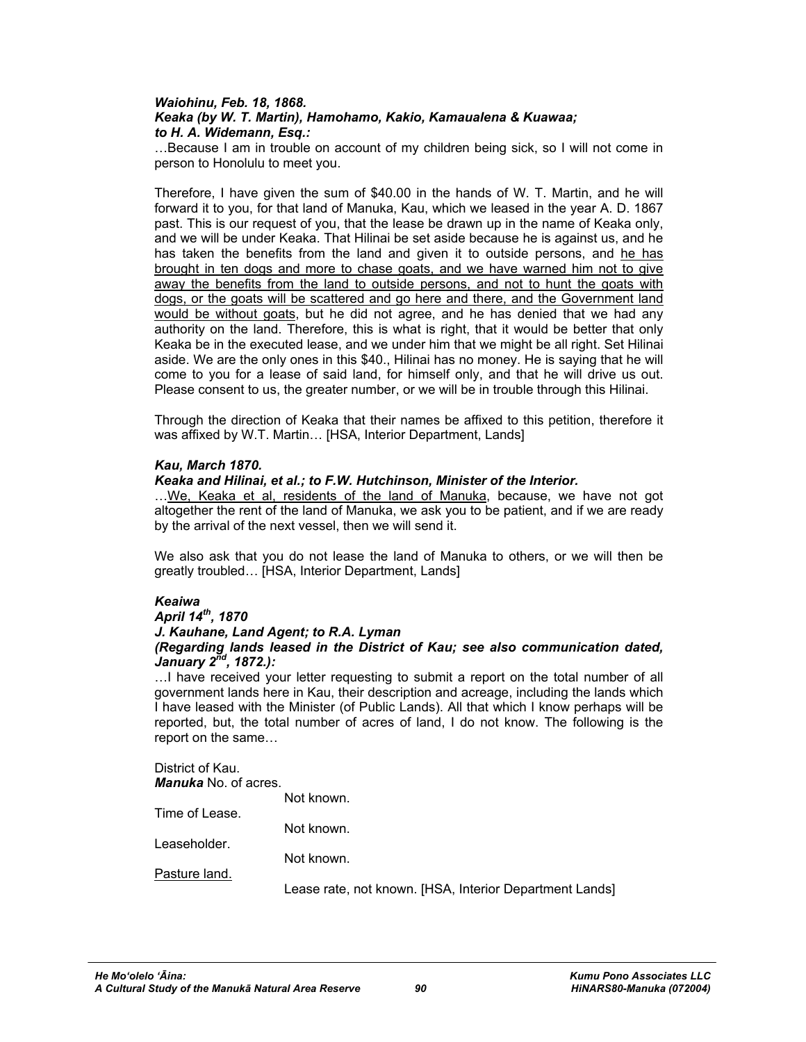***Waiohinu, Feb. 18, 1868.***
***Keaka (by W. T. Martin), Hamohamo, Kakio, Kamaualena & Kuawaa; to H. A. Widemann, Esq.:***

…Because I am in trouble on account of my children being sick, so I will not come in person to Honolulu to meet you.

Therefore, I have given the sum of $40.00 in the hands of W. T. Martin, and he will forward it to you, for that land of Manuka, Kau, which we leased in the year A. D. 1867 past. This is our request of you, that the lease be drawn up in the name of Keaka only, and we will be under Keaka. That Hilinai be set aside because he is against us, and he has taken the benefits from the land and given it to outside persons, and <u>he has brought in ten dogs and more to chase goats, and we have warned him not to give away the benefits from the land to outside persons, and not to hunt the goats with dogs, or the goats will be scattered and go here and there, and the Government land would be without goats</u>, but he did not agree, and he has denied that we had any authority on the land. Therefore, this is what is right, that it would be better that only Keaka be in the executed lease, and we under him that we might be all right. Set Hilinai aside. We are the only ones in this $40., Hilinai has no money. He is saying that he will come to you for a lease of said land, for himself only, and that he will drive us out. Please consent to us, the greater number, or we will be in trouble through this Hilinai.

Through the direction of Keaka that their names be affixed to this petition, therefore it was affixed by W.T. Martin… [HSA, Interior Department, Lands]

***Kau, March 1870.***
***Keaka and Hilinai, et al.; to F.W. Hutchinson, Minister of the Interior.***

…<u>We, Keaka et al, residents of the land of Manuka</u>, because, we have not got altogether the rent of the land of Manuka, we ask you to be patient, and if we are ready by the arrival of the next vessel, then we will send it.

We also ask that you do not lease the land of Manuka to others, or we will then be greatly troubled… [HSA, Interior Department, Lands]

***Keaiwa***
***April 14th, 1870***
***J. Kauhane, Land Agent; to R.A. Lyman***
***(Regarding lands leased in the District of Kau; see also communication dated, January 2nd, 1872.):***

…I have received your letter requesting to submit a report on the total number of all government lands here in Kau, their description and acreage, including the lands which I have leased with the Minister (of Public Lands). All that which I know perhaps will be reported, but, the total number of acres of land, I do not know. The following is the report on the same…

District of Kau.
***Manuka*** No. of acres.
Not known.
Time of Lease.
Not known.
Leaseholder.
Not known.
<u>Pasture land.</u>
Lease rate, not known. [HSA, Interior Department Lands]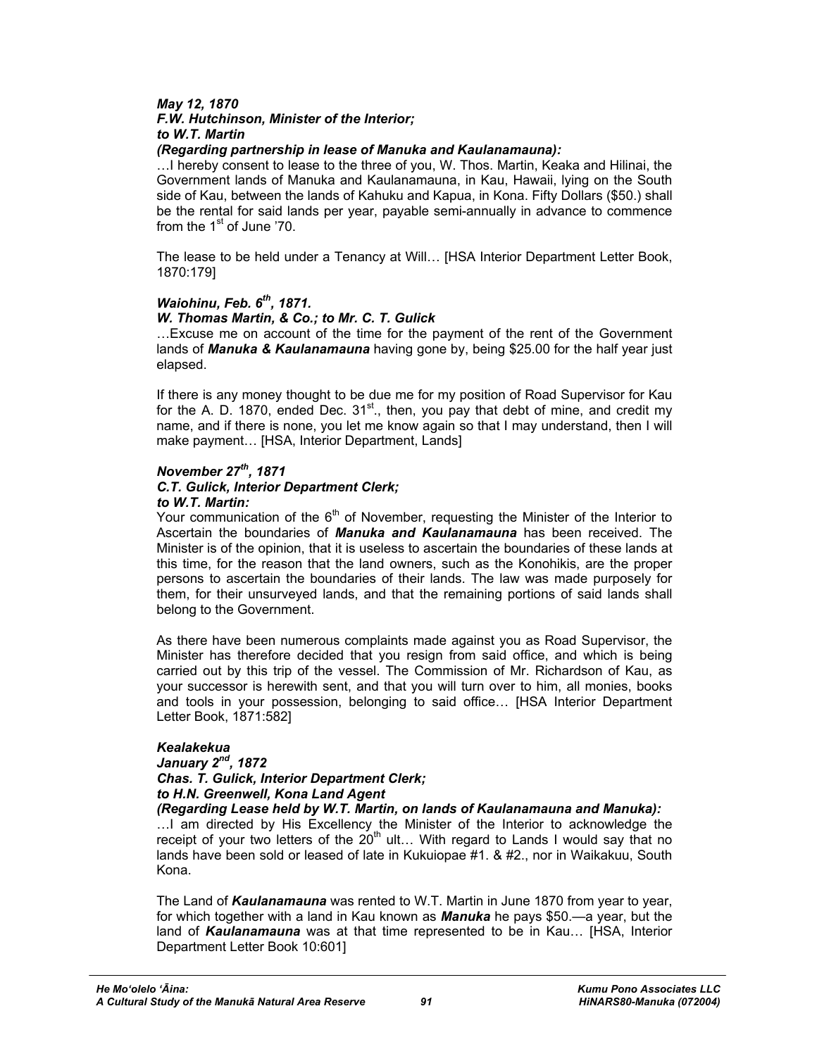***May 12, 1870***
***F.W. Hutchinson, Minister of the Interior;***
***to W.T. Martin***
***(Regarding partnership in lease of Manuka and Kaulanamauna):***

…I hereby consent to lease to the three of you, W. Thos. Martin, Keaka and Hilinai, the Government lands of Manuka and Kaulanamauna, in Kau, Hawaii, lying on the South side of Kau, between the lands of Kahuku and Kapua, in Kona. Fifty Dollars ($50.) shall be the rental for said lands per year, payable semi-annually in advance to commence from the 1st of June '70.

The lease to be held under a Tenancy at Will… [HSA Interior Department Letter Book, 1870:179]

***Waiohinu, Feb. 6th, 1871.***
***W. Thomas Martin, & Co.; to Mr. C. T. Gulick***

…Excuse me on account of the time for the payment of the rent of the Government lands of ***Manuka & Kaulanamauna*** having gone by, being $25.00 for the half year just elapsed.

If there is any money thought to be due me for my position of Road Supervisor for Kau for the A. D. 1870, ended Dec. 31st., then, you pay that debt of mine, and credit my name, and if there is none, you let me know again so that I may understand, then I will make payment… [HSA, Interior Department, Lands]

***November 27th, 1871***
***C.T. Gulick, Interior Department Clerk;***
***to W.T. Martin:***

Your communication of the 6th of November, requesting the Minister of the Interior to Ascertain the boundaries of ***Manuka and Kaulanamauna*** has been received. The Minister is of the opinion, that it is useless to ascertain the boundaries of these lands at this time, for the reason that the land owners, such as the Konohikis, are the proper persons to ascertain the boundaries of their lands. The law was made purposely for them, for their unsurveyed lands, and that the remaining portions of said lands shall belong to the Government.

As there have been numerous complaints made against you as Road Supervisor, the Minister has therefore decided that you resign from said office, and which is being carried out by this trip of the vessel. The Commission of Mr. Richardson of Kau, as your successor is herewith sent, and that you will turn over to him, all monies, books and tools in your possession, belonging to said office… [HSA Interior Department Letter Book, 1871:582]

***Kealakekua***
***January 2nd, 1872***
***Chas. T. Gulick, Interior Department Clerk;***
***to H.N. Greenwell, Kona Land Agent***
***(Regarding Lease held by W.T. Martin, on lands of Kaulanamauna and Manuka):***

…I am directed by His Excellency the Minister of the Interior to acknowledge the receipt of your two letters of the 20th ult… With regard to Lands I would say that no lands have been sold or leased of late in Kukuiopae #1. & #2., nor in Waikakuu, South Kona.

The Land of ***Kaulanamauna*** was rented to W.T. Martin in June 1870 from year to year, for which together with a land in Kau known as ***Manuka*** he pays $50.—a year, but the land of ***Kaulanamauna*** was at that time represented to be in Kau… [HSA, Interior Department Letter Book 10:601]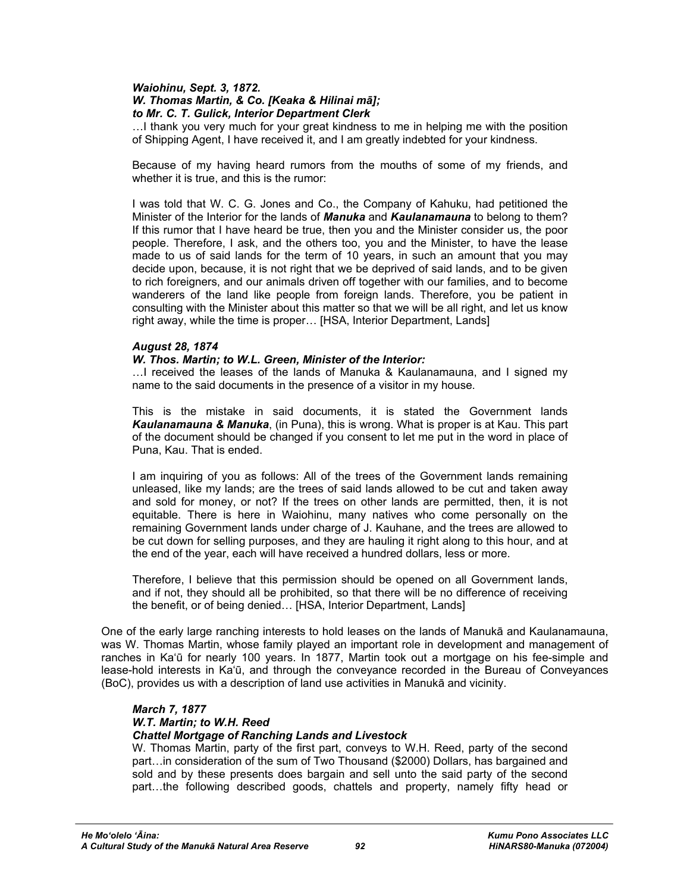***Waiohinu, Sept. 3, 1872.***
***W. Thomas Martin, & Co. [Keaka & Hilinai mā];***
***to Mr. C. T. Gulick, Interior Department Clerk***

…I thank you very much for your great kindness to me in helping me with the position of Shipping Agent, I have received it, and I am greatly indebted for your kindness.

Because of my having heard rumors from the mouths of some of my friends, and whether it is true, and this is the rumor:

I was told that W. C. G. Jones and Co., the Company of Kahuku, had petitioned the Minister of the Interior for the lands of ***Manuka*** and ***Kaulanamauna*** to belong to them? If this rumor that I have heard be true, then you and the Minister consider us, the poor people. Therefore, I ask, and the others too, you and the Minister, to have the lease made to us of said lands for the term of 10 years, in such an amount that you may decide upon, because, it is not right that we be deprived of said lands, and to be given to rich foreigners, and our animals driven off together with our families, and to become wanderers of the land like people from foreign lands. Therefore, you be patient in consulting with the Minister about this matter so that we will be all right, and let us know right away, while the time is proper… [HSA, Interior Department, Lands]

***August 28, 1874***
***W. Thos. Martin; to W.L. Green, Minister of the Interior:***

…I received the leases of the lands of Manuka & Kaulanamauna, and I signed my name to the said documents in the presence of a visitor in my house.

This is the mistake in said documents, it is stated the Government lands ***Kaulanamauna & Manuka***, (in Puna), this is wrong. What is proper is at Kau. This part of the document should be changed if you consent to let me put in the word in place of Puna, Kau. That is ended.

I am inquiring of you as follows: All of the trees of the Government lands remaining unleased, like my lands; are the trees of said lands allowed to be cut and taken away and sold for money, or not? If the trees on other lands are permitted, then, it is not equitable. There is here in Waiohinu, many natives who come personally on the remaining Government lands under charge of J. Kauhane, and the trees are allowed to be cut down for selling purposes, and they are hauling it right along to this hour, and at the end of the year, each will have received a hundred dollars, less or more.

Therefore, I believe that this permission should be opened on all Government lands, and if not, they should all be prohibited, so that there will be no difference of receiving the benefit, or of being denied… [HSA, Interior Department, Lands]

One of the early large ranching interests to hold leases on the lands of Manukā and Kaulanamauna, was W. Thomas Martin, whose family played an important role in development and management of ranches in Kaʻū for nearly 100 years. In 1877, Martin took out a mortgage on his fee-simple and lease-hold interests in Kaʻū, and through the conveyance recorded in the Bureau of Conveyances (BoC), provides us with a description of land use activities in Manukā and vicinity.

***March 7, 1877***
***W.T. Martin; to W.H. Reed***
***Chattel Mortgage of Ranching Lands and Livestock***

W. Thomas Martin, party of the first part, conveys to W.H. Reed, party of the second part…in consideration of the sum of Two Thousand ($2000) Dollars, has bargained and sold and by these presents does bargain and sell unto the said party of the second part…the following described goods, chattels and property, namely fifty head or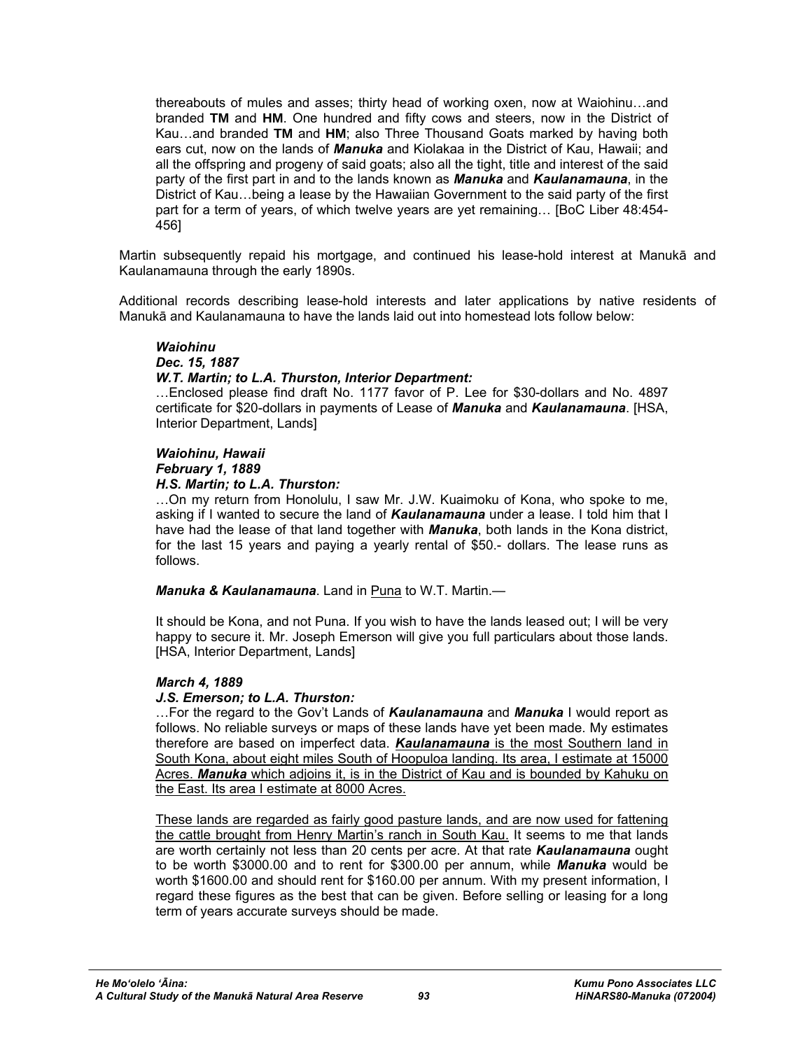thereabouts of mules and asses; thirty head of working oxen, now at Waiohinu…and branded **TM** and **HM**. One hundred and fifty cows and steers, now in the District of Kau…and branded **TM** and **HM**; also Three Thousand Goats marked by having both ears cut, now on the lands of ***Manuka*** and Kiolakaa in the District of Kau, Hawaii; and all the offspring and progeny of said goats; also all the tight, title and interest of the said party of the first part in and to the lands known as ***Manuka*** and ***Kaulanamauna***, in the District of Kau…being a lease by the Hawaiian Government to the said party of the first part for a term of years, of which twelve years are yet remaining… [BoC Liber 48:454-456]

Martin subsequently repaid his mortgage, and continued his lease-hold interest at Manukā and Kaulanamauna through the early 1890s.

Additional records describing lease-hold interests and later applications by native residents of Manukā and Kaulanamauna to have the lands laid out into homestead lots follow below:

***Waiohinu***
***Dec. 15, 1887***
***W.T. Martin; to L.A. Thurston, Interior Department:***

…Enclosed please find draft No. 1177 favor of P. Lee for $30-dollars and No. 4897 certificate for $20-dollars in payments of Lease of ***Manuka*** and ***Kaulanamauna***. [HSA, Interior Department, Lands]

***Waiohinu, Hawaii***
***February 1, 1889***
***H.S. Martin; to L.A. Thurston:***

…On my return from Honolulu, I saw Mr. J.W. Kuaimoku of Kona, who spoke to me, asking if I wanted to secure the land of ***Kaulanamauna*** under a lease. I told him that I have had the lease of that land together with ***Manuka***, both lands in the Kona district, for the last 15 years and paying a yearly rental of $50.- dollars. The lease runs as follows.

***Manuka & Kaulanamauna***. Land in <u>Puna</u> to W.T. Martin.—

It should be Kona, and not Puna. If you wish to have the lands leased out; I will be very happy to secure it. Mr. Joseph Emerson will give you full particulars about those lands. [HSA, Interior Department, Lands]

***March 4, 1889***
***J.S. Emerson; to L.A. Thurston:***

…For the regard to the Gov't Lands of ***Kaulanamauna*** and ***Manuka*** I would report as follows. No reliable surveys or maps of these lands have yet been made. My estimates therefore are based on imperfect data. <u>***Kaulanamauna*** is the most Southern land in South Kona, about eight miles South of Hoopuloa landing. Its area, I estimate at 15000 Acres. ***Manuka*** which adjoins it, is in the District of Kau and is bounded by Kahuku on the East. Its area I estimate at 8000 Acres.</u>

<u>These lands are regarded as fairly good pasture lands, and are now used for fattening the cattle brought from Henry Martin's ranch in South Kau.</u> It seems to me that lands are worth certainly not less than 20 cents per acre. At that rate ***Kaulanamauna*** ought to be worth $3000.00 and to rent for $300.00 per annum, while ***Manuka*** would be worth $1600.00 and should rent for $160.00 per annum. With my present information, I regard these figures as the best that can be given. Before selling or leasing for a long term of years accurate surveys should be made.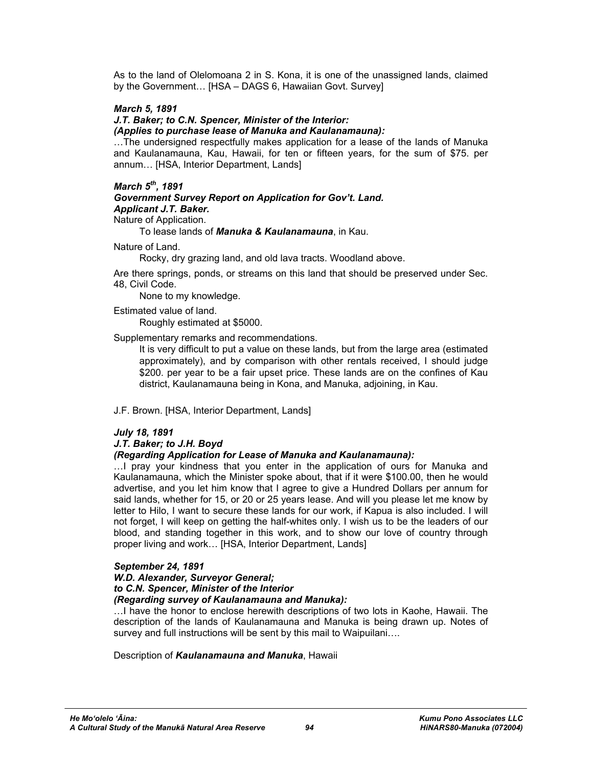As to the land of Olelomoana 2 in S. Kona, it is one of the unassigned lands, claimed by the Government… [HSA – DAGS 6, Hawaiian Govt. Survey]

***March 5, 1891***
***J.T. Baker; to C.N. Spencer, Minister of the Interior:***
***(Applies to purchase lease of Manuka and Kaulanamauna):***

…The undersigned respectfully makes application for a lease of the lands of Manuka and Kaulanamauna, Kau, Hawaii, for ten or fifteen years, for the sum of $75. per annum… [HSA, Interior Department, Lands]

***March 5th, 1891***
***Government Survey Report on Application for Gov't. Land.***
***Applicant J.T. Baker.***

Nature of Application.

To lease lands of ***Manuka & Kaulanamauna***, in Kau.

Nature of Land.

Rocky, dry grazing land, and old lava tracts. Woodland above.

Are there springs, ponds, or streams on this land that should be preserved under Sec. 48, Civil Code.

None to my knowledge.

Estimated value of land.

Roughly estimated at $5000.

Supplementary remarks and recommendations.

It is very difficult to put a value on these lands, but from the large area (estimated approximately), and by comparison with other rentals received, I should judge $200. per year to be a fair upset price. These lands are on the confines of Kau district, Kaulanamauna being in Kona, and Manuka, adjoining, in Kau.

J.F. Brown. [HSA, Interior Department, Lands]

***July 18, 1891***
***J.T. Baker; to J.H. Boyd***
***(Regarding Application for Lease of Manuka and Kaulanamauna):***

…I pray your kindness that you enter in the application of ours for Manuka and Kaulanamauna, which the Minister spoke about, that if it were $100.00, then he would advertise, and you let him know that I agree to give a Hundred Dollars per annum for said lands, whether for 15, or 20 or 25 years lease. And will you please let me know by letter to Hilo, I want to secure these lands for our work, if Kapua is also included. I will not forget, I will keep on getting the half-whites only. I wish us to be the leaders of our blood, and standing together in this work, and to show our love of country through proper living and work… [HSA, Interior Department, Lands]

***September 24, 1891***
***W.D. Alexander, Surveyor General;***
***to C.N. Spencer, Minister of the Interior***
***(Regarding survey of Kaulanamauna and Manuka):***

…I have the honor to enclose herewith descriptions of two lots in Kaohe, Hawaii. The description of the lands of Kaulanamauna and Manuka is being drawn up. Notes of survey and full instructions will be sent by this mail to Waipuilani….

Description of ***Kaulanamauna and Manuka***, Hawaii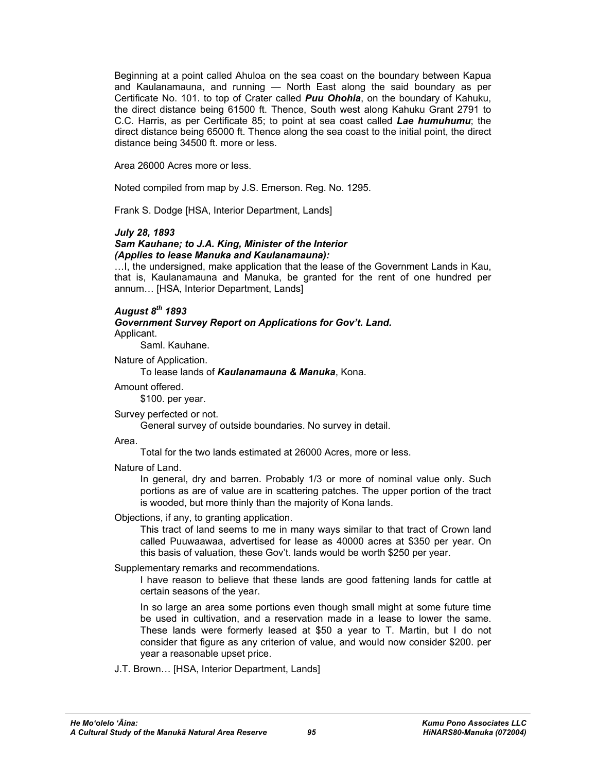Beginning at a point called Ahuloa on the sea coast on the boundary between Kapua and Kaulanamauna, and running — North East along the said boundary as per Certificate No. 101. to top of Crater called ***Puu Ohohia***, on the boundary of Kahuku, the direct distance being 61500 ft. Thence, South west along Kahuku Grant 2791 to C.C. Harris, as per Certificate 85; to point at sea coast called ***Lae humuhumu***; the direct distance being 65000 ft. Thence along the sea coast to the initial point, the direct distance being 34500 ft. more or less.

Area 26000 Acres more or less.

Noted compiled from map by J.S. Emerson. Reg. No. 1295.

Frank S. Dodge [HSA, Interior Department, Lands]

***July 28, 1893***
***Sam Kauhane; to J.A. King, Minister of the Interior***
***(Applies to lease Manuka and Kaulanamauna):***
…I, the undersigned, make application that the lease of the Government Lands in Kau, that is, Kaulanamauna and Manuka, be granted for the rent of one hundred per annum… [HSA, Interior Department, Lands]

***August 8th 1893***
***Government Survey Report on Applications for Gov't. Land.***
Applicant.

Saml. Kauhane.

Nature of Application.

To lease lands of ***Kaulanamauna & Manuka***, Kona.

Amount offered.

$100. per year.

Survey perfected or not.

General survey of outside boundaries. No survey in detail.

Area.

Total for the two lands estimated at 26000 Acres, more or less.

Nature of Land.

In general, dry and barren. Probably 1/3 or more of nominal value only. Such portions as are of value are in scattering patches. The upper portion of the tract is wooded, but more thinly than the majority of Kona lands.

Objections, if any, to granting application.

This tract of land seems to me in many ways similar to that tract of Crown land called Puuwaawaa, advertised for lease as 40000 acres at $350 per year. On this basis of valuation, these Gov't. lands would be worth $250 per year.

Supplementary remarks and recommendations.

I have reason to believe that these lands are good fattening lands for cattle at certain seasons of the year.

In so large an area some portions even though small might at some future time be used in cultivation, and a reservation made in a lease to lower the same. These lands were formerly leased at $50 a year to T. Martin, but I do not consider that figure as any criterion of value, and would now consider $200. per year a reasonable upset price.

J.T. Brown… [HSA, Interior Department, Lands]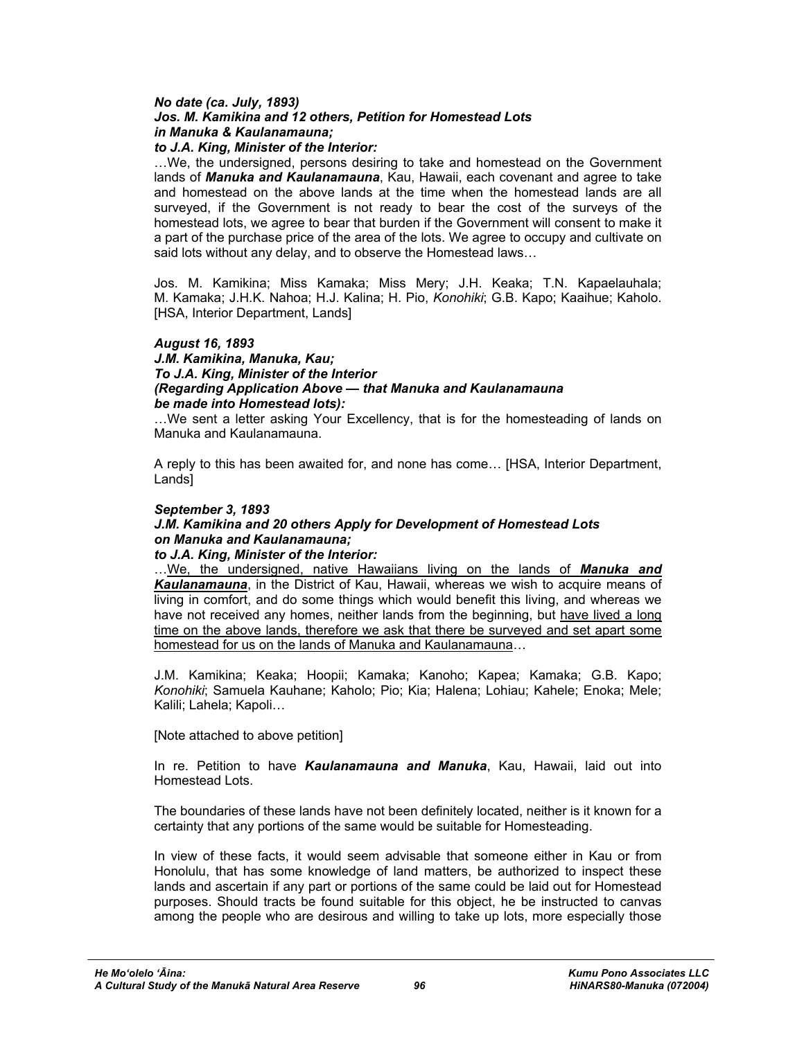***No date (ca. July, 1893)***
***Jos. M. Kamikina and 12 others, Petition for Homestead Lots in Manuka & Kaulanamauna;***
***to J.A. King, Minister of the Interior:***

…We, the undersigned, persons desiring to take and homestead on the Government lands of ***Manuka and Kaulanamauna***, Kau, Hawaii, each covenant and agree to take and homestead on the above lands at the time when the homestead lands are all surveyed, if the Government is not ready to bear the cost of the surveys of the homestead lots, we agree to bear that burden if the Government will consent to make it a part of the purchase price of the area of the lots. We agree to occupy and cultivate on said lots without any delay, and to observe the Homestead laws…

Jos. M. Kamikina; Miss Kamaka; Miss Mery; J.H. Keaka; T.N. Kapaelauhala; M. Kamaka; J.H.K. Nahoa; H.J. Kalina; H. Pio, *Konohiki*; G.B. Kapo; Kaaihue; Kaholo. [HSA, Interior Department, Lands]

***August 16, 1893***
***J.M. Kamikina, Manuka, Kau;***
***To J.A. King, Minister of the Interior***
***(Regarding Application Above — that Manuka and Kaulanamauna be made into Homestead lots):***

…We sent a letter asking Your Excellency, that is for the homesteading of lands on Manuka and Kaulanamauna.

A reply to this has been awaited for, and none has come… [HSA, Interior Department, Lands]

***September 3, 1893***
***J.M. Kamikina and 20 others Apply for Development of Homestead Lots on Manuka and Kaulanamauna;***
***to J.A. King, Minister of the Interior:***

…<u>We, the undersigned, native Hawaiians living on the lands of ***Manuka and Kaulanamauna***</u>, in the District of Kau, Hawaii, whereas we wish to acquire means of living in comfort, and do some things which would benefit this living, and whereas we have not received any homes, neither lands from the beginning, but <u>have lived a long time on the above lands, therefore we ask that there be surveyed and set apart some homestead for us on the lands of Manuka and Kaulanamauna</u>…

J.M. Kamikina; Keaka; Hoopii; Kamaka; Kanoho; Kapea; Kamaka; G.B. Kapo; *Konohiki*; Samuela Kauhane; Kaholo; Pio; Kia; Halena; Lohiau; Kahele; Enoka; Mele; Kalili; Lahela; Kapoli…

[Note attached to above petition]

In re. Petition to have ***Kaulanamauna and Manuka***, Kau, Hawaii, laid out into Homestead Lots.

The boundaries of these lands have not been definitely located, neither is it known for a certainty that any portions of the same would be suitable for Homesteading.

In view of these facts, it would seem advisable that someone either in Kau or from Honolulu, that has some knowledge of land matters, be authorized to inspect these lands and ascertain if any part or portions of the same could be laid out for Homestead purposes. Should tracts be found suitable for this object, he be instructed to canvas among the people who are desirous and willing to take up lots, more especially those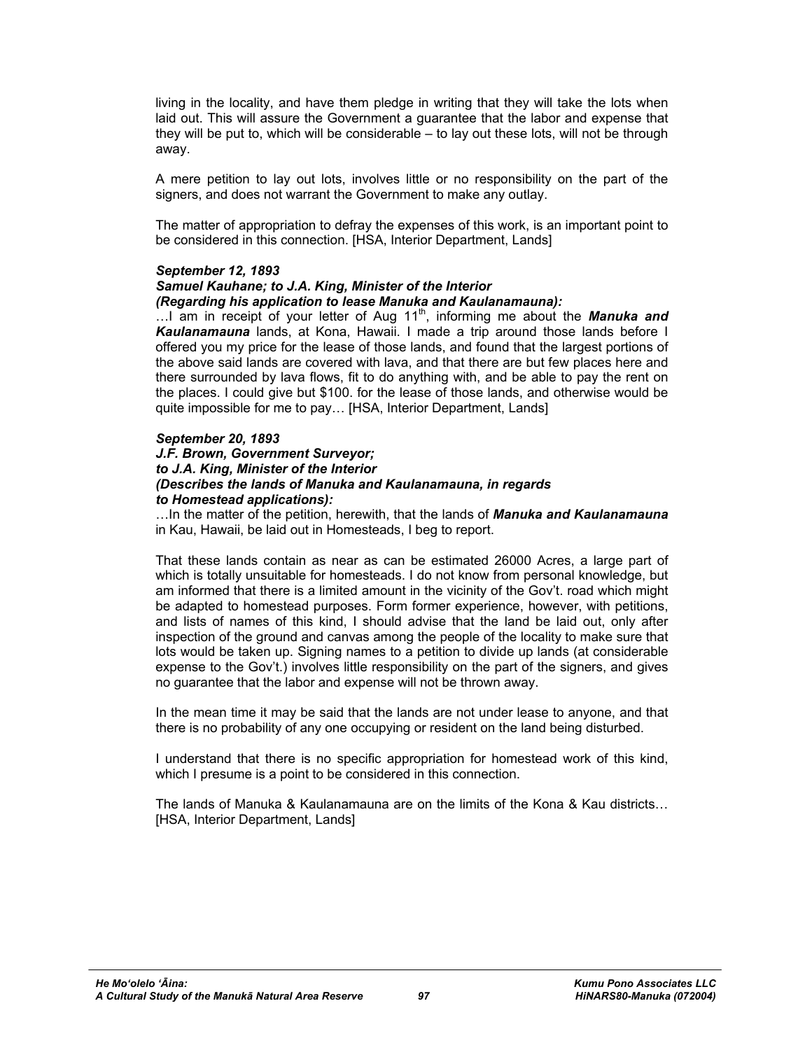living in the locality, and have them pledge in writing that they will take the lots when laid out. This will assure the Government a guarantee that the labor and expense that they will be put to, which will be considerable – to lay out these lots, will not be through away.

A mere petition to lay out lots, involves little or no responsibility on the part of the signers, and does not warrant the Government to make any outlay.

The matter of appropriation to defray the expenses of this work, is an important point to be considered in this connection. [HSA, Interior Department, Lands]

***September 12, 1893***
***Samuel Kauhane; to J.A. King, Minister of the Interior***
***(Regarding his application to lease Manuka and Kaulanamauna):***

…I am in receipt of your letter of Aug 11th, informing me about the ***Manuka and Kaulanamauna*** lands, at Kona, Hawaii. I made a trip around those lands before I offered you my price for the lease of those lands, and found that the largest portions of the above said lands are covered with lava, and that there are but few places here and there surrounded by lava flows, fit to do anything with, and be able to pay the rent on the places. I could give but $100. for the lease of those lands, and otherwise would be quite impossible for me to pay… [HSA, Interior Department, Lands]

***September 20, 1893***
***J.F. Brown, Government Surveyor;***
***to J.A. King, Minister of the Interior***
***(Describes the lands of Manuka and Kaulanamauna, in regards to Homestead applications):***

…In the matter of the petition, herewith, that the lands of ***Manuka and Kaulanamauna*** in Kau, Hawaii, be laid out in Homesteads, I beg to report.

That these lands contain as near as can be estimated 26000 Acres, a large part of which is totally unsuitable for homesteads. I do not know from personal knowledge, but am informed that there is a limited amount in the vicinity of the Gov't. road which might be adapted to homestead purposes. Form former experience, however, with petitions, and lists of names of this kind, I should advise that the land be laid out, only after inspection of the ground and canvas among the people of the locality to make sure that lots would be taken up. Signing names to a petition to divide up lands (at considerable expense to the Gov't.) involves little responsibility on the part of the signers, and gives no guarantee that the labor and expense will not be thrown away.

In the mean time it may be said that the lands are not under lease to anyone, and that there is no probability of any one occupying or resident on the land being disturbed.

I understand that there is no specific appropriation for homestead work of this kind, which I presume is a point to be considered in this connection.

The lands of Manuka & Kaulanamauna are on the limits of the Kona & Kau districts… [HSA, Interior Department, Lands]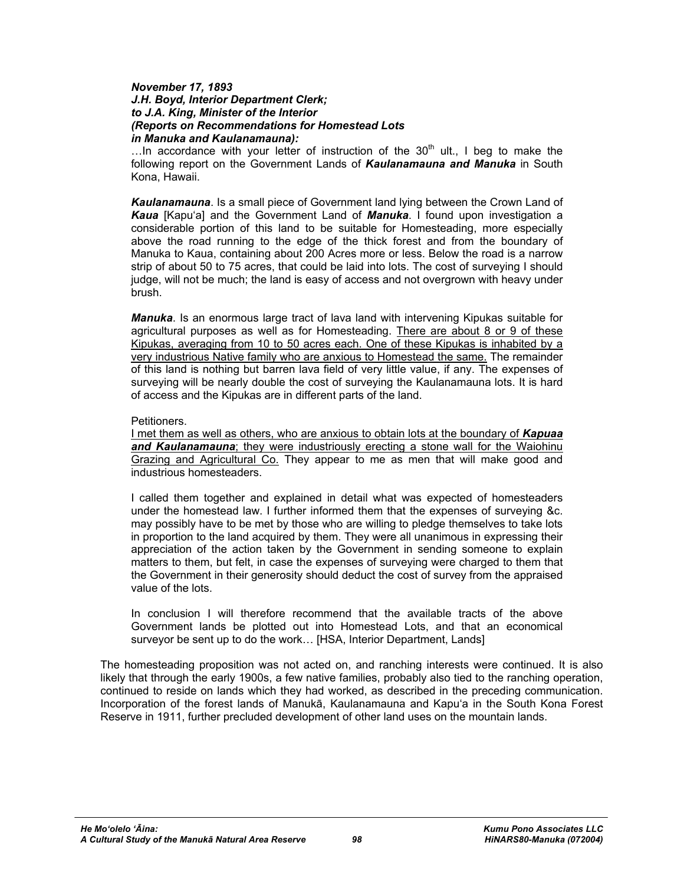***November 17, 1893***
***J.H. Boyd, Interior Department Clerk;***
***to J.A. King, Minister of the Interior***
***(Reports on Recommendations for Homestead Lots***
***in Manuka and Kaulanamauna):***

…In accordance with your letter of instruction of the 30th ult., I beg to make the following report on the Government Lands of ***Kaulanamauna and Manuka*** in South Kona, Hawaii.

***Kaulanamauna***. Is a small piece of Government land lying between the Crown Land of ***Kaua*** [Kapuʻa] and the Government Land of ***Manuka***. I found upon investigation a considerable portion of this land to be suitable for Homesteading, more especially above the road running to the edge of the thick forest and from the boundary of Manuka to Kaua, containing about 200 Acres more or less. Below the road is a narrow strip of about 50 to 75 acres, that could be laid into lots. The cost of surveying I should judge, will not be much; the land is easy of access and not overgrown with heavy under brush.

***Manuka***. Is an enormous large tract of lava land with intervening Kipukas suitable for agricultural purposes as well as for Homesteading. <u>There are about 8 or 9 of these Kipukas, averaging from 10 to 50 acres each. One of these Kipukas is inhabited by a very industrious Native family who are anxious to Homestead the same.</u> The remainder of this land is nothing but barren lava field of very little value, if any. The expenses of surveying will be nearly double the cost of surveying the Kaulanamauna lots. It is hard of access and the Kipukas are in different parts of the land.

Petitioners.
<u>I met them as well as others, who are anxious to obtain lots at the boundary of ***Kapuaa and Kaulanamauna***; they were industriously erecting a stone wall for the Waiohinu Grazing and Agricultural Co.</u> They appear to me as men that will make good and industrious homesteaders.

I called them together and explained in detail what was expected of homesteaders under the homestead law. I further informed them that the expenses of surveying &c. may possibly have to be met by those who are willing to pledge themselves to take lots in proportion to the land acquired by them. They were all unanimous in expressing their appreciation of the action taken by the Government in sending someone to explain matters to them, but felt, in case the expenses of surveying were charged to them that the Government in their generosity should deduct the cost of survey from the appraised value of the lots.

In conclusion I will therefore recommend that the available tracts of the above Government lands be plotted out into Homestead Lots, and that an economical surveyor be sent up to do the work… [HSA, Interior Department, Lands]

The homesteading proposition was not acted on, and ranching interests were continued. It is also likely that through the early 1900s, a few native families, probably also tied to the ranching operation, continued to reside on lands which they had worked, as described in the preceding communication. Incorporation of the forest lands of Manukā, Kaulanamauna and Kapuʻa in the South Kona Forest Reserve in 1911, further precluded development of other land uses on the mountain lands.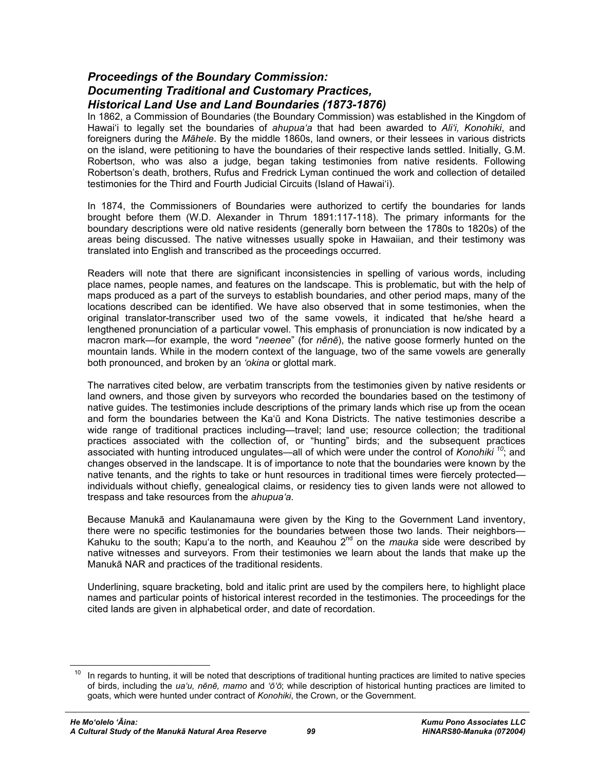### *Proceedings of the Boundary Commission: Documenting Traditional and Customary Practices, Historical Land Use and Land Boundaries (1873-1876)*

In 1862, a Commission of Boundaries (the Boundary Commission) was established in the Kingdom of Hawai'i to legally set the boundaries of *ahupua'a* that had been awarded to *Ali'i, Konohiki*, and foreigners during the *Māhele*. By the middle 1860s, land owners, or their lessees in various districts on the island, were petitioning to have the boundaries of their respective lands settled. Initially, G.M. Robertson, who was also a judge, began taking testimonies from native residents. Following Robertson's death, brothers, Rufus and Fredrick Lyman continued the work and collection of detailed testimonies for the Third and Fourth Judicial Circuits (Island of Hawai'i).

In 1874, the Commissioners of Boundaries were authorized to certify the boundaries for lands brought before them (W.D. Alexander in Thrum 1891:117-118). The primary informants for the boundary descriptions were old native residents (generally born between the 1780s to 1820s) of the areas being discussed. The native witnesses usually spoke in Hawaiian, and their testimony was translated into English and transcribed as the proceedings occurred.

Readers will note that there are significant inconsistencies in spelling of various words, including place names, people names, and features on the landscape. This is problematic, but with the help of maps produced as a part of the surveys to establish boundaries, and other period maps, many of the locations described can be identified. We have also observed that in some testimonies, when the original translator-transcriber used two of the same vowels, it indicated that he/she heard a lengthened pronunciation of a particular vowel. This emphasis of pronunciation is now indicated by a macron mark—for example, the word "*neenee*" (for *nēnē*), the native goose formerly hunted on the mountain lands. While in the modern context of the language, two of the same vowels are generally both pronounced, and broken by an *'okina* or glottal mark.

The narratives cited below, are verbatim transcripts from the testimonies given by native residents or land owners, and those given by surveyors who recorded the boundaries based on the testimony of native guides. The testimonies include descriptions of the primary lands which rise up from the ocean and form the boundaries between the Ka'ū and Kona Districts. The native testimonies describe a wide range of traditional practices including—travel; land use; resource collection; the traditional practices associated with the collection of, or "hunting" birds; and the subsequent practices associated with hunting introduced ungulates—all of which were under the control of *Konohiki* [10]; and changes observed in the landscape. It is of importance to note that the boundaries were known by the native tenants, and the rights to take or hunt resources in traditional times were fiercely protected—individuals without chiefly, genealogical claims, or residency ties to given lands were not allowed to trespass and take resources from the *ahupua'a*.

Because Manukā and Kaulanamauna were given by the King to the Government Land inventory, there were no specific testimonies for the boundaries between those two lands. Their neighbors—Kahuku to the south; Kapu'a to the north, and Keauhou 2nd on the *mauka* side were described by native witnesses and surveyors. From their testimonies we learn about the lands that make up the Manukā NAR and practices of the traditional residents.

Underlining, square bracketing, bold and italic print are used by the compilers here, to highlight place names and particular points of historical interest recorded in the testimonies. The proceedings for the cited lands are given in alphabetical order, and date of recordation.

---

[10] In regards to hunting, it will be noted that descriptions of traditional hunting practices are limited to native species of birds, including the *ua'u, nēnē, mamo* and *'ō'ō*; while description of historical hunting practices are limited to goats, which were hunted under contract of *Konohiki*, the Crown, or the Government.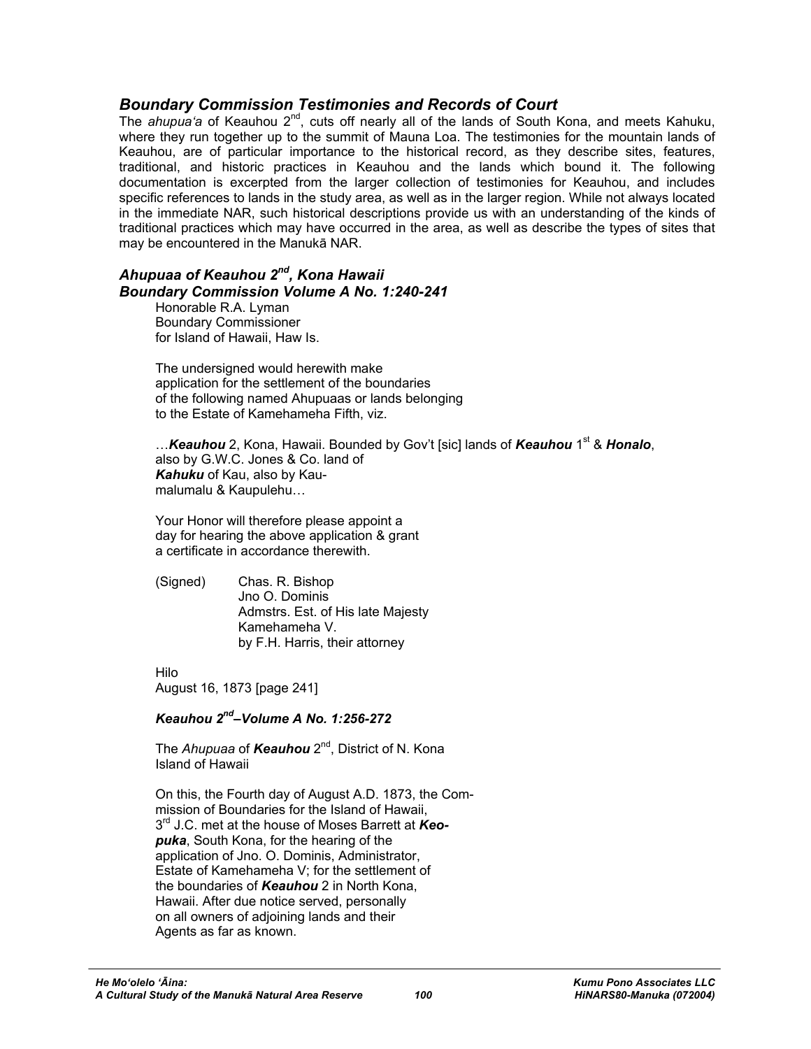## *Boundary Commission Testimonies and Records of Court*

The *ahupua'a* of Keauhou 2[nd], cuts off nearly all of the lands of South Kona, and meets Kahuku, where they run together up to the summit of Mauna Loa. The testimonies for the mountain lands of Keauhou, are of particular importance to the historical record, as they describe sites, features, traditional, and historic practices in Keauhou and the lands which bound it. The following documentation is excerpted from the larger collection of testimonies for Keauhou, and includes specific references to lands in the study area, as well as in the larger region. While not always located in the immediate NAR, such historical descriptions provide us with an understanding of the kinds of traditional practices which may have occurred in the area, as well as describe the types of sites that may be encountered in the Manukā NAR.

### *Ahupuaa of Keauhou 2[nd], Kona Hawaii*
### *Boundary Commission Volume A No. 1:240-241*

Honorable R.A. Lyman
Boundary Commissioner
for Island of Hawaii, Haw Is.

The undersigned would herewith make
application for the settlement of the boundaries
of the following named Ahupuaas or lands belonging
to the Estate of Kamehameha Fifth, viz.

…***Keauhou*** 2, Kona, Hawaii. Bounded by Gov't [sic] lands of ***Keauhou*** 1[st] & ***Honalo***,
also by G.W.C. Jones & Co. land of
***Kahuku*** of Kau, also by Kau-
malumalu & Kaupulehu…

Your Honor will therefore please appoint a
day for hearing the above application & grant
a certificate in accordance therewith.

(Signed) Chas. R. Bishop
Jno O. Dominis
Admstrs. Est. of His late Majesty
Kamehameha V.
by F.H. Harris, their attorney

Hilo
August 16, 1873 [page 241]

#### *Keauhou 2[nd]–Volume A No. 1:256-272*

The *Ahupuaa* of ***Keauhou*** 2[nd], District of N. Kona
Island of Hawaii

On this, the Fourth day of August A.D. 1873, the Com-
mission of Boundaries for the Island of Hawaii,
3[rd] J.C. met at the house of Moses Barrett at ***Keo-
puka***, South Kona, for the hearing of the
application of Jno. O. Dominis, Administrator,
Estate of Kamehameha V; for the settlement of
the boundaries of ***Keauhou*** 2 in North Kona,
Hawaii. After due notice served, personally
on all owners of adjoining lands and their
Agents as far as known.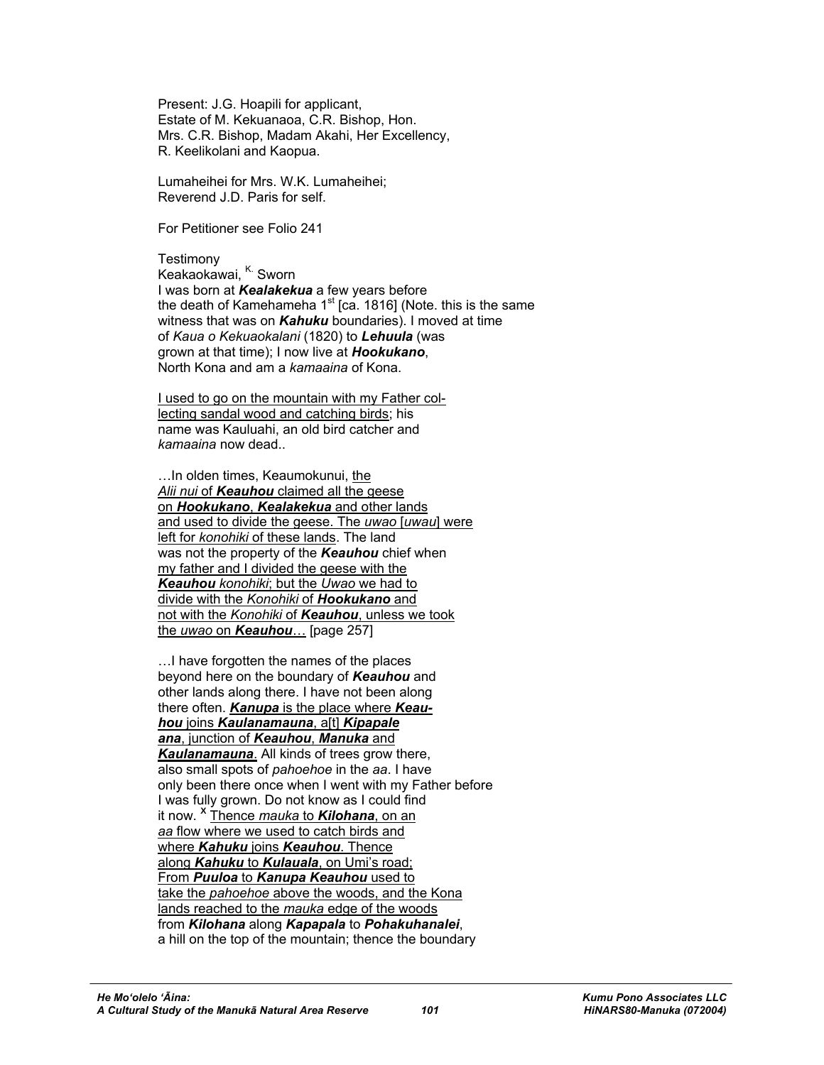Present: J.G. Hoapili for applicant,
Estate of M. Kekuanaoa, C.R. Bishop, Hon.
Mrs. C.R. Bishop, Madam Akahi, Her Excellency,
R. Keelikolani and Kaopua.

Lumaheihei for Mrs. W.K. Lumaheihei;
Reverend J.D. Paris for self.

For Petitioner see Folio 241

Testimony
Keakaokawai, [K.] Sworn
I was born at ***Kealakekua*** a few years before
the death of Kamehameha 1st [ca. 1816] (Note. this is the same
witness that was on ***Kahuku*** boundaries). I moved at time
of *Kaua o Kekuaokalani* (1820) to ***Lehuula*** (was
grown at that time); I now live at ***Hookukano***,
North Kona and am a *kamaaina* of Kona.

<u>I used to go on the mountain with my Father collecting sandal wood and catching birds</u>; his
name was Kauluahi, an old bird catcher and
*kamaaina* now dead..

…In olden times, Keaumokunui, <u>the *Alii nui* of ***Keauhou*** claimed all the geese on ***Hookukano***, ***Kealakekua*** and other lands and used to divide the geese. The *uwao* [*uwau*] were left for *konohiki* of these lands</u>. The land
was not the property of the ***Keauhou*** chief when
<u>my father and I divided the geese with the ***Keauhou*** *konohiki*</u>; <u>but the *Uwao* we had to divide with the *Konohiki* of ***Hookukano*** and not with the *Konohiki* of ***Keauhou***, unless we took the *uwao* on ***Keauhou***…</u> [page 257]

…I have forgotten the names of the places
beyond here on the boundary of ***Keauhou*** and
other lands along there. I have not been along
there often. <u>***Kanupa*** is the place where ***Keauhou*** joins ***Kaulanamauna***, a[t] ***Kipapale ana***, junction of ***Keauhou***, ***Manuka*** and ***Kaulanamauna***</u>. All kinds of trees grow there,
also small spots of *pahoehoe* in the *aa*. I have
only been there once when I went with my Father before
I was fully grown. Do not know as I could find
it now. [x] <u>Thence *mauka* to ***Kilohana***, on an *aa* flow where we used to catch birds and where ***Kahuku*** joins ***Keauhou***. Thence along ***Kahuku*** to ***Kulauala***, on Umi's road; From ***Puuloa*** to ***Kanupa Keauhou*** used to take the *pahoehoe* above the woods, and the Kona lands reached to the *mauka* edge of the woods</u>
from ***Kilohana*** along ***Kapapala*** to ***Pohakuhanalei***,
a hill on the top of the mountain; thence the boundary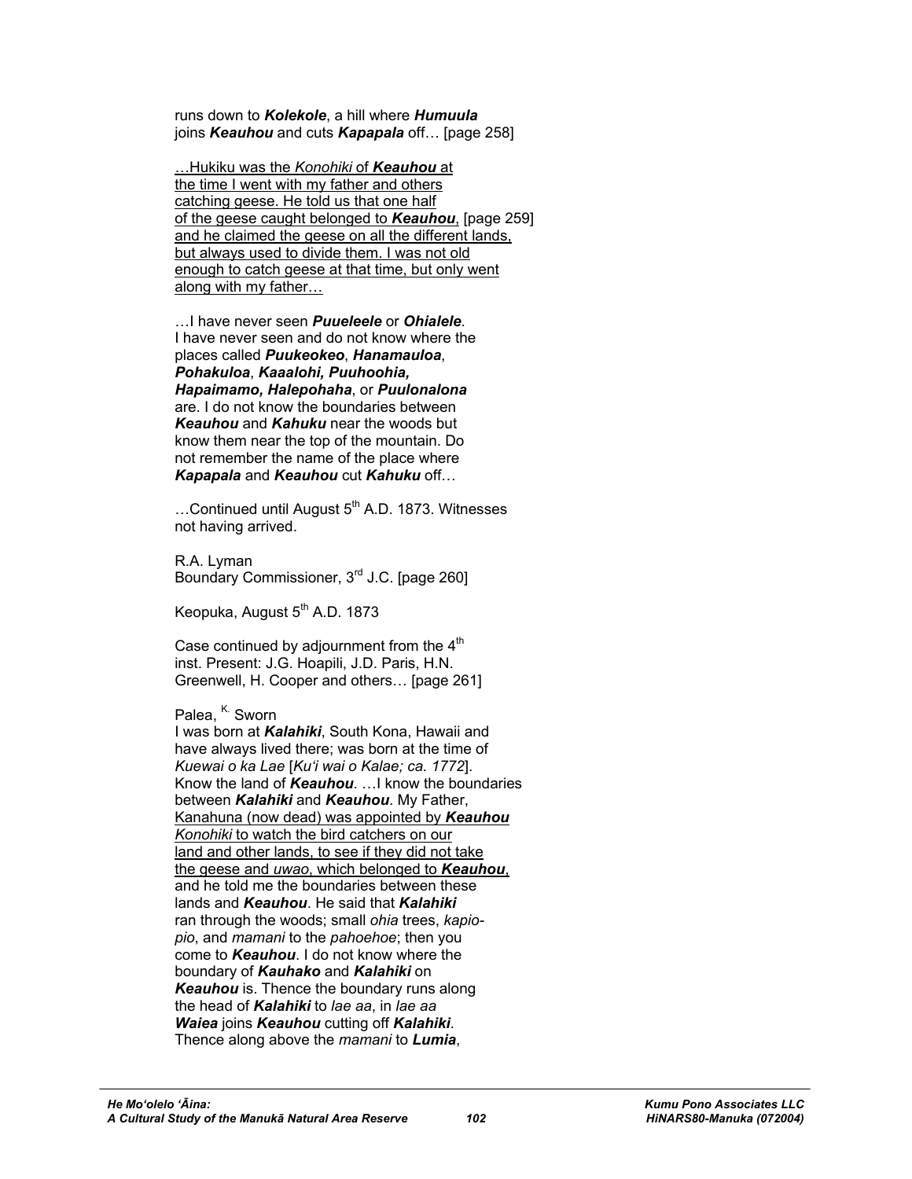runs down to ***Kolekole***, a hill where ***Humuula*** joins ***Keauhou*** and cuts ***Kapapala*** off… [page 258]

<u>…Hukiku was the *Konohiki* of ***Keauhou*** at the time I went with my father and others catching geese. He told us that one half of the geese caught belonged to ***Keauhou***,</u> [page 259] <u>and he claimed the geese on all the different lands, but always used to divide them. I was not old enough to catch geese at that time, but only went along with my father…</u>

…I have never seen ***Puueleele*** or ***Ohialele***. I have never seen and do not know where the places called ***Puukeokeo***, ***Hanamauloa***, ***Pohakuloa***, ***Kaaalohi, Puuhoohia, Hapaimamo, Halepohaha***, or ***Puulonalona*** are. I do not know the boundaries between ***Keauhou*** and ***Kahuku*** near the woods but know them near the top of the mountain. Do not remember the name of the place where ***Kapapala*** and ***Keauhou*** cut ***Kahuku*** off…

…Continued until August 5th A.D. 1873. Witnesses not having arrived.

R.A. Lyman
Boundary Commissioner, 3rd J.C. [page 260]

Keopuka, August 5th A.D. 1873

Case continued by adjournment from the 4th inst. Present: J.G. Hoapili, J.D. Paris, H.N. Greenwell, H. Cooper and others… [page 261]

Palea, K. Sworn
I was born at ***Kalahiki***, South Kona, Hawaii and have always lived there; was born at the time of *Kuewai o ka Lae* [*Ku'i wai o Kalae; ca. 1772*]. Know the land of ***Keauhou***. …I know the boundaries between ***Kalahiki*** and ***Keauhou***. My Father, <u>Kanahuna (now dead) was appointed by ***Keauhou*** *Konohiki* to watch the bird catchers on our land and other lands, to see if they did not take the geese and *uwao*, which belonged to ***Keauhou***,</u> and he told me the boundaries between these lands and ***Keauhou***. He said that ***Kalahiki*** ran through the woods; small *ohia* trees, *kapio-pio*, and *mamani* to the *pahoehoe*; then you come to ***Keauhou***. I do not know where the boundary of ***Kauhako*** and ***Kalahiki*** on ***Keauhou*** is. Thence the boundary runs along the head of ***Kalahiki*** to *lae aa*, in *lae aa* ***Waiea*** joins ***Keauhou*** cutting off ***Kalahiki***. Thence along above the *mamani* to ***Lumia***,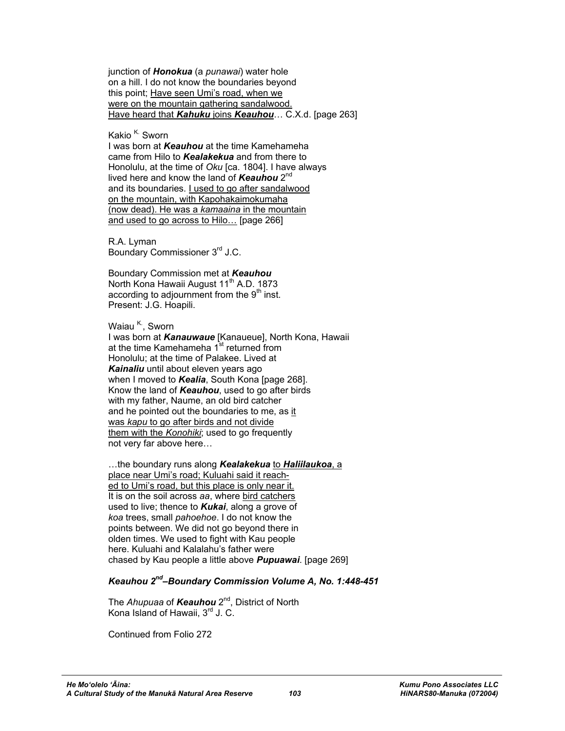junction of ***Honokua*** (a *punawai*) water hole on a hill. I do not know the boundaries beyond this point; <u>Have seen Umi's road, when we were on the mountain gathering sandalwood. Have heard that ***Kahuku*** joins ***Keauhou***</u>… C.X.d. [page 263]

Kakio [K.] Sworn
I was born at ***Keauhou*** at the time Kamehameha came from Hilo to ***Kealakekua*** and from there to Honolulu, at the time of *Oku* [ca. 1804]. I have always lived here and know the land of ***Keauhou*** 2nd and its boundaries. <u>I used to go after sandalwood on the mountain, with Kapohakaimokumaha (now dead). He was a *kamaaina* in the mountain and used to go across to Hilo…</u> [page 266]

R.A. Lyman
Boundary Commissioner 3rd J.C.

Boundary Commission met at ***Keauhou*** North Kona Hawaii August 11th A.D. 1873 according to adjournment from the 9th inst.
Present: J.G. Hoapili.

Waiau [K.], Sworn
I was born at ***Kanauwaue*** [Kanaueue], North Kona, Hawaii at the time Kamehameha 1st returned from Honolulu; at the time of Palakee. Lived at ***Kainaliu*** until about eleven years ago when I moved to ***Kealia***, South Kona [page 268]. Know the land of ***Keauhou***, used to go after birds with my father, Naume, an old bird catcher and he pointed out the boundaries to me, as <u>it was *kapu* to go after birds and not divide them with the *Konohiki*</u>; used to go frequently not very far above here…

…the boundary runs along ***Kealakekua*** <u>to ***Haliilaukoa***, a place near Umi's road; Kuluahi said it reached to Umi's road, but this place is only near it.</u> It is on the soil across *aa*, where <u>bird catchers</u> used to live; thence to ***Kukai***, along a grove of *koa* trees, small *pahoehoe*. I do not know the points between. We did not go beyond there in olden times. We used to fight with Kau people here. Kuluahi and Kalalahu's father were chased by Kau people a little above ***Pupuawai***. [page 269]

### *Keauhou 2nd–Boundary Commission Volume A, No. 1:448-451*

The *Ahupuaa* of ***Keauhou*** 2nd, District of North Kona Island of Hawaii, 3rd J. C.

Continued from Folio 272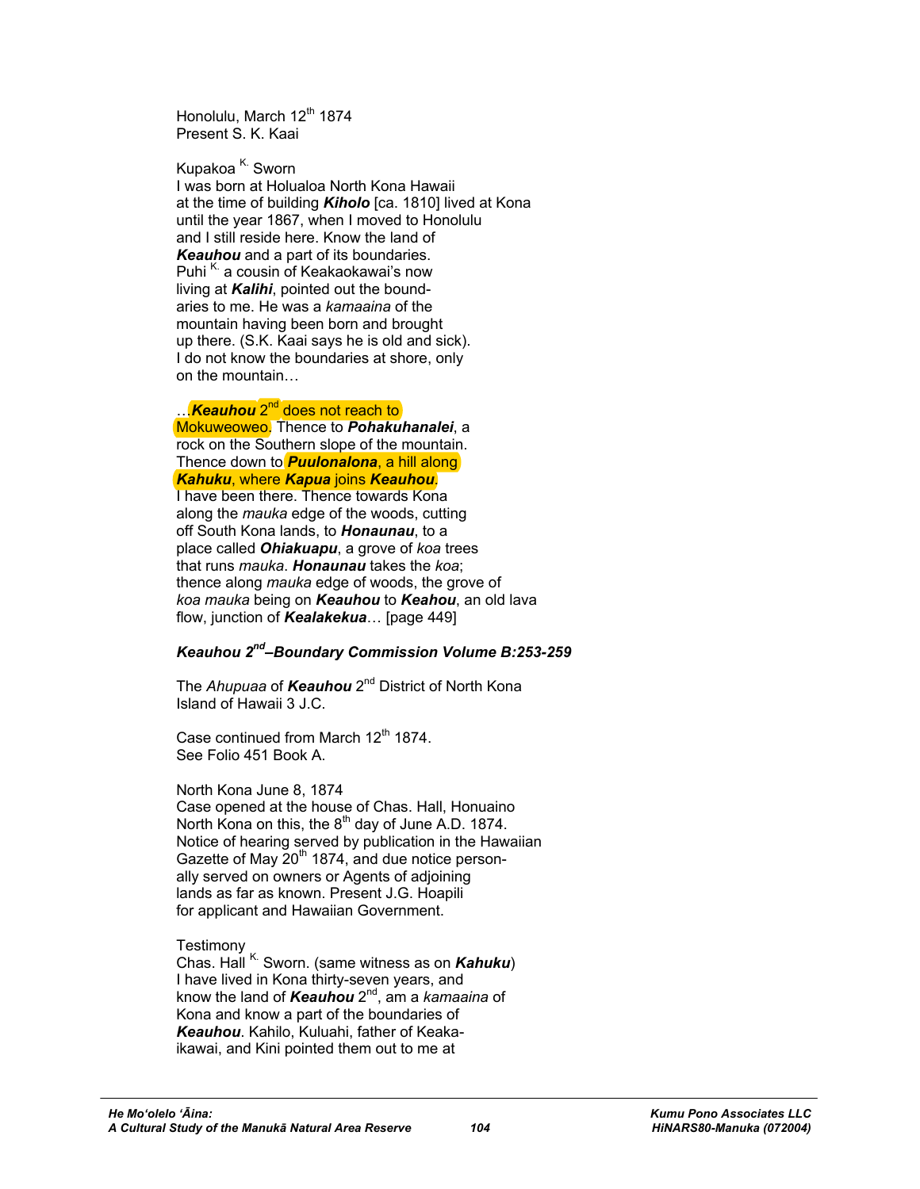Honolulu, March 12th 1874
Present S. K. Kaai

Kupakoa K. Sworn
I was born at Holualoa North Kona Hawaii at the time of building ***Kiholo*** [ca. 1810] lived at Kona until the year 1867, when I moved to Honolulu and I still reside here. Know the land of ***Keauhou*** and a part of its boundaries. Puhi K. a cousin of Keakaokawai's now living at ***Kalihi***, pointed out the boundaries to me. He was a *kamaaina* of the mountain having been born and brought up there. (S.K. Kaai says he is old and sick). I do not know the boundaries at shore, only on the mountain…

…***Keauhou*** 2nd does not reach to Mokuweoweo. Thence to ***Pohakuhanalei***, a rock on the Southern slope of the mountain. Thence down to ***Puulonalona***, a hill along ***Kahuku***, where ***Kapua*** joins ***Keauhou***. I have been there. Thence towards Kona along the *mauka* edge of the woods, cutting off South Kona lands, to ***Honaunau***, to a place called ***Ohiakuapu***, a grove of *koa* trees that runs *mauka*. ***Honaunau*** takes the *koa*; thence along *mauka* edge of woods, the grove of *koa mauka* being on ***Keauhou*** to ***Keahou***, an old lava flow, junction of ***Kealakekua***… [page 449]

***Keauhou 2nd–Boundary Commission Volume B:253-259***

The *Ahupuaa* of ***Keauhou*** 2nd District of North Kona
Island of Hawaii 3 J.C.

Case continued from March 12th 1874.
See Folio 451 Book A.

North Kona June 8, 1874
Case opened at the house of Chas. Hall, Honuaino North Kona on this, the 8th day of June A.D. 1874. Notice of hearing served by publication in the Hawaiian Gazette of May 20th 1874, and due notice personally served on owners or Agents of adjoining lands as far as known. Present J.G. Hoapili for applicant and Hawaiian Government.

Testimony
Chas. Hall K. Sworn. (same witness as on ***Kahuku***)
I have lived in Kona thirty-seven years, and know the land of ***Keauhou*** 2nd, am a *kamaaina* of Kona and know a part of the boundaries of ***Keauhou***. Kahilo, Kuluahi, father of Keakaikawai, and Kini pointed them out to me at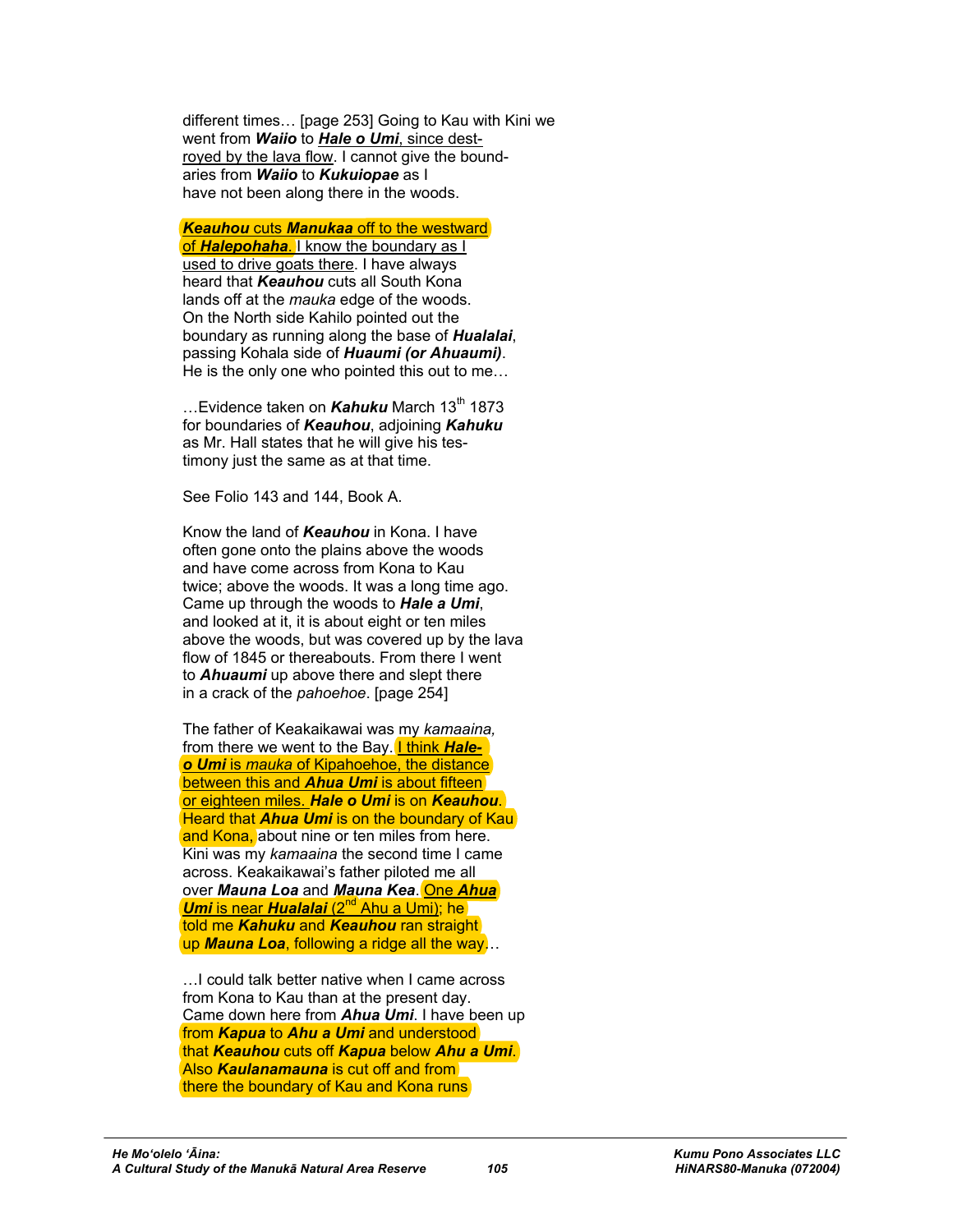different times… [page 253] Going to Kau with Kini we went from ***Waiio*** to ***Hale o Umi***, since destroyed by the lava flow. I cannot give the boundaries from ***Waiio*** to ***Kukuiopae*** as I have not been along there in the woods.

***Keauhou*** cuts ***Manukaa*** off to the westward of ***Halepohaha***. I know the boundary as I used to drive goats there. I have always heard that ***Keauhou*** cuts all South Kona lands off at the *mauka* edge of the woods. On the North side Kahilo pointed out the boundary as running along the base of ***Hualalai***, passing Kohala side of ***Huaumi (or Ahuaumi)***. He is the only one who pointed this out to me…

…Evidence taken on ***Kahuku*** March 13th 1873 for boundaries of ***Keauhou***, adjoining ***Kahuku*** as Mr. Hall states that he will give his testimony just the same as at that time.

See Folio 143 and 144, Book A.

Know the land of ***Keauhou*** in Kona. I have often gone onto the plains above the woods and have come across from Kona to Kau twice; above the woods. It was a long time ago. Came up through the woods to ***Hale a Umi***, and looked at it, it is about eight or ten miles above the woods, but was covered up by the lava flow of 1845 or thereabouts. From there I went to ***Ahuaumi*** up above there and slept there in a crack of the *pahoehoe*. [page 254]

The father of Keakaikawai was my *kamaaina,* from there we went to the Bay. I think ***Hale-o Umi*** is *mauka* of Kipahoehoe, the distance between this and ***Ahua Umi*** is about fifteen or eighteen miles. ***Hale o Umi*** is on ***Keauhou***. Heard that ***Ahua Umi*** is on the boundary of Kau and Kona, about nine or ten miles from here. Kini was my *kamaaina* the second time I came across. Keakaikawai's father piloted me all over ***Mauna Loa*** and ***Mauna Kea***. One ***Ahua Umi*** is near ***Hualalai*** (2nd Ahu a Umi); he told me ***Kahuku*** and ***Keauhou*** ran straight up ***Mauna Loa***, following a ridge all the way…

…I could talk better native when I came across from Kona to Kau than at the present day. Came down here from ***Ahua Umi***. I have been up from ***Kapua*** to ***Ahu a Umi*** and understood that ***Keauhou*** cuts off ***Kapua*** below ***Ahu a Umi***. Also ***Kaulanamauna*** is cut off and from there the boundary of Kau and Kona runs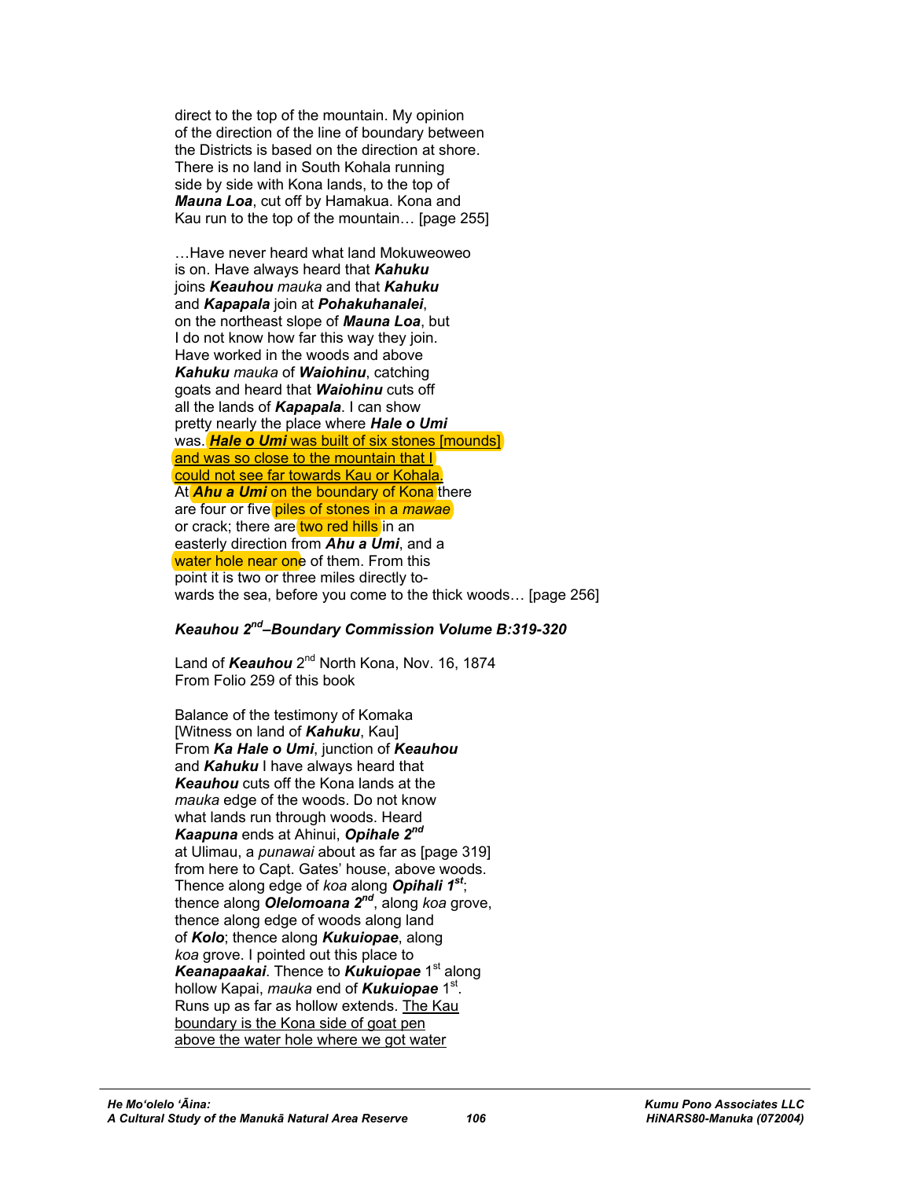direct to the top of the mountain. My opinion of the direction of the line of boundary between the Districts is based on the direction at shore. There is no land in South Kohala running side by side with Kona lands, to the top of ***Mauna Loa***, cut off by Hamakua. Kona and Kau run to the top of the mountain… [page 255]

…Have never heard what land Mokuweoweo is on. Have always heard that ***Kahuku*** joins ***Keauhou*** *mauka* and that ***Kahuku*** and ***Kapapala*** join at ***Pohakuhanalei***, on the northeast slope of ***Mauna Loa***, but I do not know how far this way they join. Have worked in the woods and above ***Kahuku*** *mauka* of ***Waiohinu***, catching goats and heard that ***Waiohinu*** cuts off all the lands of ***Kapapala***. I can show pretty nearly the place where ***Hale o Umi*** was. ***Hale o Umi*** was built of six stones [mounds] and was so close to the mountain that I could not see far towards Kau or Kohala. At ***Ahu a Umi*** on the boundary of Kona there are four or five piles of stones in a *mawae* or crack; there are two red hills in an easterly direction from ***Ahu a Umi***, and a water hole near one of them. From this point it is two or three miles directly towards the sea, before you come to the thick woods… [page 256]

### *Keauhou 2nd–Boundary Commission Volume B:319-320*

Land of ***Keauhou*** 2nd North Kona, Nov. 16, 1874
From Folio 259 of this book

Balance of the testimony of Komaka [Witness on land of ***Kahuku***, Kau]
From ***Ka Hale o Umi***, junction of ***Keauhou*** and ***Kahuku*** I have always heard that ***Keauhou*** cuts off the Kona lands at the *mauka* edge of the woods. Do not know what lands run through woods. Heard ***Kaapuna*** ends at Ahinui, ***Opihale 2nd*** at Ulimau, a *punawai* about as far as [page 319] from here to Capt. Gates' house, above woods. Thence along edge of *koa* along ***Opihali 1st***; thence along ***Olelomoana 2nd***, along *koa* grove, thence along edge of woods along land of ***Kolo***; thence along ***Kukuiopae***, along *koa* grove. I pointed out this place to ***Keanapaakai***. Thence to ***Kukuiopae*** 1st along hollow Kapai, *mauka* end of ***Kukuiopae*** 1st. Runs up as far as hollow extends. The Kau boundary is the Kona side of goat pen above the water hole where we got water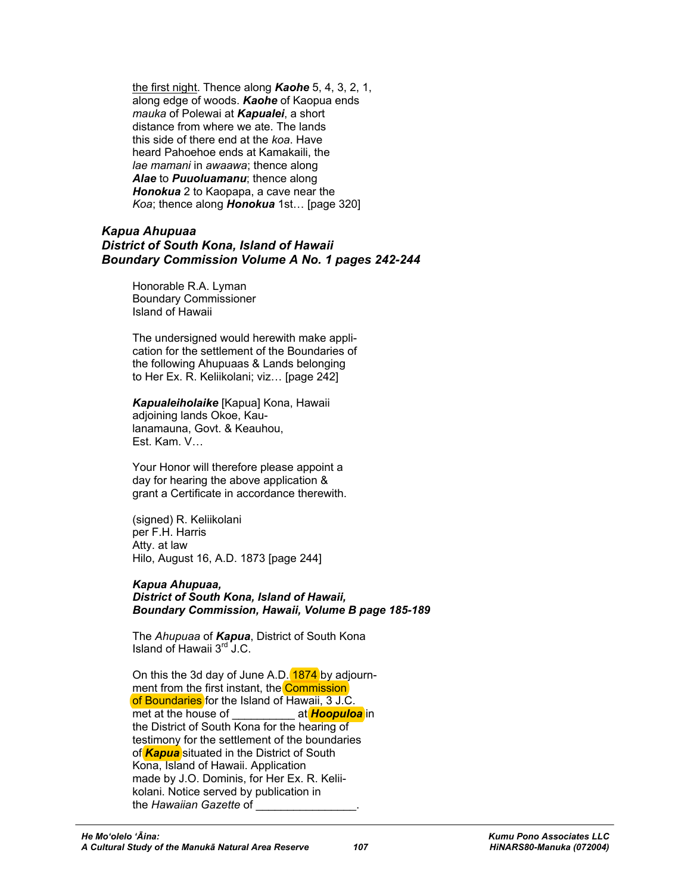<u>the first night</u>. Thence along ***Kaohe*** 5, 4, 3, 2, 1, along edge of woods. ***Kaohe*** of Kaopua ends *mauka* of Polewai at ***Kapualei***, a short distance from where we ate. The lands this side of there end at the *koa*. Have heard Pahoehoe ends at Kamakaili, the *lae mamani* in *awaawa*; thence along ***Alae*** to ***Puuoluamanu***; thence along ***Honokua*** 2 to Kaopapa, a cave near the *Koa*; thence along ***Honokua*** 1st… [page 320]

### *Kapua Ahupuaa*
### *District of South Kona, Island of Hawaii*
### *Boundary Commission Volume A No. 1 pages 242-244*

Honorable R.A. Lyman
Boundary Commissioner
Island of Hawaii

The undersigned would herewith make application for the settlement of the Boundaries of the following Ahupuaas & Lands belonging to Her Ex. R. Keliikolani; viz… [page 242]

***Kapualeiholaike*** [Kapua] Kona, Hawaii adjoining lands Okoe, Kaulanamauna, Govt. & Keauhou, Est. Kam. V…

Your Honor will therefore please appoint a day for hearing the above application & grant a Certificate in accordance therewith.

(signed) R. Keliikolani
per F.H. Harris
Atty. at law
Hilo, August 16, A.D. 1873 [page 244]

#### *Kapua Ahupuaa,*
#### *District of South Kona, Island of Hawaii,*
#### *Boundary Commission, Hawaii, Volume B page 185-189*

The *Ahupuaa* of ***Kapua***, District of South Kona Island of Hawaii 3rd J.C.

On this the 3d day of June A.D. 1874 by adjournment from the first instant, the Commission of Boundaries for the Island of Hawaii, 3 J.C. met at the house of __________ at ***Hoopuloa*** in the District of South Kona for the hearing of testimony for the settlement of the boundaries of ***Kapua*** situated in the District of South Kona, Island of Hawaii. Application made by J.O. Dominis, for Her Ex. R. Keliikolani. Notice served by publication in the *Hawaiian Gazette* of ________________.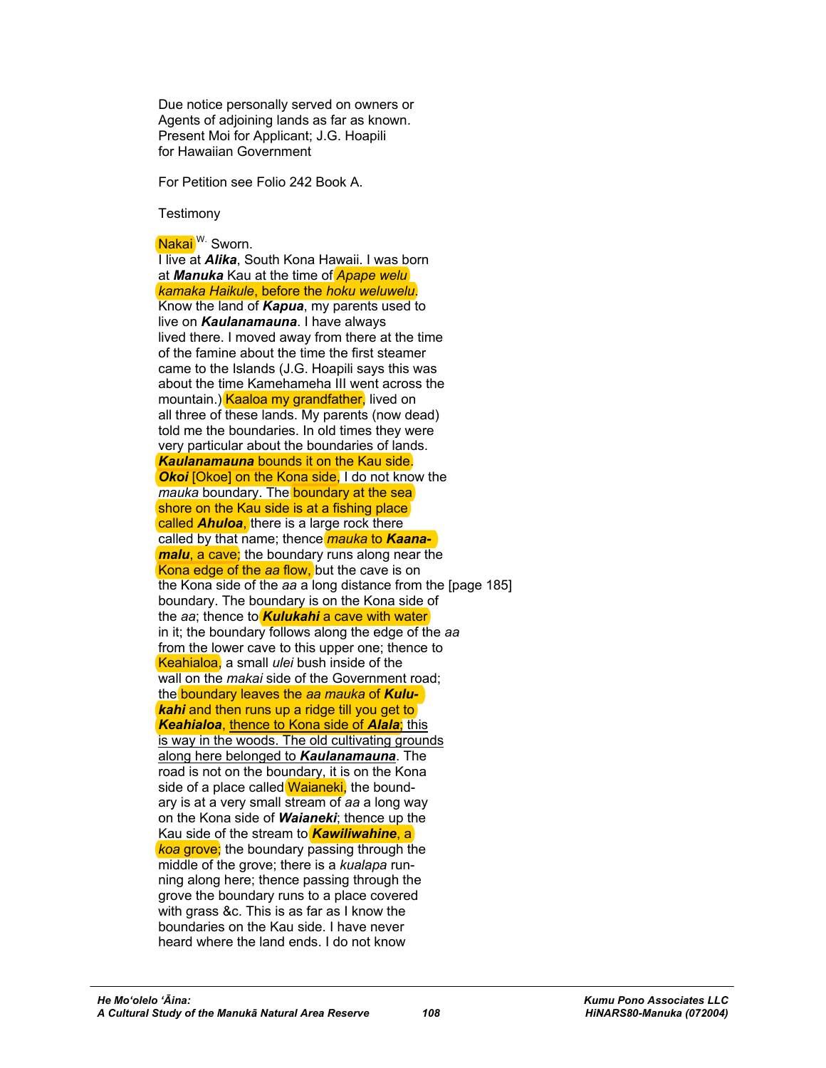Due notice personally served on owners or Agents of adjoining lands as far as known. Present Moi for Applicant; J.G. Hoapili for Hawaiian Government

For Petition see Folio 242 Book A.

Testimony

Nakai [W.] Sworn.

I live at ***Alika***, South Kona Hawaii. I was born at ***Manuka*** Kau at the time of *Apape welu kamaka Haikule*, before the *hoku weluwelu*. Know the land of ***Kapua***, my parents used to live on ***Kaulanamauna***. I have always lived there. I moved away from there at the time of the famine about the time the first steamer came to the Islands (J.G. Hoapili says this was about the time Kamehameha III went across the mountain.) Kaaloa my grandfather, lived on all three of these lands. My parents (now dead) told me the boundaries. In old times they were very particular about the boundaries of lands. ***Kaulanamauna*** bounds it on the Kau side. ***Okoi*** [Okoe] on the Kona side, I do not know the *mauka* boundary. The boundary at the sea shore on the Kau side is at a fishing place called ***Ahuloa***, there is a large rock there called by that name; thence *mauka* to ***Kaanamalu***, a cave; the boundary runs along near the Kona edge of the *aa* flow, but the cave is on the Kona side of the *aa* a long distance from the [page 185] boundary. The boundary is on the Kona side of the *aa*; thence to ***Kulukahi*** a cave with water in it; the boundary follows along the edge of the *aa* from the lower cave to this upper one; thence to Keahialoa, a small *ulei* bush inside of the wall on the *makai* side of the Government road; the boundary leaves the *aa mauka* of ***Kulukahi*** and then runs up a ridge till you get to ***Keahialoa***, <u>thence to Kona side of ***Alala***; this is way in the woods. The old cultivating grounds along here belonged to ***Kaulanamauna***</u>. The road is not on the boundary, it is on the Kona side of a place called Waianeki, the boundary is at a very small stream of *aa* a long way on the Kona side of ***Waianeki***; thence up the Kau side of the stream to ***Kawiliwahine***, a *koa* grove; the boundary passing through the middle of the grove; there is a *kualapa* running along here; thence passing through the grove the boundary runs to a place covered with grass &c. This is as far as I know the boundaries on the Kau side. I have never heard where the land ends. I do not know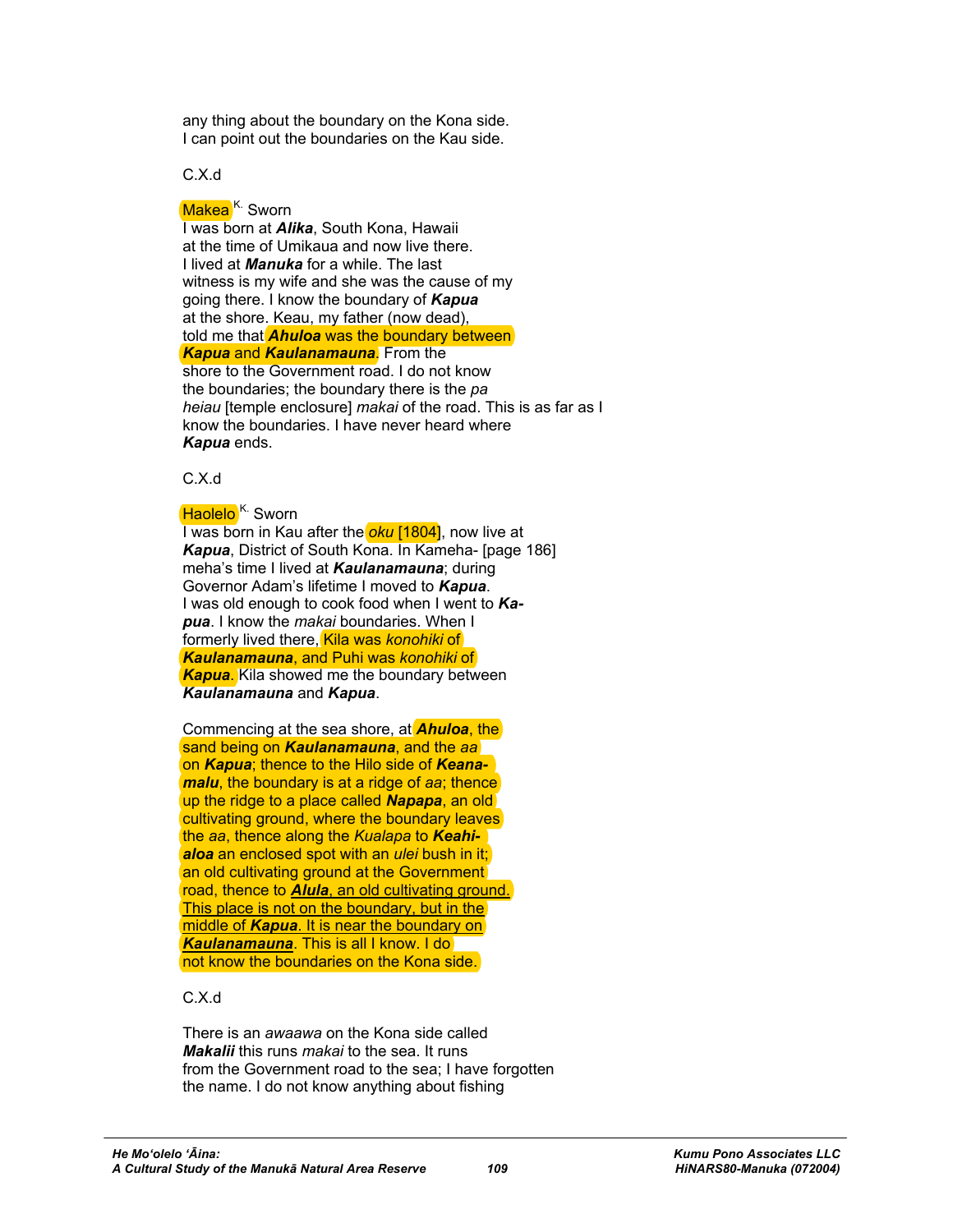any thing about the boundary on the Kona side.
I can point out the boundaries on the Kau side.

C.X.d

Makea [K.] Sworn
I was born at ***Alika***, South Kona, Hawaii
at the time of Umikaua and now live there.
I lived at ***Manuka*** for a while. The last
witness is my wife and she was the cause of my
going there. I know the boundary of ***Kapua***
at the shore. Keau, my father (now dead),
told me that ***Ahuloa*** was the boundary between
***Kapua*** and ***Kaulanamauna***. From the
shore to the Government road. I do not know
the boundaries; the boundary there is the *pa
heiau* [temple enclosure] *makai* of the road. This is as far as I
know the boundaries. I have never heard where
***Kapua*** ends.

C.X.d

Haolelo [K.] Sworn
I was born in Kau after the *oku* [1804], now live at
***Kapua***, District of South Kona. In Kameha- [page 186]
meha's time I lived at ***Kaulanamauna***; during
Governor Adam's lifetime I moved to ***Kapua***.
I was old enough to cook food when I went to ***Ka-
pua***. I know the *makai* boundaries. When I
formerly lived there, Kila was *konohiki* of
***Kaulanamauna***, and Puhi was *konohiki* of
***Kapua***. Kila showed me the boundary between
***Kaulanamauna*** and ***Kapua***.

Commencing at the sea shore, at ***Ahuloa***, the
sand being on ***Kaulanamauna***, and the *aa*
on ***Kapua***; thence to the Hilo side of ***Keana-
malu***, the boundary is at a ridge of *aa*; thence
up the ridge to a place called ***Napapa***, an old
cultivating ground, where the boundary leaves
the *aa*, thence along the *Kualapa* to ***Keahi-
aloa*** an enclosed spot with an *ulei* bush in it;
an old cultivating ground at the Government
road, thence to ***Alula***, an old cultivating ground.
This place is not on the boundary, but in the
middle of ***Kapua***. It is near the boundary on
***Kaulanamauna***. This is all I know. I do
not know the boundaries on the Kona side.

C.X.d

There is an *awaawa* on the Kona side called
***Makalii*** this runs *makai* to the sea. It runs
from the Government road to the sea; I have forgotten
the name. I do not know anything about fishing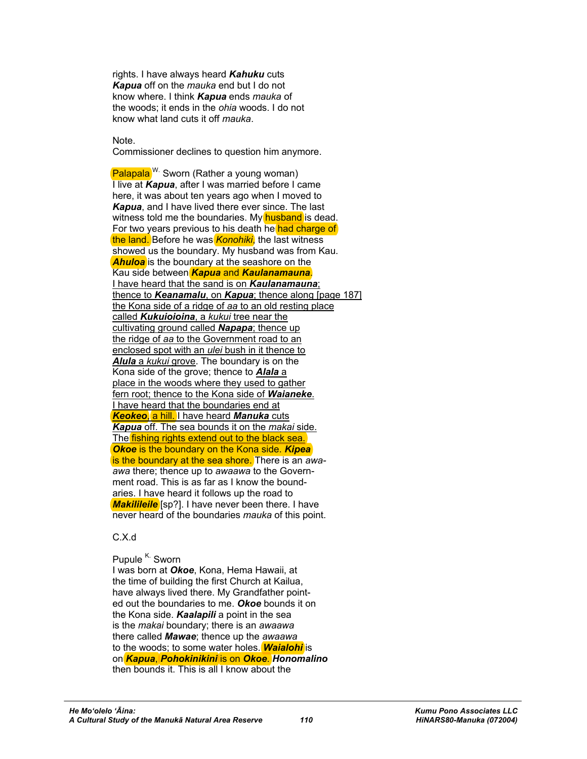rights. I have always heard ***Kahuku*** cuts ***Kapua*** off on the *mauka* end but I do not know where. I think ***Kapua*** ends *mauka* of the woods; it ends in the *ohia* woods. I do not know what land cuts it off *mauka*.

Note.
Commissioner declines to question him anymore.

Palapala [W.] Sworn (Rather a young woman)
I live at ***Kapua***, after I was married before I came here, it was about ten years ago when I moved to ***Kapua***, and I have lived there ever since. The last witness told me the boundaries. My husband is dead. For two years previous to his death he had charge of the land. Before he was *Konohiki*, the last witness showed us the boundary. My husband was from Kau. ***Ahuloa*** is the boundary at the seashore on the Kau side between ***Kapua*** and ***Kaulanamauna***. I have heard that the sand is on ***Kaulanamauna***; thence to ***Keanamalu***, on ***Kapua***; thence along [page 187] the Kona side of a ridge of *aa* to an old resting place called ***Kukuioioina***, a *kukui* tree near the cultivating ground called ***Napapa***; thence up the ridge of *aa* to the Government road to an enclosed spot with an *ulei* bush in it thence to ***Alula*** a *kukui* grove. The boundary is on the Kona side of the grove; thence to ***Alala*** a place in the woods where they used to gather fern root; thence to the Kona side of ***Waianeke***. I have heard that the boundaries end at ***Keokeo***, a hill. I have heard ***Manuka*** cuts ***Kapua*** off. The sea bounds it on the *makai* side. The fishing rights extend out to the black sea. ***Okoe*** is the boundary on the Kona side. ***Kipea*** is the boundary at the sea shore. There is an *awaawa* there; thence up to *awaawa* to the Government road. This is as far as I know the boundaries. I have heard it follows up the road to ***Makilileile*** [sp?]. I have never been there. I have never heard of the boundaries *mauka* of this point.

C.X.d

Pupule [K.] Sworn
I was born at ***Okoe***, Kona, Hema Hawaii, at the time of building the first Church at Kailua, have always lived there. My Grandfather pointed out the boundaries to me. ***Okoe*** bounds it on the Kona side. ***Kaalapili*** a point in the sea is the *makai* boundary; there is an *awaawa* there called ***Mawae***; thence up the *awaawa* to the woods; to some water holes. ***Waialohi*** is on ***Kapua***, ***Pohokinikini*** is on ***Okoe***. ***Honomalino*** then bounds it. This is all I know about the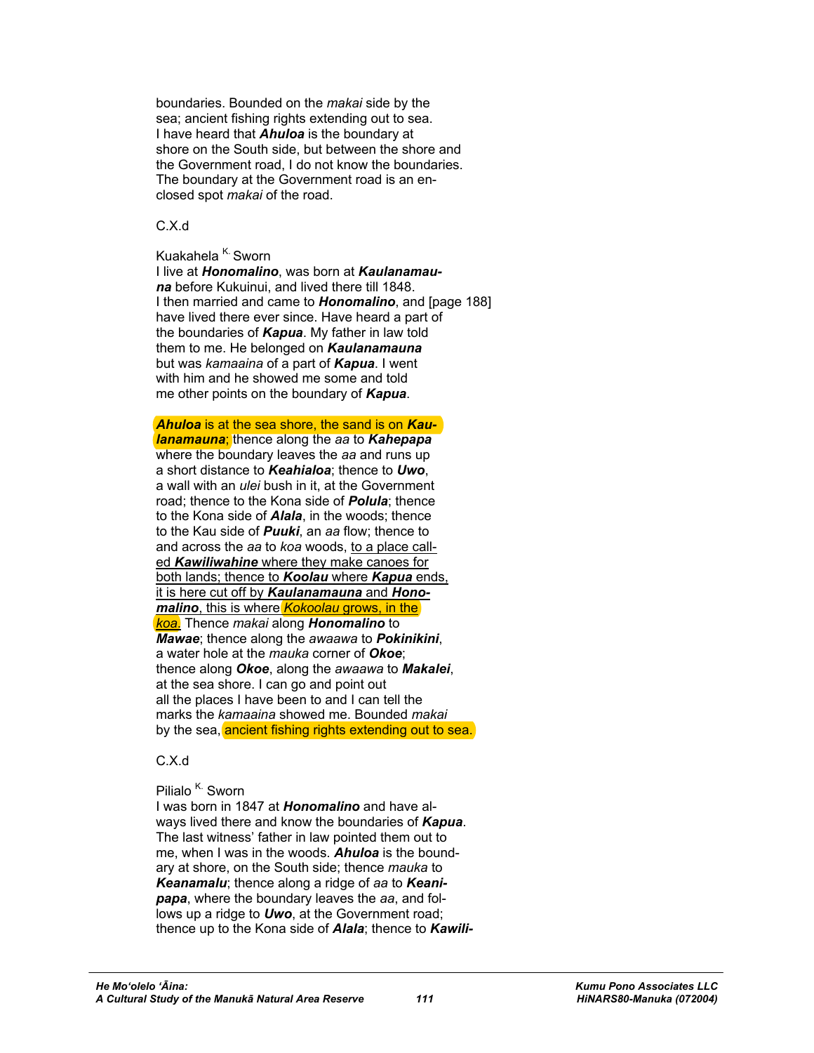boundaries. Bounded on the *makai* side by the sea; ancient fishing rights extending out to sea. I have heard that ***Ahuloa*** is the boundary at shore on the South side, but between the shore and the Government road, I do not know the boundaries. The boundary at the Government road is an enclosed spot *makai* of the road.

C.X.d

Kuakahela [K.] Sworn
I live at ***Honomalino***, was born at ***Kaulanamauna*** before Kukuinui, and lived there till 1848. I then married and came to ***Honomalino***, and [page 188] have lived there ever since. Have heard a part of the boundaries of ***Kapua***. My father in law told them to me. He belonged on ***Kaulanamauna*** but was *kamaaina* of a part of ***Kapua***. I went with him and he showed me some and told me other points on the boundary of ***Kapua***.

***Ahuloa*** is at the sea shore, the sand is on ***Kaulanamauna***; thence along the *aa* to ***Kahepapa*** where the boundary leaves the *aa* and runs up a short distance to ***Keahialoa***; thence to ***Uwo***, a wall with an *ulei* bush in it, at the Government road; thence to the Kona side of ***Polula***; thence to the Kona side of ***Alala***, in the woods; thence to the Kau side of ***Puuki***, an *aa* flow; thence to and across the *aa* to *koa* woods, to a place called ***Kawiliwahine*** where they make canoes for both lands; thence to ***Koolau*** where ***Kapua*** ends, it is here cut off by ***Kaulanamauna*** and ***Honomalino***, this where *Kokoolau* grows, in the *koa*. Thence *makai* along ***Honomalino*** to ***Mawae***; thence along the *awaawa* to ***Pokinikini***, a water hole at the *mauka* corner of ***Okoe***; thence along ***Okoe***, along the *awaawa* to ***Makalei***, at the sea shore. I can go and point out all the places I have been to and I can tell the marks the *kamaaina* showed me. Bounded *makai* by the sea, ancient fishing rights extending out to sea.

C.X.d

Pilialo [K.] Sworn
I was born in 1847 at ***Honomalino*** and have always lived there and know the boundaries of ***Kapua***. The last witness' father in law pointed them out to me, when I was in the woods. ***Ahuloa*** is the boundary at shore, on the South side; thence *mauka* to ***Keanamalu***; thence along a ridge of *aa* to ***Keanipapa***, where the boundary leaves the *aa*, and follows up a ridge to ***Uwo***, at the Government road; thence up to the Kona side of ***Alala***; thence to ***Kawili-***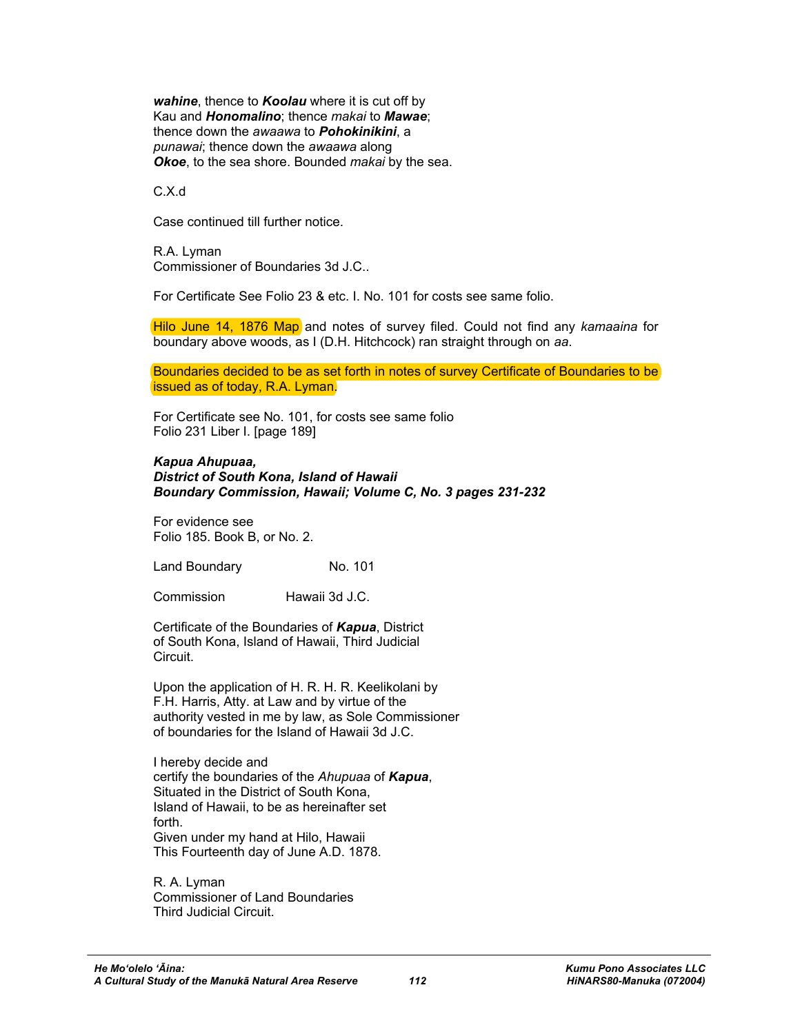***wahine***, thence to ***Koolau*** where it is cut off by Kau and ***Honomalino***; thence *makai* to ***Mawae***; thence down the *awaawa* to ***Pohokinikini***, a *punawai*; thence down the *awaawa* along ***Okoe***, to the sea shore. Bounded *makai* by the sea.

C.X.d

Case continued till further notice.

R.A. Lyman
Commissioner of Boundaries 3d J.C..

For Certificate See Folio 23 & etc. I. No. 101 for costs see same folio.

Hilo June 14, 1876 Map and notes of survey filed. Could not find any *kamaaina* for boundary above woods, as I (D.H. Hitchcock) ran straight through on *aa*.

Boundaries decided to be as set forth in notes of survey Certificate of Boundaries to be issued as of today, R.A. Lyman.

For Certificate see No. 101, for costs see same folio
Folio 231 Liber I. [page 189]

***Kapua Ahupuaa,***
***District of South Kona, Island of Hawaii***
***Boundary Commission, Hawaii; Volume C, No. 3 pages 231-232***

For evidence see
Folio 185. Book B, or No. 2.

Land Boundary No. 101

Commission Hawaii 3d J.C.

Certificate of the Boundaries of ***Kapua***, District of South Kona, Island of Hawaii, Third Judicial Circuit.

Upon the application of H. R. H. R. Keelikolani by F.H. Harris, Atty. at Law and by virtue of the authority vested in me by law, as Sole Commissioner of boundaries for the Island of Hawaii 3d J.C.

I hereby decide and certify the boundaries of the *Ahupuaa* of ***Kapua***, Situated in the District of South Kona, Island of Hawaii, to be as hereinafter set forth.
Given under my hand at Hilo, Hawaii
This Fourteenth day of June A.D. 1878.

R. A. Lyman
Commissioner of Land Boundaries
Third Judicial Circuit.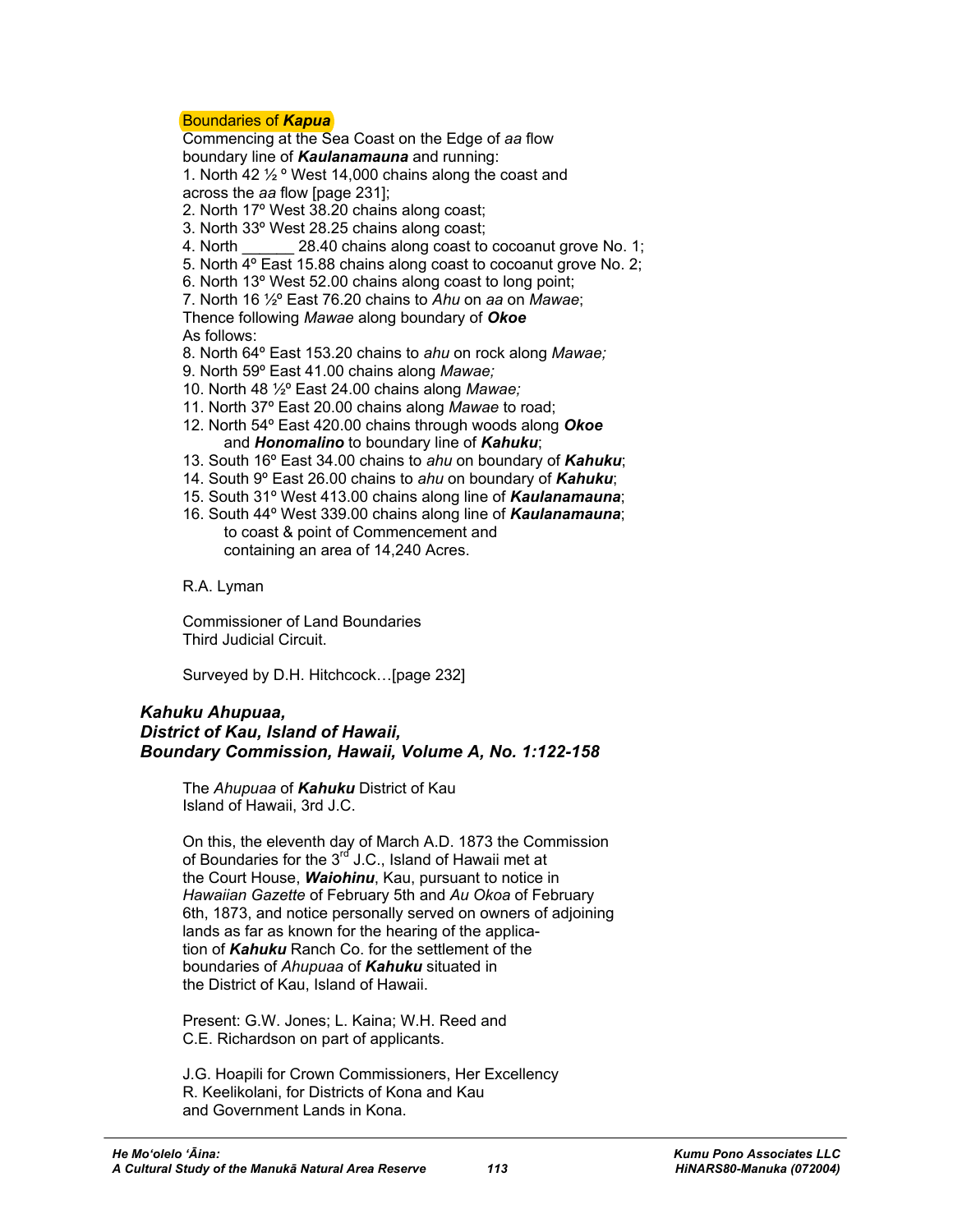Boundaries of ***Kapua***

Commencing at the Sea Coast on the Edge of *aa* flow boundary line of ***Kaulanamauna*** and running:

1. North 42 ½ º West 14,000 chains along the coast and across the *aa* flow [page 231];
2. North 17º West 38.20 chains along coast;
3. North 33º West 28.25 chains along coast;
4. North ______ 28.40 chains along coast to cocoanut grove No. 1;
5. North 4º East 15.88 chains along coast to cocoanut grove No. 2;
6. North 13º West 52.00 chains along coast to long point;
7. North 16 ½º East 76.20 chains to *Ahu* on *aa* on *Mawae*;

Thence following *Mawae* along boundary of ***Okoe***
As follows:

8. North 64º East 153.20 chains to *ahu* on rock along *Mawae;*
9. North 59º East 41.00 chains along *Mawae;*
10. North 48 ½º East 24.00 chains along *Mawae;*
11. North 37º East 20.00 chains along *Mawae* to road;
12. North 54º East 420.00 chains through woods along ***Okoe*** and ***Honomalino*** to boundary line of ***Kahuku***;
13. South 16º East 34.00 chains to *ahu* on boundary of ***Kahuku***;
14. South 9º East 26.00 chains to *ahu* on boundary of ***Kahuku***;
15. South 31º West 413.00 chains along line of ***Kaulanamauna***;
16. South 44º West 339.00 chains along line of ***Kaulanamauna***; to coast & point of Commencement and containing an area of 14,240 Acres.

R.A. Lyman

Commissioner of Land Boundaries
Third Judicial Circuit.

Surveyed by D.H. Hitchcock…[page 232]

### *Kahuku Ahupuaa, District of Kau, Island of Hawaii, Boundary Commission, Hawaii, Volume A, No. 1:122-158*

The *Ahupuaa* of ***Kahuku*** District of Kau
Island of Hawaii, 3rd J.C.

On this, the eleventh day of March A.D. 1873 the Commission of Boundaries for the 3rd J.C., Island of Hawaii met at the Court House, ***Waiohinu***, Kau, pursuant to notice in *Hawaiian Gazette* of February 5th and *Au Okoa* of February 6th, 1873, and notice personally served on owners of adjoining lands as far as known for the hearing of the application of ***Kahuku*** Ranch Co. for the settlement of the boundaries of *Ahupuaa* of ***Kahuku*** situated in the District of Kau, Island of Hawaii.

Present: G.W. Jones; L. Kaina; W.H. Reed and C.E. Richardson on part of applicants.

J.G. Hoapili for Crown Commissioners, Her Excellency R. Keelikolani, for Districts of Kona and Kau and Government Lands in Kona.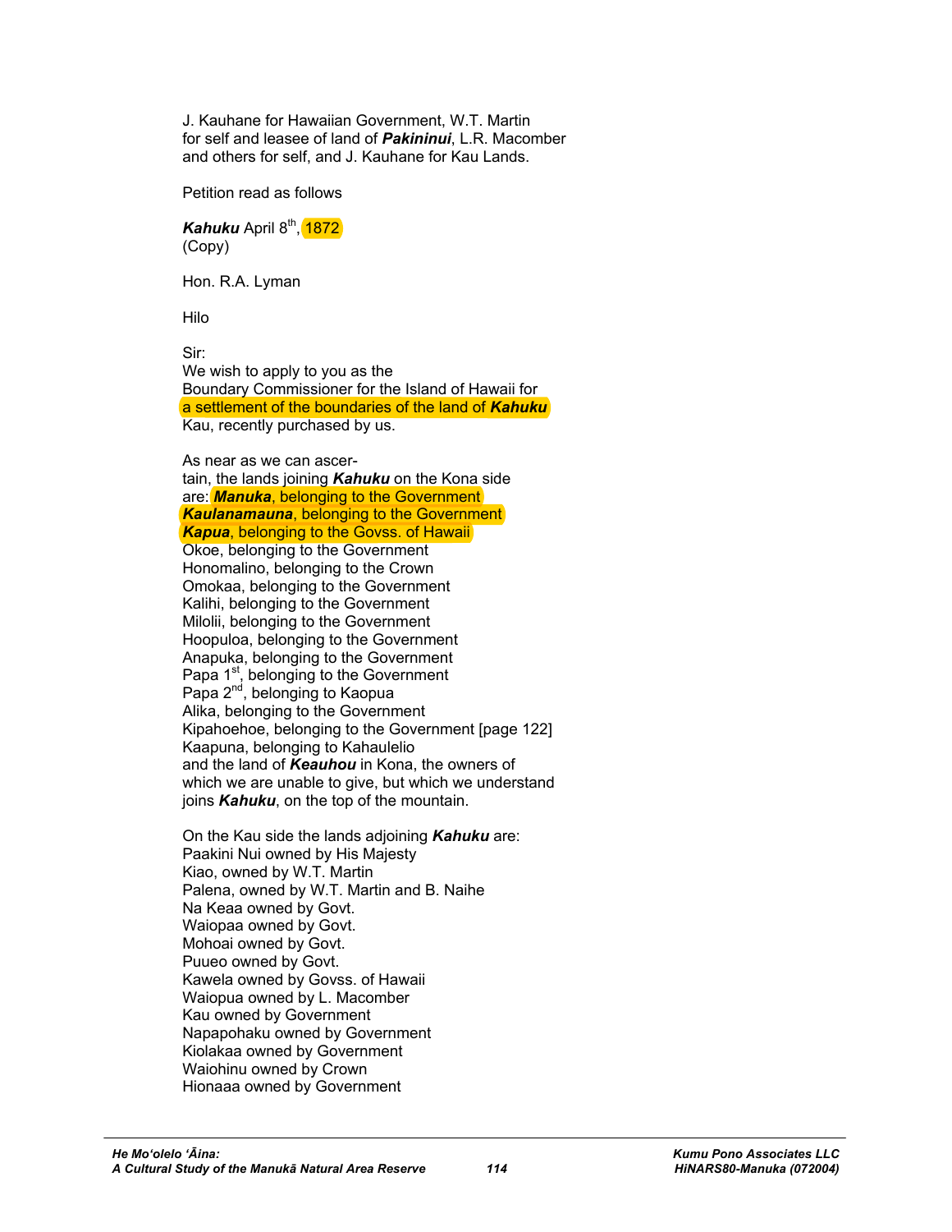J. Kauhane for Hawaiian Government, W.T. Martin for self and leasee of land of ***Pakininui***, L.R. Macomber and others for self, and J. Kauhane for Kau Lands.

Petition read as follows

***Kahuku*** April 8th, 1872
(Copy)

Hon. R.A. Lyman

Hilo

Sir:
We wish to apply to you as the Boundary Commissioner for the Island of Hawaii for a settlement of the boundaries of the land of ***Kahuku*** Kau, recently purchased by us.

As near as we can ascertain, the lands joining ***Kahuku*** on the Kona side are: ***Manuka***, belonging to the Government
***Kaulanamauna***, belonging to the Government
***Kapua***, belonging to the Govss. of Hawaii
Okoe, belonging to the Government
Honomalino, belonging to the Crown
Omokaa, belonging to the Government
Kalihi, belonging to the Government
Milolii, belonging to the Government
Hoopuloa, belonging to the Government
Anapuka, belonging to the Government
Papa 1st, belonging to the Government
Papa 2nd, belonging to Kaopua
Alika, belonging to the Government
Kipahoehoe, belonging to the Government [page 122]
Kaapuna, belonging to Kahaulelio
and the land of ***Keauhou*** in Kona, the owners of which we are unable to give, but which we understand joins ***Kahuku***, on the top of the mountain.

On the Kau side the lands adjoining ***Kahuku*** are:
Paakini Nui owned by His Majesty
Kiao, owned by W.T. Martin
Palena, owned by W.T. Martin and B. Naihe
Na Keaa owned by Govt.
Waiopaa owned by Govt.
Mohoai owned by Govt.
Puueo owned by Govt.
Kawela owned by Govss. of Hawaii
Waiopua owned by L. Macomber
Kau owned by Government
Napapohaku owned by Government
Kiolakaa owned by Government
Waiohinu owned by Crown
Hionaaa owned by Government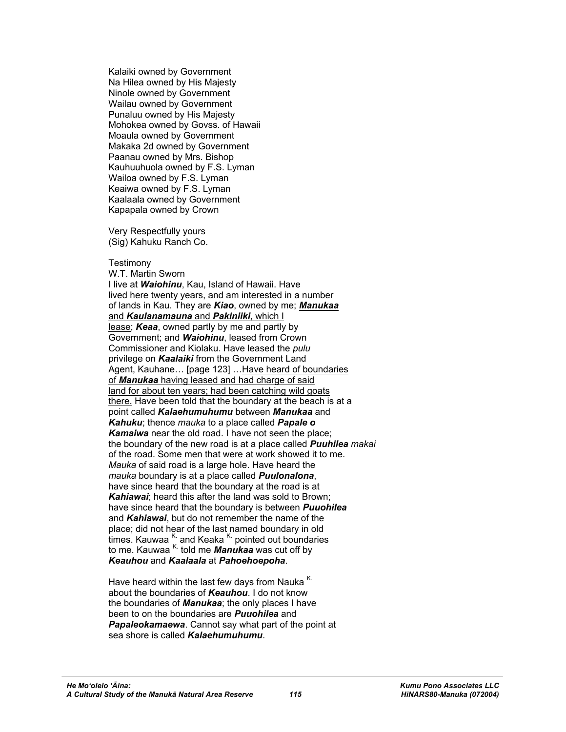Kalaiki owned by Government
Na Hilea owned by His Majesty
Ninole owned by Government
Wailau owned by Government
Punaluu owned by His Majesty
Mohokea owned by Govss. of Hawaii
Moaula owned by Government
Makaka 2d owned by Government
Paanau owned by Mrs. Bishop
Kauhuuhuola owned by F.S. Lyman
Wailoa owned by F.S. Lyman
Keaiwa owned by F.S. Lyman
Kaalaala owned by Government
Kapapala owned by Crown

Very Respectfully yours
(Sig) Kahuku Ranch Co.

Testimony
W.T. Martin Sworn
I live at ***Waiohinu***, Kau, Island of Hawaii. Have lived here twenty years, and am interested in a number of lands in Kau. They are ***Kiao***, owned by me; <u>***Manukaa*** and ***Kaulanamauna*** and ***Pakiniiki***, which I lease</u>; ***Keaa***, owned partly by me and partly by Government; and ***Waiohinu***, leased from Crown Commissioner and Kiolaku. Have leased the *pulu* privilege on ***Kaalaiki*** from the Government Land Agent, Kauhane… [page 123] …<u>Have heard of boundaries of ***Manukaa*** having leased and had charge of said land for about ten years; had been catching wild goats there.</u> Have been told that the boundary at the beach is at a point called ***Kalaehumuhumu*** between ***Manukaa*** and ***Kahuku***; thence *mauka* to a place called ***Papale o Kamaiwa*** near the old road. I have not seen the place; the boundary of the new road is at a place called ***Puuhilea*** *makai* of the road. Some men that were at work showed it to me. *Mauka* of said road is a large hole. Have heard the *mauka* boundary is at a place called ***Puulonalona***, have since heard that the boundary at the road is at ***Kahiawai***; heard this after the land was sold to Brown; have since heard that the boundary is between ***Puuohilea*** and ***Kahiawai***, but do not remember the name of the place; did not hear of the last named boundary in old times. Kauwaa [K.] and Keaka [K.] pointed out boundaries to me. Kauwaa [K.] told me ***Manukaa*** was cut off by ***Keauhou*** and ***Kaalaala*** at ***Pahoehoepoha***.

Have heard within the last few days from Nauka [K.] about the boundaries of ***Keauhou***. I do not know the boundaries of ***Manukaa***; the only places I have been to on the boundaries are ***Puuohilea*** and ***Papaleokamaewa***. Cannot say what part of the point at sea shore is called ***Kalaehumuhumu***.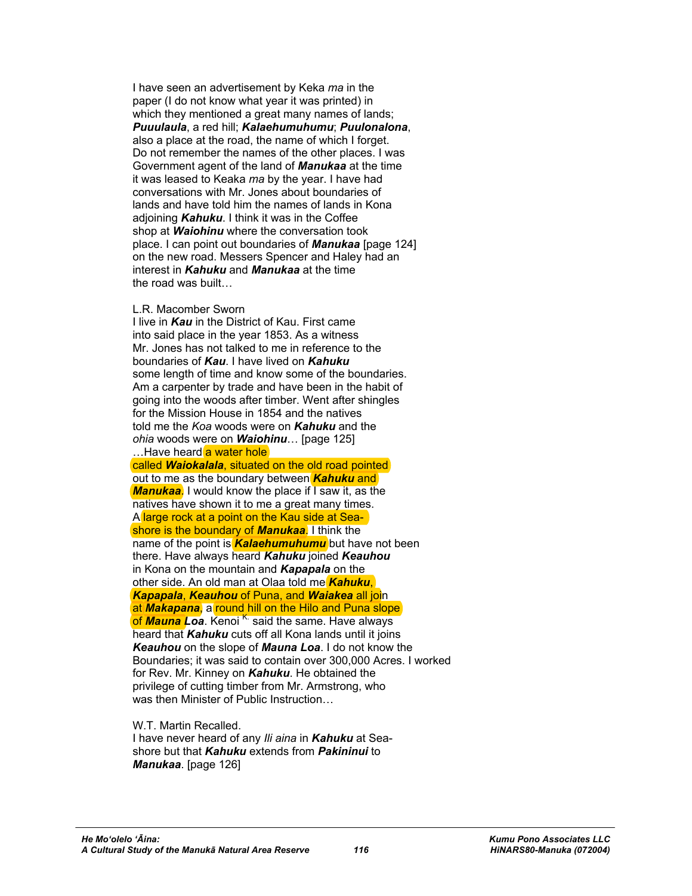I have seen an advertisement by Keka *ma* in the paper (I do not know what year it was printed) in which they mentioned a great many names of lands; ***Puuulaula***, a red hill; ***Kalaehumuhumu***; ***Puulonalona***, also a place at the road, the name of which I forget. Do not remember the names of the other places. I was Government agent of the land of ***Manukaa*** at the time it was leased to Keaka *ma* by the year. I have had conversations with Mr. Jones about boundaries of lands and have told him the names of lands in Kona adjoining ***Kahuku***. I think it was in the Coffee shop at ***Waiohinu*** where the conversation took place. I can point out boundaries of ***Manukaa*** [page 124] on the new road. Messers Spencer and Haley had an interest in ***Kahuku*** and ***Manukaa*** at the time the road was built…

L.R. Macomber Sworn
I live in ***Kau*** in the District of Kau. First came into said place in the year 1853. As a witness Mr. Jones has not talked to me in reference to the boundaries of ***Kau***. I have lived on ***Kahuku*** some length of time and know some of the boundaries. Am a carpenter by trade and have been in the habit of going into the woods after timber. Went after shingles for the Mission House in 1854 and the natives told me the *Koa* woods were on ***Kahuku*** and the *ohia* woods were on ***Waiohinu***… [page 125]
…Have heard a water hole called ***Waiokalala***, situated on the old road pointed out to me as the boundary between ***Kahuku*** and ***Manukaa***. I would know the place if I saw it, as the natives have shown it to me a great many times. A large rock at a point on the Kau side at Sea-shore is the boundary of ***Manukaa***. I think the name of the point is ***Kalaehumuhumu*** but have not been there. Have always heard ***Kahuku*** joined ***Keauhou*** in Kona on the mountain and ***Kapapala*** on the other side. An old man at Olaa told me ***Kahuku***, ***Kapapala***, ***Keauhou*** of Puna, and ***Waiakea*** all join at ***Makapana***, a round hill on the Hilo and Puna slope of ***Mauna Loa***. Kenoi [K.] said the same. Have always heard that ***Kahuku*** cuts off all Kona lands until it joins ***Keauhou*** on the slope of ***Mauna Loa***. I do not know the Boundaries; it was said to contain over 300,000 Acres. I worked for Rev. Mr. Kinney on ***Kahuku***. He obtained the privilege of cutting timber from Mr. Armstrong, who was then Minister of Public Instruction…

W.T. Martin Recalled.
I have never heard of any *Ili aina* in ***Kahuku*** at Sea-shore but that ***Kahuku*** extends from ***Pakininui*** to ***Manukaa***. [page 126]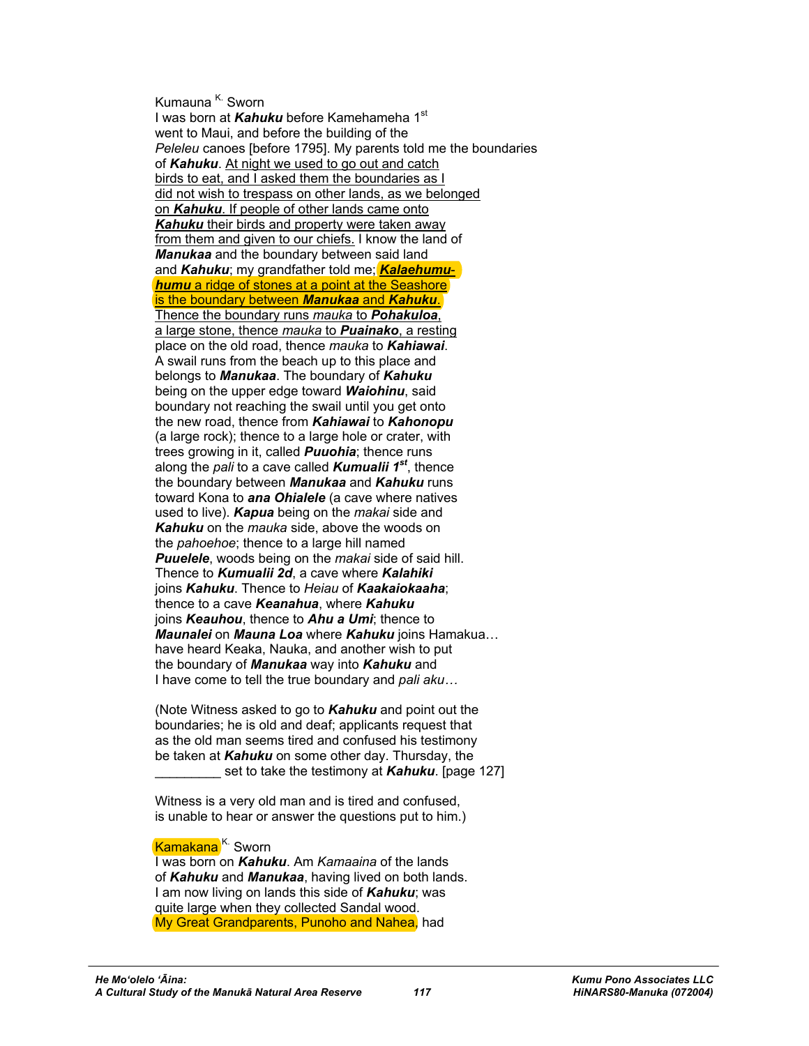Kumauna [K.] Sworn
I was born at ***Kahuku*** before Kamehameha 1st went to Maui, and before the building of the *Peleleu* canoes [before 1795]. My parents told me the boundaries of ***Kahuku***. <u>At night we used to go out and catch birds to eat, and I asked them the boundaries as I did not wish to trespass on other lands, as we belonged on *Kahuku*. If people of other lands came onto *Kahuku* their birds and property were taken away from them and given to our chiefs.</u> I know the land of ***Manukaa*** and the boundary between said land and ***Kahuku***; my grandfather told me; <u>***Kalaehumu-humu*** a ridge of stones at a point at the Seashore is the boundary between ***Manukaa*** and ***Kahuku***. Thence the boundary runs *mauka* to ***Pohakuloa***, a large stone, thence *mauka* to ***Puainako***, a resting</u> place on the old road, thence *mauka* to ***Kahiawai***. A swail runs from the beach up to this place and belongs to ***Manukaa***. The boundary of ***Kahuku*** being on the upper edge toward ***Waiohinu***, said boundary not reaching the swail until you get onto the new road, thence from ***Kahiawai*** to ***Kahonopu*** (a large rock); thence to a large hole or crater, with trees growing in it, called ***Puuohia***; thence runs along the *pali* to a cave called ***Kumualii 1st***, thence the boundary between ***Manukaa*** and ***Kahuku*** runs toward Kona to ***ana Ohialele*** (a cave where natives used to live). ***Kapua*** being on the *makai* side and ***Kahuku*** on the *mauka* side, above the woods on the *pahoehoe*; thence to a large hill named ***Puuelele***, woods being on the *makai* side of said hill. Thence to ***Kumualii 2d***, a cave where ***Kalahiki*** joins ***Kahuku***. Thence to *Heiau* of ***Kaakaiokaaha***; thence to a cave ***Keanahua***, where ***Kahuku*** joins ***Keauhou***, thence to ***Ahu a Umi***; thence to ***Maunalei*** on ***Mauna Loa*** where ***Kahuku*** joins Hamakua… have heard Keaka, Nauka, and another wish to put the boundary of ***Manukaa*** way into ***Kahuku*** and I have come to tell the true boundary and *pali aku*…

(Note Witness asked to go to ***Kahuku*** and point out the boundaries; he is old and deaf; applicants request that as the old man seems tired and confused his testimony be taken at ***Kahuku*** on some other day. Thursday, the _________ set to take the testimony at ***Kahuku***. [page 127]

Witness is a very old man and is tired and confused, is unable to hear or answer the questions put to him.)

Kamakana [K.] Sworn
I was born on ***Kahuku***. Am *Kamaaina* of the lands of ***Kahuku*** and ***Manukaa***, having lived on both lands. I am now living on lands this side of ***Kahuku***; was quite large when they collected Sandal wood. My Great Grandparents, Punoho and Nahea, had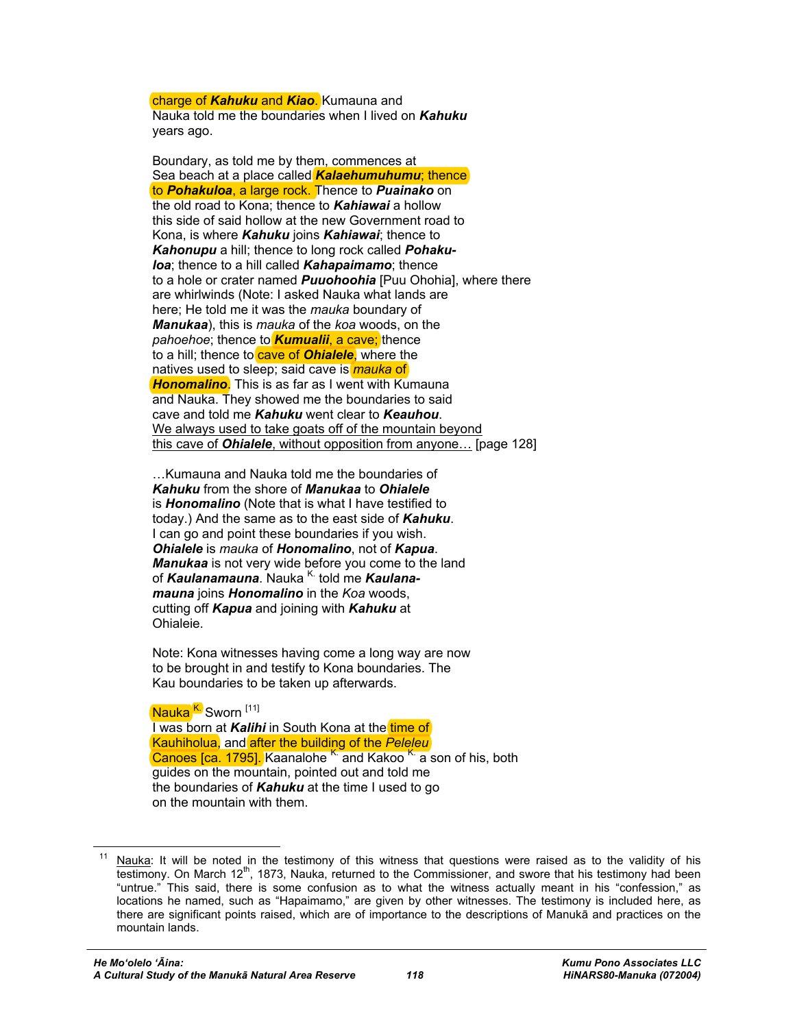charge of ***Kahuku*** and ***Kiao***. Kumauna and Nauka told me the boundaries when I lived on ***Kahuku*** years ago.

Boundary, as told me by them, commences at Sea beach at a place called ***Kalaehumuhumu***; thence to ***Pohakuloa***, a large rock. Thence to ***Puainako*** on the old road to Kona; thence to ***Kahiawai*** a hollow this side of said hollow at the new Government road to Kona, is where ***Kahuku*** joins ***Kahiawai***; thence to ***Kahonupu*** a hill; thence to long rock called ***Pohaku-loa***; thence to a hill called ***Kahapaimamo***; thence to a hole or crater named ***Puuohoohia*** [Puu Ohohia], where there are whirlwinds (Note: I asked Nauka what lands are here; He told me it was the *mauka* boundary of ***Manukaa***), this is *mauka* of the *koa* woods, on the *pahoehoe*; thence to ***Kumualii***, a cave; thence to a hill; thence to cave of ***Ohialele***, where the natives used to sleep; said cave is *mauka* of ***Honomalino***. This is as far as I went with Kumauna and Nauka. They showed me the boundaries to said cave and told me ***Kahuku*** went clear to ***Keauhou***. <u>We always used to take goats off of the mountain beyond this cave of ***Ohialele***, without opposition from anyone…</u> [page 128]

…Kumauna and Nauka told me the boundaries of ***Kahuku*** from the shore of ***Manukaa*** to ***Ohialele*** is ***Honomalino*** (Note that is what I have testified to today.) And the same as to the east side of ***Kahuku***. I can go and point these boundaries if you wish. ***Ohialele*** is *mauka* of ***Honomalino***, not of ***Kapua***. ***Manukaa*** is not very wide before you come to the land of ***Kaulanamauna***. Nauka [K.] told me ***Kaulana-mauna*** joins ***Honomalino*** in the *Koa* woods, cutting off ***Kapua*** and joining with ***Kahuku*** at Ohialeie.

Note: Kona witnesses having come a long way are now to be brought in and testify to Kona boundaries. The Kau boundaries to be taken up afterwards.

Nauka [K.] Sworn [11]
I was born at ***Kalihi*** in South Kona at the time of Kauhiholua, and after the building of the *Peleleu* Canoes [ca. 1795]. Kaanalohe [K.] and Kakoo [K.] a son of his, both guides on the mountain, pointed out and told me the boundaries of ***Kahuku*** at the time I used to go on the mountain with them.

---

[11] <u>Nauka</u>: It will be noted in the testimony of this witness that questions were raised as to the validity of his testimony. On March 12th, 1873, Nauka, returned to the Commissioner, and swore that his testimony had been "untrue." This said, there is some confusion as to what the witness actually meant in his "confession," as locations he named, such as "Hapaimamo," are given by other witnesses. The testimony is included here, as there are significant points raised, which are of importance to the descriptions of Manukā and practices on the mountain lands.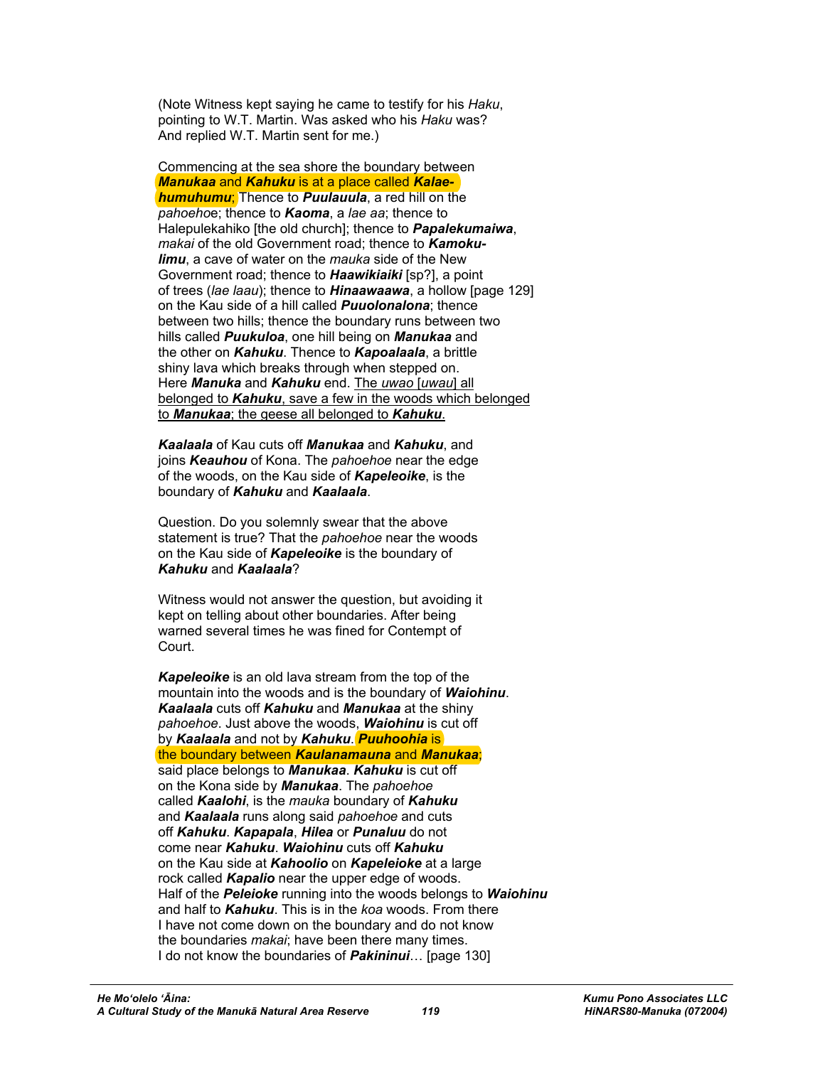(Note Witness kept saying he came to testify for his *Haku*, pointing to W.T. Martin. Was asked who his *Haku* was? And replied W.T. Martin sent for me.)

Commencing at the sea shore the boundary between ***Manukaa*** and ***Kahuku*** is at a place called ***Kalae-humuhumu***; Thence to ***Puulauula***, a red hill on the *pahoeho*e; thence to ***Kaoma***, a *lae aa*; thence to Halepulekahiko [the old church]; thence to ***Papalekumaiwa***, *makai* of the old Government road; thence to ***Kamoku-limu***, a cave of water on the *mauka* side of the New Government road; thence to ***Haawikiaiki*** [sp?], a point of trees (*lae laau*); thence to ***Hinaawaawa***, a hollow [page 129] on the Kau side of a hill called ***Puuolonalona***; thence between two hills; thence the boundary runs between two hills called ***Puukuloa***, one hill being on ***Manukaa*** and the other on ***Kahuku***. Thence to ***Kapoalaala***, a brittle shiny lava which breaks through when stepped on. Here ***Manuka*** and ***Kahuku*** end. <u>The *uwao* [*uwau*] all belonged to ***Kahuku***, save a few in the woods which belonged to ***Manukaa***; the geese all belonged to ***Kahuku***.</u>

***Kaalaala*** of Kau cuts off ***Manukaa*** and ***Kahuku***, and joins ***Keauhou*** of Kona. The *pahoehoe* near the edge of the woods, on the Kau side of ***Kapeleoike***, is the boundary of ***Kahuku*** and ***Kaalaala***.

Question. Do you solemnly swear that the above statement is true? That the *pahoehoe* near the woods on the Kau side of ***Kapeleoike*** is the boundary of ***Kahuku*** and ***Kaalaala***?

Witness would not answer the question, but avoiding it kept on telling about other boundaries. After being warned several times he was fined for Contempt of Court.

***Kapeleoike*** is an old lava stream from the top of the mountain into the woods and is the boundary of ***Waiohinu***. ***Kaalaala*** cuts off ***Kahuku*** and ***Manukaa*** at the shiny *pahoehoe*. Just above the woods, ***Waiohinu*** is cut off by ***Kaalaala*** and not by ***Kahuku***. ***Puuhoohia*** is the boundary between ***Kaulanamauna*** and ***Manukaa***; said place belongs to ***Manukaa***. ***Kahuku*** is cut off on the Kona side by ***Manukaa***. The *pahoehoe* called ***Kaalohi***, is the *mauka* boundary of ***Kahuku*** and ***Kaalaala*** runs along said *pahoehoe* and cuts off ***Kahuku***. ***Kapapala***, ***Hilea*** or ***Punaluu*** do not come near ***Kahuku***. ***Waiohinu*** cuts off ***Kahuku*** on the Kau side at ***Kahoolio*** on ***Kapeleioke*** at a large rock called ***Kapalio*** near the upper edge of woods. Half of the ***Peleioke*** running into the woods belongs to ***Waiohinu*** and half to ***Kahuku***. This is in the *koa* woods. From there I have not come down on the boundary and do not know the boundaries *makai*; have been there many times. I do not know the boundaries of ***Pakininui***… [page 130]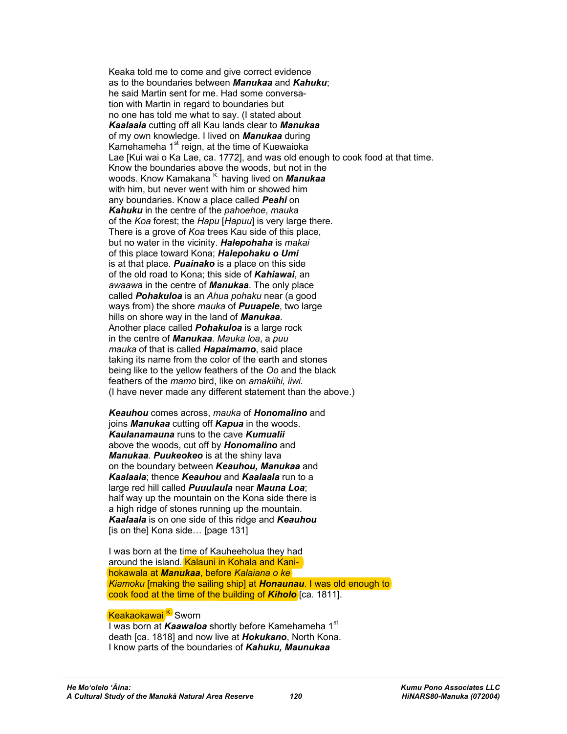Keaka told me to come and give correct evidence
as to the boundaries between ***Manukaa*** and ***Kahuku***;
he said Martin sent for me. Had some conversa-
tion with Martin in regard to boundaries but
no one has told me what to say. (I stated about
***Kaalaala*** cutting off all Kau lands clear to ***Manukaa***
of my own knowledge. I lived on ***Manukaa*** during
Kamehameha 1st reign, at the time of Kuewaioka
Lae [Kui wai o Ka Lae, ca. 1772], and was old enough to cook food at that time.
Know the boundaries above the woods, but not in the
woods. Know Kamakana K. having lived on ***Manukaa***
with him, but never went with him or showed him
any boundaries. Know a place called ***Peahi*** on
***Kahuku*** in the centre of the *pahoehoe*, *mauka*
of the *Koa* forest; the *Hapu* [*Hapuu*] is very large there.
There is a grove of *Koa* trees Kau side of this place,
but no water in the vicinity. ***Halepohaha*** is *makai*
of this place toward Kona; ***Halepohaku o Umi***
is at that place. ***Puainako*** is a place on this side
of the old road to Kona; this side of ***Kahiawai***, an
*awaawa* in the centre of ***Manukaa***. The only place
called ***Pohakuloa*** is an *Ahua pohaku* near (a good
ways from) the shore *mauka* of ***Puuapele***, two large
hills on shore way in the land of ***Manukaa***.
Another place called ***Pohakuloa*** is a large rock
in the centre of ***Manukaa***. *Mauka loa*, a *puu*
*mauka* of that is called ***Hapaimamo***, said place
taking its name from the color of the earth and stones
being like to the yellow feathers of the *Oo* and the black
feathers of the *mamo* bird, like on *amakiihi, iiwi.*
(I have never made any different statement than the above.)

***Keauhou*** comes across, *mauka* of ***Honomalino*** and
joins ***Manukaa*** cutting off ***Kapua*** in the woods.
***Kaulanamauna*** runs to the cave ***Kumualii***
above the woods, cut off by ***Honomalino*** and
***Manukaa***. ***Puukeokeo*** is at the shiny lava
on the boundary between ***Keauhou, Manukaa*** and
***Kaalaala***; thence ***Keauhou*** and ***Kaalaala*** run to a
large red hill called ***Puuulaula*** near ***Mauna Loa***;
half way up the mountain on the Kona side there is
a high ridge of stones running up the mountain.
***Kaalaala*** is on one side of this ridge and ***Keauhou***
[is on the] Kona side… [page 131]

I was born at the time of Kauheeholua they had
around the island. Kalauni in Kohala and Kani-
hokawala at ***Manukaa***, before *Kalaiana o ke*
*Kiamoku* [making the sailing ship] at ***Honaunau***. I was old enough to
cook food at the time of the building of ***Kiholo*** [ca. 1811].

Keakaokawai K. Sworn
I was born at ***Kaawaloa*** shortly before Kamehameha 1st
death [ca. 1818] and now live at ***Hokukano***, North Kona.
I know parts of the boundaries of ***Kahuku, Maunukaa***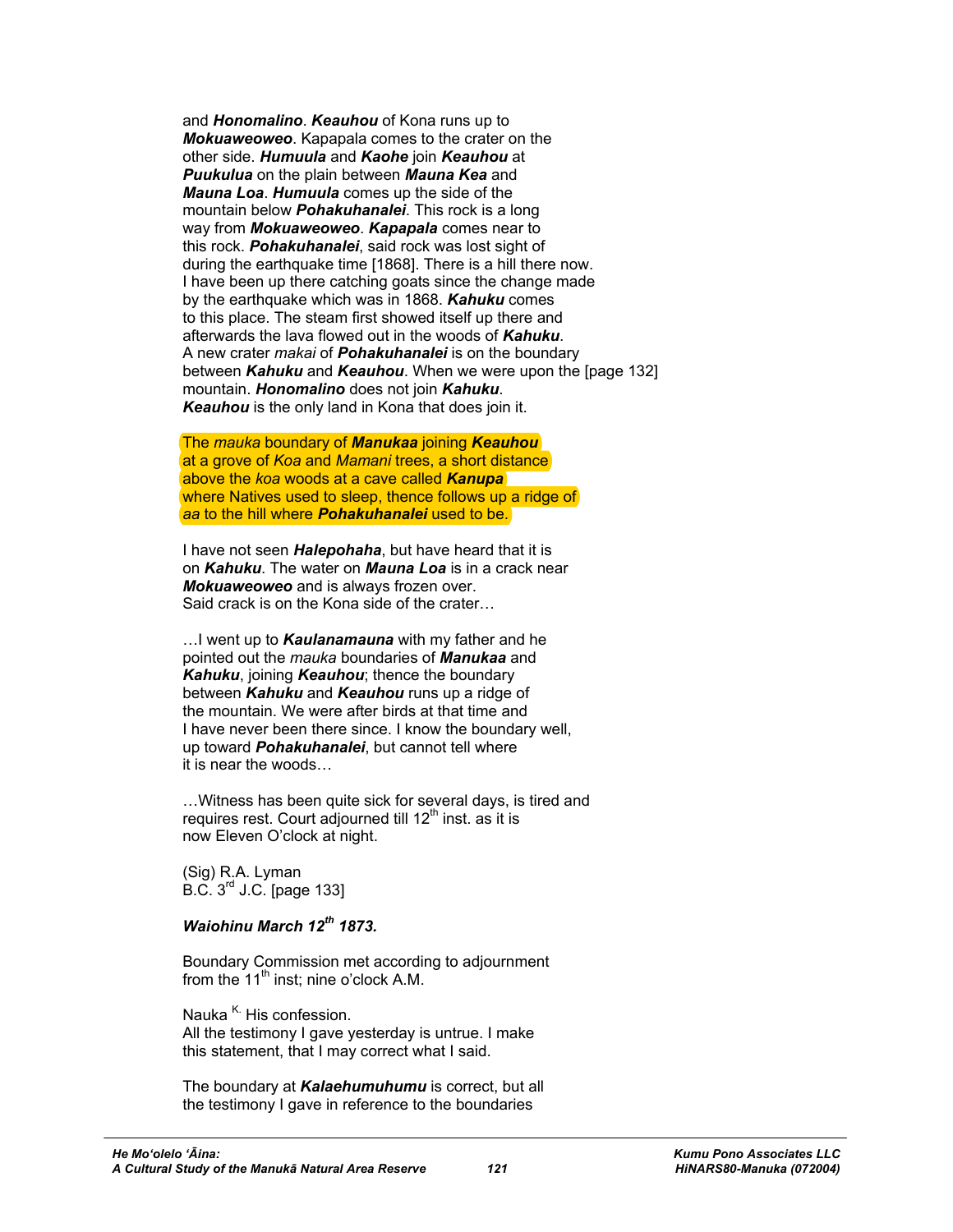and ***Honomalino***. ***Keauhou*** of Kona runs up to ***Mokuaweoweo***. Kapapala comes to the crater on the other side. ***Humuula*** and ***Kaohe*** join ***Keauhou*** at ***Puukulua*** on the plain between ***Mauna Kea*** and ***Mauna Loa***. ***Humuula*** comes up the side of the mountain below ***Pohakuhanalei***. This rock is a long way from ***Mokuaweoweo***. ***Kapapala*** comes near to this rock. ***Pohakuhanalei***, said rock was lost sight of during the earthquake time [1868]. There is a hill there now. I have been up there catching goats since the change made by the earthquake which was in 1868. ***Kahuku*** comes to this place. The steam first showed itself up there and afterwards the lava flowed out in the woods of ***Kahuku***. A new crater *makai* of ***Pohakuhanalei*** is on the boundary between ***Kahuku*** and ***Keauhou***. When we were upon the [page 132] mountain. ***Honomalino*** does not join ***Kahuku***. ***Keauhou*** is the only land in Kona that does join it.

The *mauka* boundary of ***Manukaa*** joining ***Keauhou*** at a grove of *Koa* and *Mamani* trees, a short distance above the *koa* woods at a cave called ***Kanupa*** where Natives used to sleep, thence follows up a ridge of *aa* to the hill where ***Pohakuhanalei*** used to be.

I have not seen ***Halepohaha***, but have heard that it is on ***Kahuku***. The water on ***Mauna Loa*** is in a crack near ***Mokuaweoweo*** and is always frozen over. Said crack is on the Kona side of the crater…

…I went up to ***Kaulanamauna*** with my father and he pointed out the *mauka* boundaries of ***Manukaa*** and ***Kahuku***, joining ***Keauhou***; thence the boundary between ***Kahuku*** and ***Keauhou*** runs up a ridge of the mountain. We were after birds at that time and I have never been there since. I know the boundary well, up toward ***Pohakuhanalei***, but cannot tell where it is near the woods…

…Witness has been quite sick for several days, is tired and requires rest. Court adjourned till 12th inst. as it is now Eleven O'clock at night.

(Sig) R.A. Lyman
B.C. 3rd J.C. [page 133]

***Waiohinu March 12th 1873.***

Boundary Commission met according to adjournment from the 11th inst; nine o'clock A.M.

Nauka K. His confession.
All the testimony I gave yesterday is untrue. I make this statement, that I may correct what I said.

The boundary at ***Kalaehumuhumu*** is correct, but all the testimony I gave in reference to the boundaries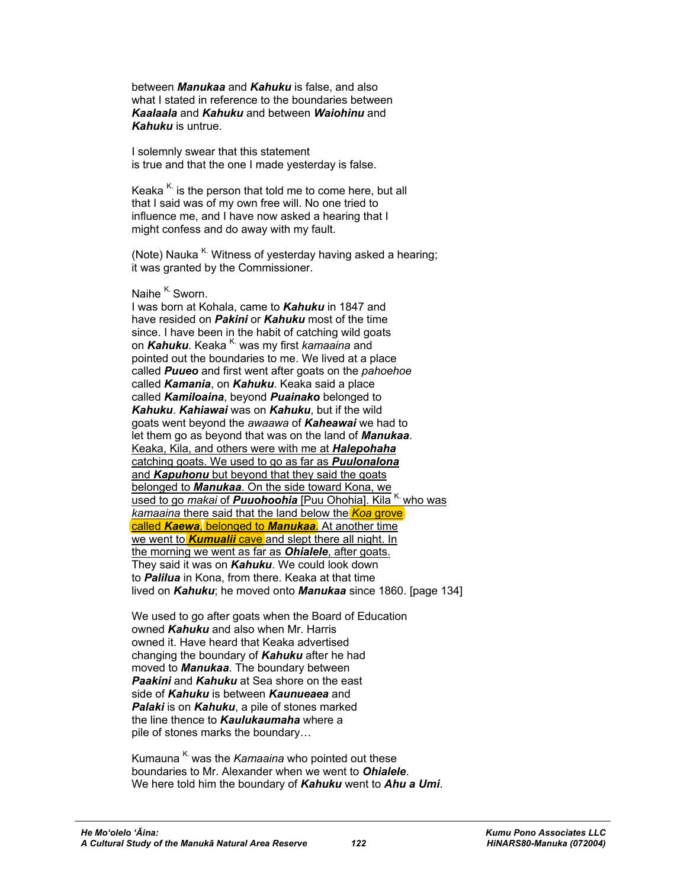between ***Manukaa*** and ***Kahuku*** is false, and also what I stated in reference to the boundaries between ***Kaalaala*** and ***Kahuku*** and between ***Waiohinu*** and ***Kahuku*** is untrue.

I solemnly swear that this statement is true and that the one I made yesterday is false.

Keaka [K.] is the person that told me to come here, but all that I said was of my own free will. No one tried to influence me, and I have now asked a hearing that I might confess and do away with my fault.

(Note) Nauka [K.] Witness of yesterday having asked a hearing; it was granted by the Commissioner.

Naihe [K.] Sworn.
I was born at Kohala, came to ***Kahuku*** in 1847 and have resided on ***Pakini*** or ***Kahuku*** most of the time since. I have been in the habit of catching wild goats on ***Kahuku***. Keaka [K.] was my first *kamaaina* and pointed out the boundaries to me. We lived at a place called ***Puueo*** and first went after goats on the *pahoehoe* called ***Kamania***, on ***Kahuku***. Keaka said a place called ***Kamiloaina***, beyond ***Puainako*** belonged to ***Kahuku***. ***Kahiawai*** was on ***Kahuku***, but if the wild goats went beyond the *awaawa* of ***Kaheawai*** we had to let them go as beyond that was on the land of ***Manukaa***. Keaka, Kila, and others were with me at ***Halepohaha*** catching goats. We used to go as far as ***Puulonalona*** and ***Kapuhonu*** but beyond that they said the goats belonged to ***Manukaa***. On the side toward Kona, we used to go *makai* of ***Puuohoohia*** [Puu Ohohia]. Kila [K.] who was *kamaaina* there said that the land below the *Koa* grove called ***Kaewa***, belonged to ***Manukaa***. At another time we went to ***Kumualii*** cave and slept there all night. In the morning we went as far as ***Ohialele***, after goats. They said it was on ***Kahuku***. We could look down to ***Palilua*** in Kona, from there. Keaka at that time lived on ***Kahuku***; he moved onto ***Manukaa*** since 1860. [page 134]

We used to go after goats when the Board of Education owned ***Kahuku*** and also when Mr. Harris owned it. Have heard that Keaka advertised changing the boundary of ***Kahuku*** after he had moved to ***Manukaa***. The boundary between ***Paakini*** and ***Kahuku*** at Sea shore on the east side of ***Kahuku*** is between ***Kaunueaea*** and ***Palaki*** is on ***Kahuku***, a pile of stones marked the line thence to ***Kaulukaumaha*** where a pile of stones marks the boundary…

Kumauna [K.] was the *Kamaaina* who pointed out these boundaries to Mr. Alexander when we went to ***Ohialele***. We here told him the boundary of ***Kahuku*** went to ***Ahu a Umi***.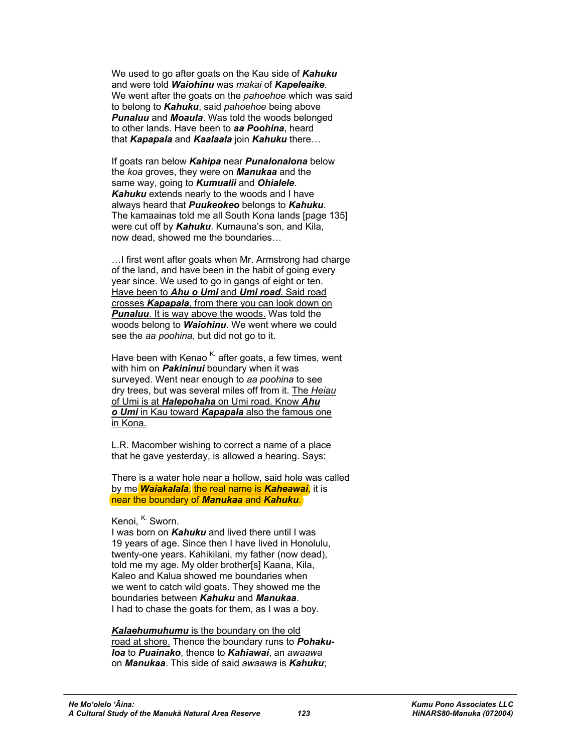We used to go after goats on the Kau side of ***Kahuku*** and were told ***Waiohinu*** was *makai* of ***Kapeleaike***. We went after the goats on the *pahoehoe* which was said to belong to ***Kahuku***, said *pahoehoe* being above ***Punaluu*** and ***Moaula***. Was told the woods belonged to other lands. Have been to ***aa Poohina***, heard that ***Kapapala*** and ***Kaalaala*** join ***Kahuku*** there…

If goats ran below ***Kahipa*** near ***Punalonalona*** below the *koa* groves, they were on ***Manukaa*** and the same way, going to ***Kumualii*** and ***Ohialele***. ***Kahuku*** extends nearly to the woods and I have always heard that ***Puukeokeo*** belongs to ***Kahuku***. The kamaainas told me all South Kona lands [page 135] were cut off by ***Kahuku***. Kumauna's son, and Kila, now dead, showed me the boundaries…

…I first went after goats when Mr. Armstrong had charge of the land, and have been in the habit of going every year since. We used to go in gangs of eight or ten. Have been to ***Ahu o Umi*** and ***Umi road***. Said road crosses ***Kapapala***, from there you can look down on ***Punaluu***. It is way above the woods. Was told the woods belong to ***Waiohinu***. We went where we could see the *aa poohina*, but did not go to it.

Have been with Kenao [K.] after goats, a few times, went with him on ***Pakininui*** boundary when it was surveyed. Went near enough to *aa poohina* to see dry trees, but was several miles off from it. The *Heiau* of Umi is at ***Halepohaha*** on Umi road. Know ***Ahu o Umi*** in Kau toward ***Kapapala*** also the famous one in Kona.

L.R. Macomber wishing to correct a name of a place that he gave yesterday, is allowed a hearing. Says:

There is a water hole near a hollow, said hole was called by me ***Waiakalala***, the real name is ***Kaheawai***, it is near the boundary of ***Manukaa*** and ***Kahuku***.

Kenoi, [K.] Sworn.
I was born on ***Kahuku*** and lived there until I was 19 years of age. Since then I have lived in Honolulu, twenty-one years. Kahikilani, my father (now dead), told me my age. My older brother[s] Kaana, Kila, Kaleo and Kalua showed me boundaries when we went to catch wild goats. They showed me the boundaries between ***Kahuku*** and ***Manukaa***. I had to chase the goats for them, as I was a boy.

***Kalaehumuhumu*** is the boundary on the old road at shore. Thence the boundary runs to ***Pohakuloa*** to ***Puainako***, thence to ***Kahiawai***, an *awaawa* on ***Manukaa***. This side of said *awaawa* is ***Kahuku***;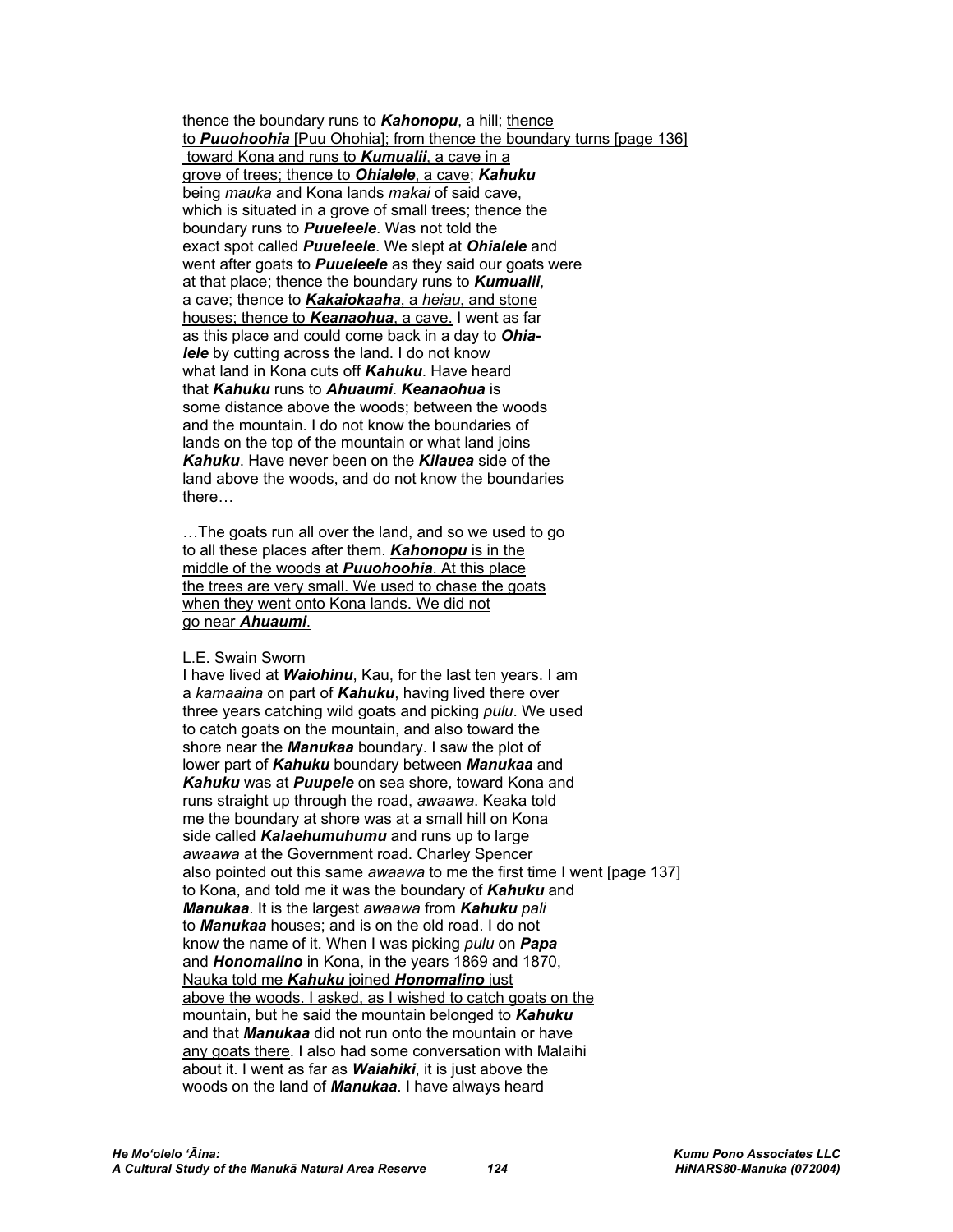thence the boundary runs to ***Kahonopu***, a hill; thence to ***Puuohoohia*** [Puu Ohohia]; from thence the boundary turns [page 136] toward Kona and runs to ***Kumualii***, a cave in a grove of trees; thence to ***Ohialele***, a cave; ***Kahuku*** being *mauka* and Kona lands *makai* of said cave, which is situated in a grove of small trees; thence the boundary runs to ***Puueleele***. Was not told the exact spot called ***Puueleele***. We slept at ***Ohialele*** and went after goats to ***Puueleele*** as they said our goats were at that place; thence the boundary runs to ***Kumualii***, a cave; thence to ***Kakaiokaaha***, a *heiau*, and stone houses; thence to ***Keanaohua***, a cave. I went as far as this place and could come back in a day to ***Ohialele*** by cutting across the land. I do not know what land in Kona cuts off ***Kahuku***. Have heard that ***Kahuku*** runs to ***Ahuaumi***. ***Keanaohua*** is some distance above the woods; between the woods and the mountain. I do not know the boundaries of lands on the top of the mountain or what land joins ***Kahuku***. Have never been on the ***Kilauea*** side of the land above the woods, and do not know the boundaries there…

…The goats run all over the land, and so we used to go to all these places after them. ***Kahonopu*** is in the middle of the woods at ***Puuohoohia***. At this place the trees are very small. We used to chase the goats when they went onto Kona lands. We did not go near ***Ahuaumi***.

L.E. Swain Sworn
I have lived at ***Waiohinu***, Kau, for the last ten years. I am a *kamaaina* on part of ***Kahuku***, having lived there over three years catching wild goats and picking *pulu*. We used to catch goats on the mountain, and also toward the shore near the ***Manukaa*** boundary. I saw the plot of lower part of ***Kahuku*** boundary between ***Manukaa*** and ***Kahuku*** was at ***Puupele*** on sea shore, toward Kona and runs straight up through the road, *awaawa*. Keaka told me the boundary at shore was at a small hill on Kona side called ***Kalaehumuhumu*** and runs up to large *awaawa* at the Government road. Charley Spencer also pointed out this same *awaawa* to me the first time I went [page 137] to Kona, and told me it was the boundary of ***Kahuku*** and ***Manukaa***. It is the largest *awaawa* from ***Kahuku*** *pali* to ***Manukaa*** houses; and is on the old road. I do not know the name of it. When I was picking *pulu* on ***Papa*** and ***Honomalino*** in Kona, in the years 1869 and 1870, Nauka told me ***Kahuku*** joined ***Honomalino*** just above the woods. I asked, as I wished to catch goats on the mountain, but he said the mountain belonged to ***Kahuku*** and that ***Manukaa*** did not run onto the mountain or have any goats there. I also had some conversation with Malaihi about it. I went as far as ***Waiahiki***, it is just above the woods on the land of ***Manukaa***. I have always heard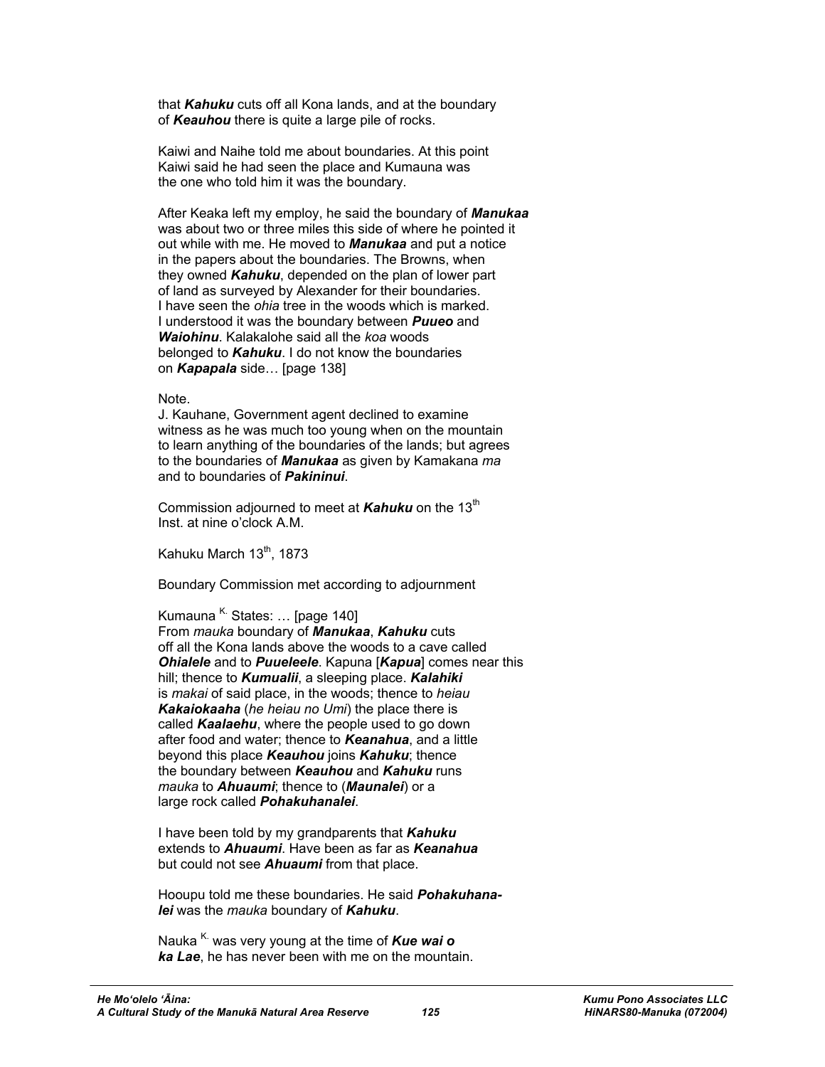that ***Kahuku*** cuts off all Kona lands, and at the boundary of ***Keauhou*** there is quite a large pile of rocks.

Kaiwi and Naihe told me about boundaries. At this point Kaiwi said he had seen the place and Kumauna was the one who told him it was the boundary.

After Keaka left my employ, he said the boundary of ***Manukaa*** was about two or three miles this side of where he pointed it out while with me. He moved to ***Manukaa*** and put a notice in the papers about the boundaries. The Browns, when they owned ***Kahuku***, depended on the plan of lower part of land as surveyed by Alexander for their boundaries. I have seen the *ohia* tree in the woods which is marked. I understood it was the boundary between ***Puueo*** and ***Waiohinu***. Kalakalohe said all the *koa* woods belonged to ***Kahuku***. I do not know the boundaries on ***Kapapala*** side… [page 138]

Note.
J. Kauhane, Government agent declined to examine witness as he was much too young when on the mountain to learn anything of the boundaries of the lands; but agrees to the boundaries of ***Manukaa*** as given by Kamakana *ma* and to boundaries of ***Pakininui***.

Commission adjourned to meet at ***Kahuku*** on the 13th Inst. at nine o'clock A.M.

Kahuku March 13th, 1873

Boundary Commission met according to adjournment

Kumauna [K.] States: … [page 140]
From *mauka* boundary of ***Manukaa***, ***Kahuku*** cuts off all the Kona lands above the woods to a cave called ***Ohialele*** and to ***Puueleele***. Kapuna [***Kapua***] comes near this hill; thence to ***Kumualii***, a sleeping place. ***Kalahiki*** is *makai* of said place, in the woods; thence to *heiau* ***Kakaiokaaha*** (*he heiau no Umi*) the place there is called ***Kaalaehu***, where the people used to go down after food and water; thence to ***Keanahua***, and a little beyond this place ***Keauhou*** joins ***Kahuku***; thence the boundary between ***Keauhou*** and ***Kahuku*** runs *mauka* to ***Ahuaumi***; thence to (***Maunalei***) or a large rock called ***Pohakuhanalei***.

I have been told by my grandparents that ***Kahuku*** extends to ***Ahuaumi***. Have been as far as ***Keanahua*** but could not see ***Ahuaumi*** from that place.

Hooupu told me these boundaries. He said ***Pohakuhanalei*** was the *mauka* boundary of ***Kahuku***.

Nauka [K.] was very young at the time of ***Kue wai o ka Lae***, he has never been with me on the mountain.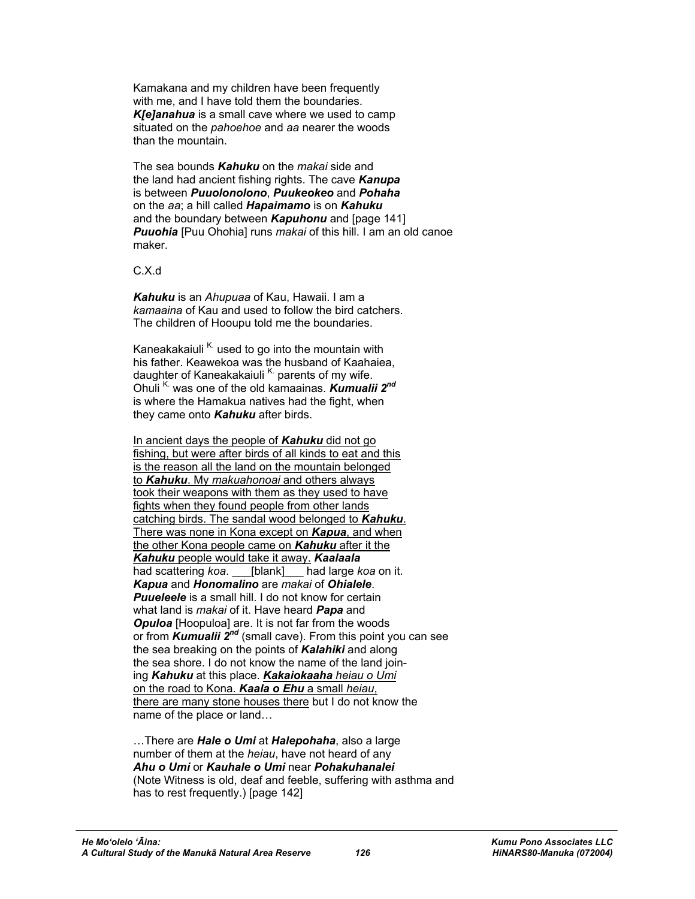Kamakana and my children have been frequently with me, and I have told them the boundaries. ***K[e]anahua*** is a small cave where we used to camp situated on the *pahoehoe* and *aa* nearer the woods than the mountain.

The sea bounds ***Kahuku*** on the *makai* side and the land had ancient fishing rights. The cave ***Kanupa*** is between ***Puuolonolono***, ***Puukeokeo*** and ***Pohaha*** on the *aa*; a hill called ***Hapaimamo*** is on ***Kahuku*** and the boundary between ***Kapuhonu*** and [page 141] ***Puuohia*** [Puu Ohohia] runs *makai* of this hill. I am an old canoe maker.

C.X.d

***Kahuku*** is an *Ahupuaa* of Kau, Hawaii. I am a *kamaaina* of Kau and used to follow the bird catchers. The children of Hooupu told me the boundaries.

Kaneakakaiuli [K.] used to go into the mountain with his father. Keawekoa was the husband of Kaahaiea, daughter of Kaneakakaiuli [K.] parents of my wife. Ohuli [K.] was one of the old kamaainas. ***Kumualii 2nd*** is where the Hamakua natives had the fight, when they came onto ***Kahuku*** after birds.

<u>In ancient days the people of ***Kahuku*** did not go fishing, but were after birds of all kinds to eat and this is the reason all the land on the mountain belonged to ***Kahuku***. My *makuahonoai* and others always took their weapons with them as they used to have fights when they found people from other lands catching birds. The sandal wood belonged to ***Kahuku***. There was none in Kona except on ***Kapua***, and when the other Kona people came on ***Kahuku*** after it the ***Kahuku*** people would take it away.</u> ***Kaalaala*** had scattering *koa*. \_\_\_[blank]\_\_\_ had large *koa* on it. ***Kapua*** and ***Honomalino*** are *makai* of ***Ohialele***. ***Puueleele*** is a small hill. I do not know for certain what land is *makai* of it. Have heard ***Papa*** and ***Opuloa*** [Hoopuloa] are. It is not far from the woods or from ***Kumualii 2nd*** (small cave). From this point you can see the sea breaking on the points of ***Kalahiki*** and along the sea shore. I do not know the name of the land joining ***Kahuku*** at this place. <u>***Kakaiokaaha*** *heiau o Umi* on the road to Kona. ***Kaala o Ehu*** a small *heiau*, there are many stone houses there</u> but I do not know the name of the place or land…

…There are ***Hale o Umi*** at ***Halepohaha***, also a large number of them at the *heiau*, have not heard of any ***Ahu o Umi*** or ***Kauhale o Umi*** near ***Pohakuhanalei*** (Note Witness is old, deaf and feeble, suffering with asthma and has to rest frequently.) [page 142]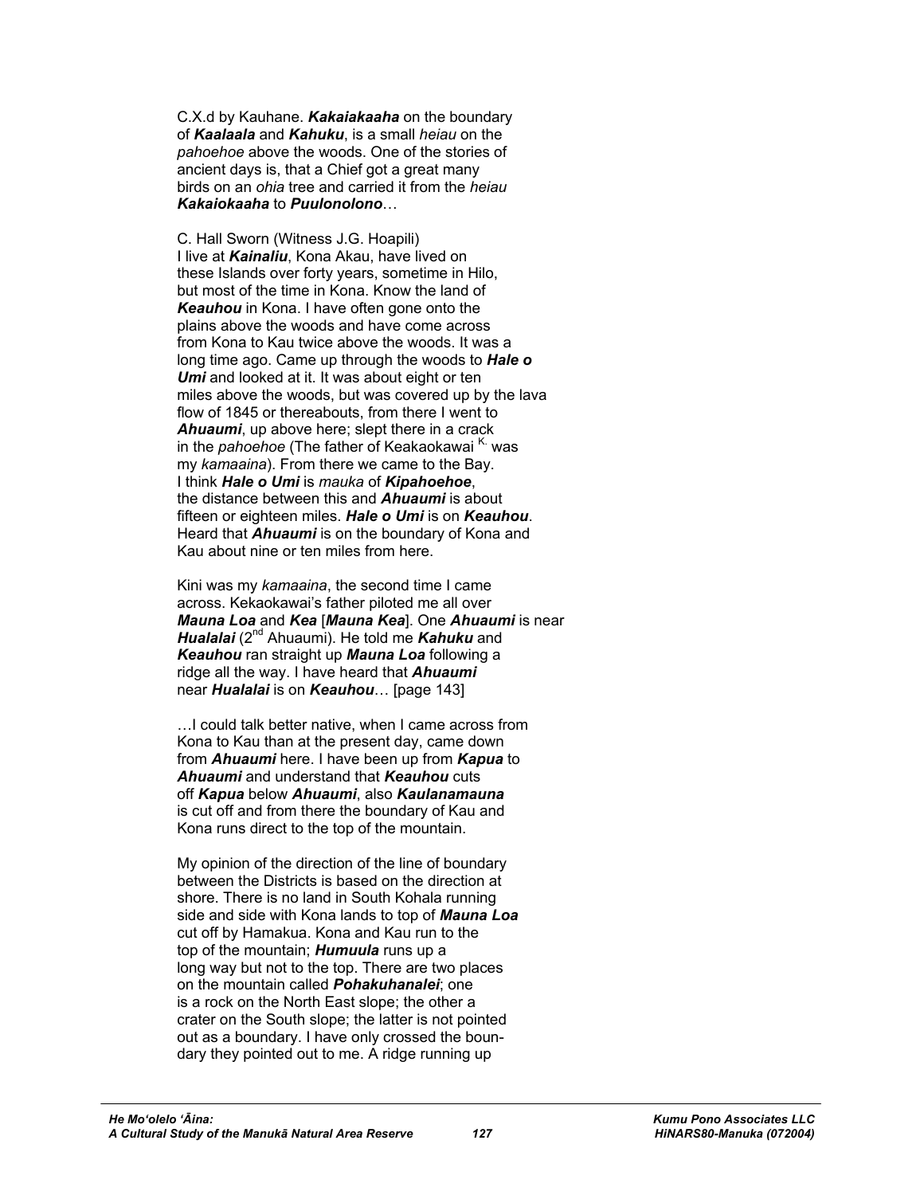C.X.d by Kauhane. ***Kakaiakaaha*** on the boundary of ***Kaalaala*** and ***Kahuku***, is a small *heiau* on the *pahoehoe* above the woods. One of the stories of ancient days is, that a Chief got a great many birds on an *ohia* tree and carried it from the *heiau* ***Kakaiokaaha*** to ***Puulonolono***…

C. Hall Sworn (Witness J.G. Hoapili)
I live at ***Kainaliu***, Kona Akau, have lived on these Islands over forty years, sometime in Hilo, but most of the time in Kona. Know the land of ***Keauhou*** in Kona. I have often gone onto the plains above the woods and have come across from Kona to Kau twice above the woods. It was a long time ago. Came up through the woods to ***Hale o Umi*** and looked at it. It was about eight or ten miles above the woods, but was covered up by the lava flow of 1845 or thereabouts, from there I went to ***Ahuaumi***, up above here; slept there in a crack in the *pahoehoe* (The father of Keakaokawai [K.] was my *kamaaina*). From there we came to the Bay. I think ***Hale o Umi*** is *mauka* of ***Kipahoehoe***, the distance between this and ***Ahuaumi*** is about fifteen or eighteen miles. ***Hale o Umi*** is on ***Keauhou***. Heard that ***Ahuaumi*** is on the boundary of Kona and Kau about nine or ten miles from here.

Kini was my *kamaaina*, the second time I came across. Kekaokawai's father piloted me all over ***Mauna Loa*** and ***Kea*** [***Mauna Kea***]. One ***Ahuaumi*** is near ***Hualalai*** (2nd Ahuaumi). He told me ***Kahuku*** and ***Keauhou*** ran straight up ***Mauna Loa*** following a ridge all the way. I have heard that ***Ahuaumi*** near ***Hualalai*** is on ***Keauhou***… [page 143]

…I could talk better native, when I came across from Kona to Kau than at the present day, came down from ***Ahuaumi*** here. I have been up from ***Kapua*** to ***Ahuaumi*** and understand that ***Keauhou*** cuts off ***Kapua*** below ***Ahuaumi***, also ***Kaulanamauna*** is cut off and from there the boundary of Kau and Kona runs direct to the top of the mountain.

My opinion of the direction of the line of boundary between the Districts is based on the direction at shore. There is no land in South Kohala running side and side with Kona lands to top of ***Mauna Loa*** cut off by Hamakua. Kona and Kau run to the top of the mountain; ***Humuula*** runs up a long way but not to the top. There are two places on the mountain called ***Pohakuhanalei***; one is a rock on the North East slope; the other a crater on the South slope; the latter is not pointed out as a boundary. I have only crossed the boundary they pointed out to me. A ridge running up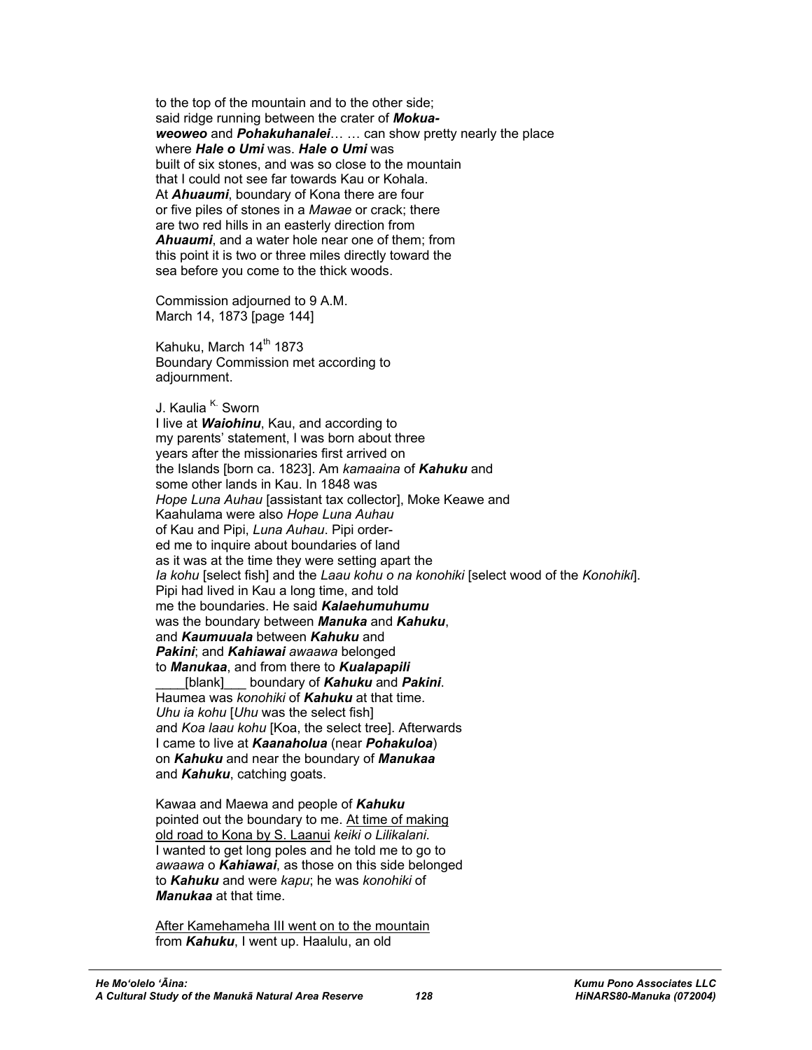to the top of the mountain and to the other side; said ridge running between the crater of ***Mokua-weoweo*** and ***Pohakuhanalei***… … can show pretty nearly the place where ***Hale o Umi*** was. ***Hale o Umi*** was built of six stones, and was so close to the mountain that I could not see far towards Kau or Kohala. At ***Ahuaumi***, boundary of Kona there are four or five piles of stones in a *Mawae* or crack; there are two red hills in an easterly direction from ***Ahuaumi***, and a water hole near one of them; from this point it is two or three miles directly toward the sea before you come to the thick woods.

Commission adjourned to 9 A.M.
March 14, 1873 [page 144]

Kahuku, March 14th 1873
Boundary Commission met according to adjournment.

J. Kaulia K. Sworn
I live at ***Waiohinu***, Kau, and according to my parents' statement, I was born about three years after the missionaries first arrived on the Islands [born ca. 1823]. Am *kamaaina* of ***Kahuku*** and some other lands in Kau. In 1848 was *Hope Luna Auhau* [assistant tax collector], Moke Keawe and Kaahulama were also *Hope Luna Auhau* of Kau and Pipi, *Luna Auhau*. Pipi ordered me to inquire about boundaries of land as it was at the time they were setting apart the *Ia kohu* [select fish] and the *Laau kohu o na konohiki* [select wood of the *Konohiki*]. Pipi had lived in Kau a long time, and told me the boundaries. He said ***Kalaehumuhumu*** was the boundary between ***Manuka*** and ***Kahuku***, and ***Kaumuuala*** between ***Kahuku*** and ***Pakini***; and ***Kahiawai*** *awaawa* belonged to ***Manukaa***, and from there to ***Kualapapili*** ____[blank]___ boundary of ***Kahuku*** and ***Pakini***. Haumea was *konohiki* of ***Kahuku*** at that time. *Uhu ia kohu* [*Uhu* was the select fish] and *Koa laau kohu* [Koa, the select tree]. Afterwards I came to live at ***Kaanaholua*** (near ***Pohakuloa***) on ***Kahuku*** and near the boundary of ***Manukaa*** and ***Kahuku***, catching goats.

Kawaa and Maewa and people of ***Kahuku*** pointed out the boundary to me. <u>At time of making old road to Kona by S. Laanui</u> *keiki o Lilikalani*. I wanted to get long poles and he told me to go to *awaawa* o ***Kahiawai***, as those on this side belonged to ***Kahuku*** and were *kapu*; he was *konohiki* of ***Manukaa*** at that time.

<u>After Kamehameha III went on to the mountain</u> from ***Kahuku***, I went up. Haalulu, an old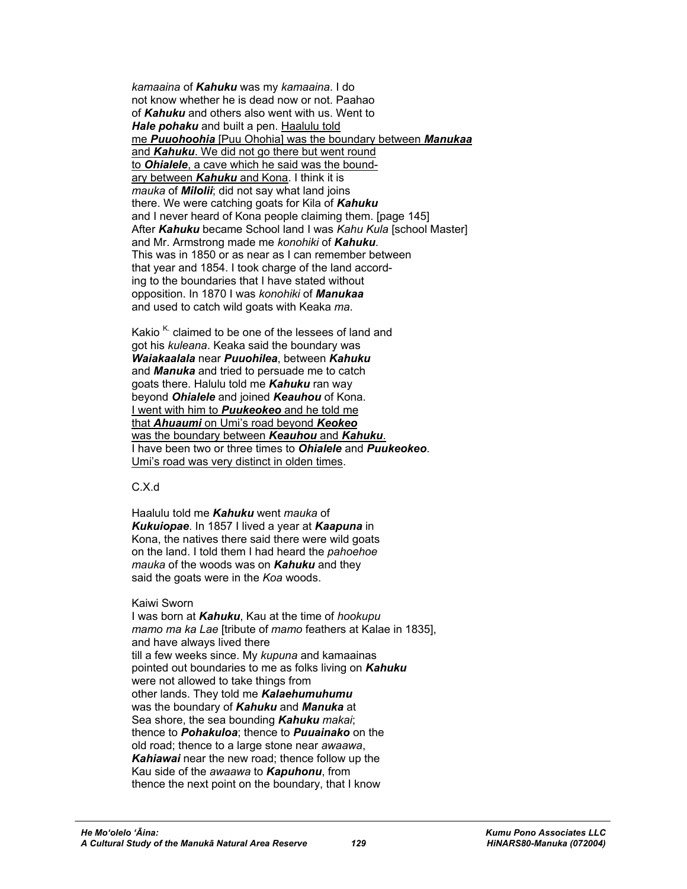*kamaaina* of ***Kahuku*** was my *kamaaina*. I do not know whether he is dead now or not. Paahao of ***Kahuku*** and others also went with us. Went to ***Hale pohaku*** and built a pen. <u>Haalulu told me ***Puuohoohia*** [Puu Ohohia] was the boundary between ***Manukaa*** and ***Kahuku***. We did not go there but went round to ***Ohialele***, a cave which he said was the boundary between ***Kahuku*** and Kona.</u> I think it is *mauka* of ***Milolii***; did not say what land joins there. We were catching goats for Kila of ***Kahuku*** and I never heard of Kona people claiming them. [page 145] After ***Kahuku*** became School land I was *Kahu Kula* [school Master] and Mr. Armstrong made me *konohiki* of ***Kahuku***. This was in 1850 or as near as I can remember between that year and 1854. I took charge of the land according to the boundaries that I have stated without opposition. In 1870 I was *konohiki* of ***Manukaa*** and used to catch wild goats with Keaka *ma*.

Kakio [K.] claimed to be one of the lessees of land and got his *kuleana*. Keaka said the boundary was ***Waiakaalala*** near ***Puuohilea***, between ***Kahuku*** and ***Manuka*** and tried to persuade me to catch goats there. Halulu told me ***Kahuku*** ran way beyond ***Ohialele*** and joined ***Keauhou*** of Kona. <u>I went with him to ***Puukeokeo*** and he told me that ***Ahuaumi*** on Umi's road beyond ***Keokeo*** was the boundary between ***Keauhou*** and ***Kahuku***.</u> <u>I have been two or three times to ***Ohialele*** and ***Puukeokeo***. Umi's road was very distinct in olden times</u>.

C.X.d

Haalulu told me ***Kahuku*** went *mauka* of ***Kukuiopae***. In 1857 I lived a year at ***Kaapuna*** in Kona, the natives there said there were wild goats on the land. I told them I had heard the *pahoehoe mauka* of the woods was on ***Kahuku*** and they said the goats were in the *Koa* woods.

Kaiwi Sworn

I was born at ***Kahuku***, Kau at the time of *hookupu mamo ma ka Lae* [tribute of *mamo* feathers at Kalae in 1835], and have always lived there till a few weeks since. My *kupuna* and kamaainas pointed out boundaries to me as folks living on ***Kahuku*** were not allowed to take things from other lands. They told me ***Kalaehumuhumu*** was the boundary of ***Kahuku*** and ***Manuka*** at Sea shore, the sea bounding ***Kahuku*** *makai*; thence to ***Pohakuloa***; thence to ***Puuainako*** on the old road; thence to a large stone near *awaawa*, ***Kahiawai*** near the new road; thence follow up the Kau side of the *awaawa* to ***Kapuhonu***, from thence the next point on the boundary, that I know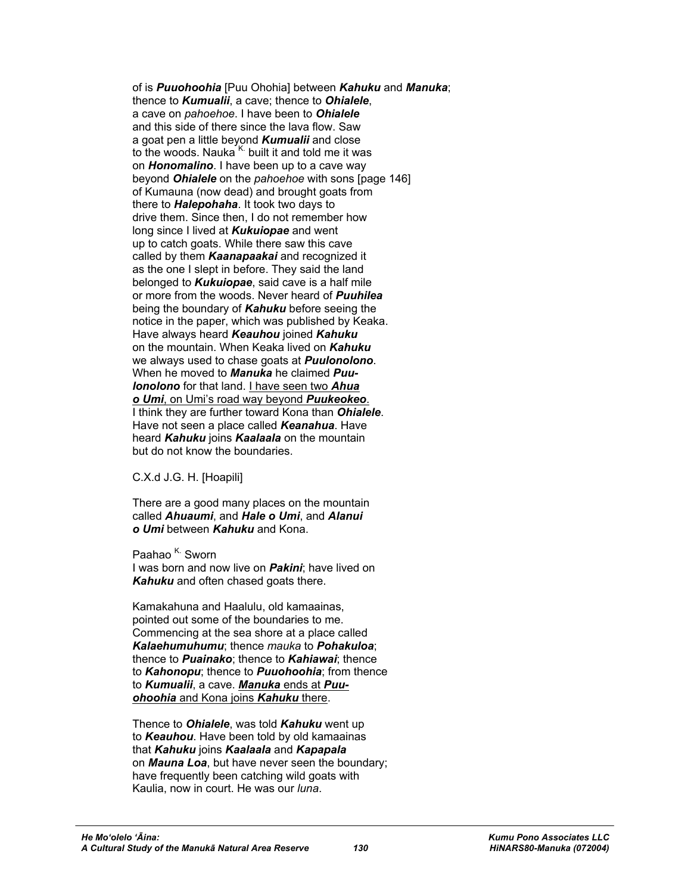of is ***Puuohoohia*** [Puu Ohohia] between ***Kahuku*** and ***Manuka***; thence to ***Kumualii***, a cave; thence to ***Ohialele***, a cave on *pahoehoe*. I have been to ***Ohialele*** and this side of there since the lava flow. Saw a goat pen a little beyond ***Kumualii*** and close to the woods. Nauka [K.] built it and told me it was on ***Honomalino***. I have been up to a cave way beyond ***Ohialele*** on the *pahoehoe* with sons [page 146] of Kumauna (now dead) and brought goats from there to ***Halepohaha***. It took two days to drive them. Since then, I do not remember how long since I lived at ***Kukuiopae*** and went up to catch goats. While there saw this cave called by them ***Kaanapaakai*** and recognized it as the one I slept in before. They said the land belonged to ***Kukuiopae***, said cave is a half mile or more from the woods. Never heard of ***Puuhilea*** being the boundary of ***Kahuku*** before seeing the notice in the paper, which was published by Keaka. Have always heard ***Keauhou*** joined ***Kahuku*** on the mountain. When Keaka lived on ***Kahuku*** we always used to chase goats at ***Puulonolono***. When he moved to ***Manuka*** he claimed ***Puulonolono*** for that land. <u>I have seen two ***Ahua o Umi***, on Umi's road way beyond ***Puukeokeo***.</u> I think they are further toward Kona than ***Ohialele***. Have not seen a place called ***Keanahua***. Have heard ***Kahuku*** joins ***Kaalaala*** on the mountain but do not know the boundaries.

C.X.d J.G. H. [Hoapili]

There are a good many places on the mountain called ***Ahuaumi***, and ***Hale o Umi***, and ***Alanui o Umi*** between ***Kahuku*** and Kona.

Paahao [K.] Sworn
I was born and now live on ***Pakini***; have lived on ***Kahuku*** and often chased goats there.

Kamakahuna and Haalulu, old kamaainas, pointed out some of the boundaries to me. Commencing at the sea shore at a place called ***Kalaehumuhumu***; thence *mauka* to ***Pohakuloa***; thence to ***Puainako***; thence to ***Kahiawai***; thence to ***Kahonopu***; thence to ***Puuohoohia***; from thence to ***Kumualii***, a cave. <u>***Manuka*** ends at ***Puuohoohia*** and Kona joins ***Kahuku*** there</u>.

Thence to ***Ohialele***, was told ***Kahuku*** went up to ***Keauhou***. Have been told by old kamaainas that ***Kahuku*** joins ***Kaalaala*** and ***Kapapala*** on ***Mauna Loa***, but have never seen the boundary; have frequently been catching wild goats with Kaulia, now in court. He was our *luna*.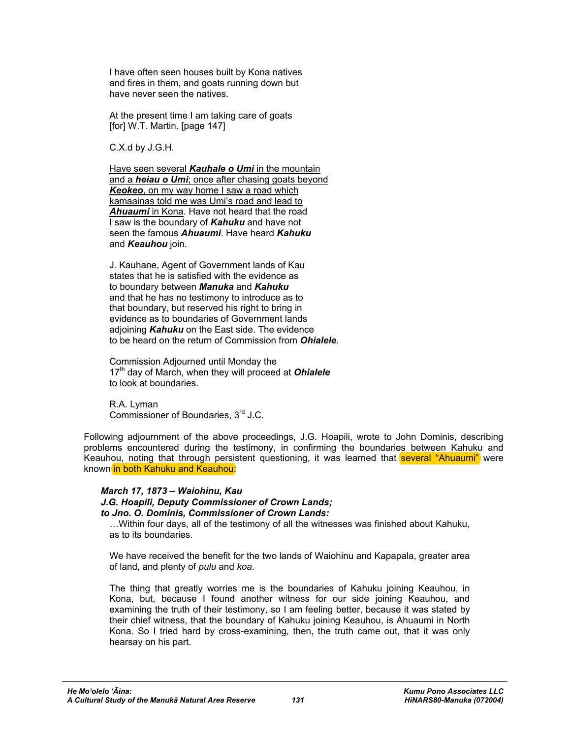I have often seen houses built by Kona natives and fires in them, and goats running down but have never seen the natives.

At the present time I am taking care of goats [for] W.T. Martin. [page 147]

C.X.d by J.G.H.

Have seen several ***Kauhale o Umi*** in the mountain and a ***heiau o Umi***; once after chasing goats beyond ***Keokeo***, on my way home I saw a road which kamaainas told me was Umi's road and lead to ***Ahuaumi*** in Kona. Have not heard that the road I saw is the boundary of ***Kahuku*** and have not seen the famous ***Ahuaumi***. Have heard ***Kahuku*** and ***Keauhou*** join.

J. Kauhane, Agent of Government lands of Kau states that he is satisfied with the evidence as to boundary between ***Manuka*** and ***Kahuku*** and that he has no testimony to introduce as to that boundary, but reserved his right to bring in evidence as to boundaries of Government lands adjoining ***Kahuku*** on the East side. The evidence to be heard on the return of Commission from ***Ohialele***.

Commission Adjourned until Monday the 17th day of March, when they will proceed at ***Ohialele*** to look at boundaries.

R.A. Lyman
Commissioner of Boundaries, 3rd J.C.

Following adjournment of the above proceedings, J.G. Hoapili, wrote to John Dominis, describing problems encountered during the testimony, in confirming the boundaries between Kahuku and Keauhou, noting that through persistent questioning, it was learned that several "Ahuaumi" were known in both Kahuku and Keauhou:

***March 17, 1873 – Waiohinu, Kau***
***J.G. Hoapili, Deputy Commissioner of Crown Lands;***
***to Jno. O. Dominis, Commissioner of Crown Lands:***

…Within four days, all of the testimony of all the witnesses was finished about Kahuku, as to its boundaries.

We have received the benefit for the two lands of Waiohinu and Kapapala, greater area of land, and plenty of *pulu* and *koa*.

The thing that greatly worries me is the boundaries of Kahuku joining Keauhou, in Kona, but, because I found another witness for our side joining Keauhou, and examining the truth of their testimony, so I am feeling better, because it was stated by their chief witness, that the boundary of Kahuku joining Keauhou, is Ahuaumi in North Kona. So I tried hard by cross-examining, then, the truth came out, that it was only hearsay on his part.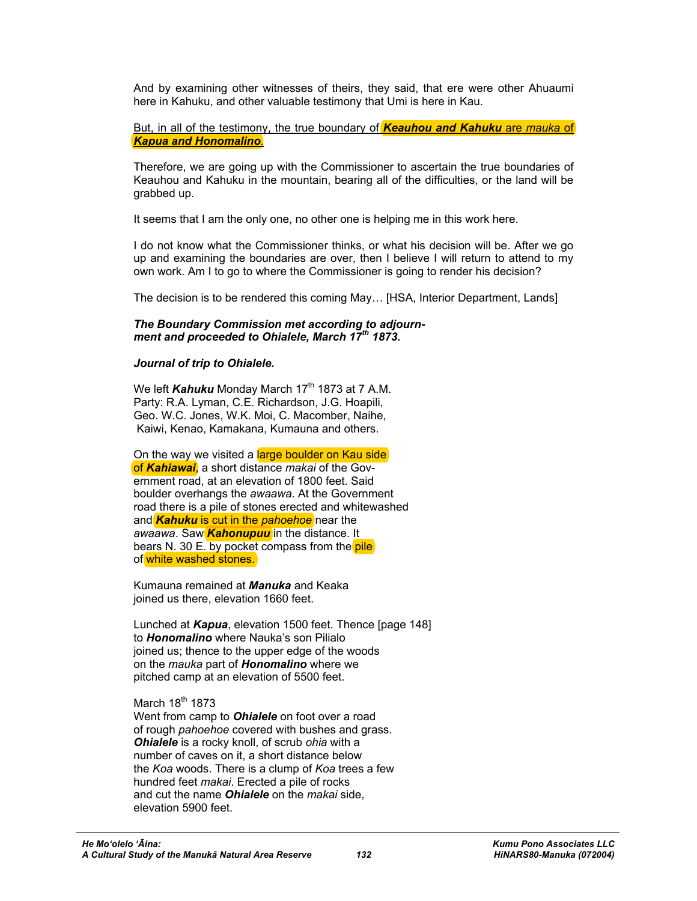And by examining other witnesses of theirs, they said, that ere were other Ahuaumi here in Kahuku, and other valuable testimony that Umi is here in Kau.

But, in all of the testimony, the true boundary of ***Keauhou and Kahuku*** are *mauka* of ***Kapua and Honomalino***.

Therefore, we are going up with the Commissioner to ascertain the true boundaries of Keauhou and Kahuku in the mountain, bearing all of the difficulties, or the land will be grabbed up.

It seems that I am the only one, no other one is helping me in this work here.

I do not know what the Commissioner thinks, or what his decision will be. After we go up and examining the boundaries are over, then I believe I will return to attend to my own work. Am I to go to where the Commissioner is going to render his decision?

The decision is to be rendered this coming May… [HSA, Interior Department, Lands]

***The Boundary Commission met according to adjournment and proceeded to Ohialele, March 17th 1873.***

***Journal of trip to Ohialele.***

We left ***Kahuku*** Monday March 17th 1873 at 7 A.M.
Party: R.A. Lyman, C.E. Richardson, J.G. Hoapili, Geo. W.C. Jones, W.K. Moi, C. Macomber, Naihe, Kaiwi, Kenao, Kamakana, Kumauna and others.

On the way we visited a large boulder on Kau side of ***Kahiawai***, a short distance *makai* of the Government road, at an elevation of 1800 feet. Said boulder overhangs the *awaawa*. At the Government road there is a pile of stones erected and whitewashed and ***Kahuku*** is cut in the *pahoehoe* near the *awaawa*. Saw ***Kahonupuu*** in the distance. It bears N. 30 E. by pocket compass from the pile of white washed stones.

Kumauna remained at ***Manuka*** and Keaka joined us there, elevation 1660 feet.

Lunched at ***Kapua***, elevation 1500 feet. Thence [page 148] to ***Honomalino*** where Nauka's son Pilialo joined us; thence to the upper edge of the woods on the *mauka* part of ***Honomalino*** where we pitched camp at an elevation of 5500 feet.

March 18th 1873
Went from camp to ***Ohialele*** on foot over a road of rough *pahoehoe* covered with bushes and grass. ***Ohialele*** is a rocky knoll, of scrub *ohia* with a number of caves on it, a short distance below the *Koa* woods. There is a clump of *Koa* trees a few hundred feet *makai*. Erected a pile of rocks and cut the name ***Ohialele*** on the *makai* side, elevation 5900 feet.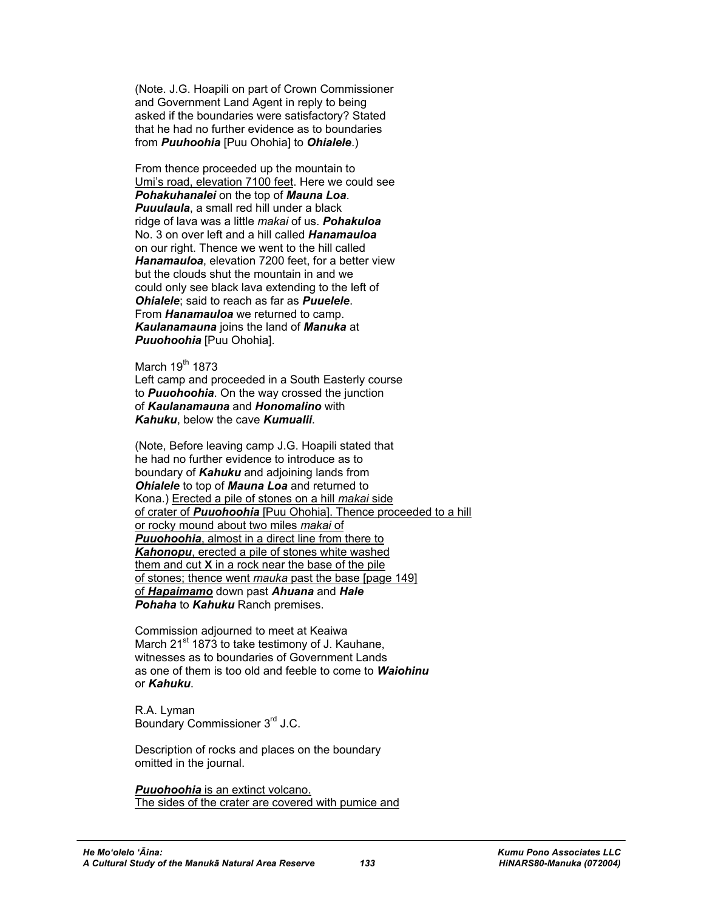(Note. J.G. Hoapili on part of Crown Commissioner and Government Land Agent in reply to being asked if the boundaries were satisfactory? Stated that he had no further evidence as to boundaries from ***Puuhoohia*** [Puu Ohohia] to ***Ohialele***.)

From thence proceeded up the mountain to <u>Umi's road, elevation 7100 feet</u>. Here we could see ***Pohakuhanalei*** on the top of ***Mauna Loa***. ***Puuulaula***, a small red hill under a black ridge of lava was a little *makai* of us. ***Pohakuloa*** No. 3 on over left and a hill called ***Hanamauloa*** on our right. Thence we went to the hill called ***Hanamauloa***, elevation 7200 feet, for a better view but the clouds shut the mountain in and we could only see black lava extending to the left of ***Ohialele***; said to reach as far as ***Puuelele***. From ***Hanamauloa*** we returned to camp. ***Kaulanamauna*** joins the land of ***Manuka*** at ***Puuohoohia*** [Puu Ohohia].

March 19th 1873
Left camp and proceeded in a South Easterly course to ***Puuohoohia***. On the way crossed the junction of ***Kaulanamauna*** and ***Honomalino*** with ***Kahuku***, below the cave ***Kumualii***.

(Note, Before leaving camp J.G. Hoapili stated that he had no further evidence to introduce as to boundary of ***Kahuku*** and adjoining lands from ***Ohialele*** to top of ***Mauna Loa*** and returned to Kona.) <u>Erected a pile of stones on a hill *makai* side of crater of ***Puuohoohia*** [Puu Ohohia]. Thence proceeded to a hill or rocky mound about two miles *makai* of ***Puuohoohia***, almost in a direct line from there to ***Kahonopu***, erected a pile of stones white washed them and cut **X** in a rock near the base of the pile of stones; thence went *mauka* past the base [page 149] of ***Hapaimamo***</u> down past ***Ahuana*** and ***Hale Pohaha*** to ***Kahuku*** Ranch premises.

Commission adjourned to meet at Keaiwa March 21st 1873 to take testimony of J. Kauhane, witnesses as to boundaries of Government Lands as one of them is too old and feeble to come to ***Waiohinu*** or ***Kahuku***.

R.A. Lyman
Boundary Commissioner 3rd J.C.

Description of rocks and places on the boundary omitted in the journal.

<u>***Puuohoohia*** is an extinct volcano.</u>
<u>The sides of the crater are covered with pumice and</u>